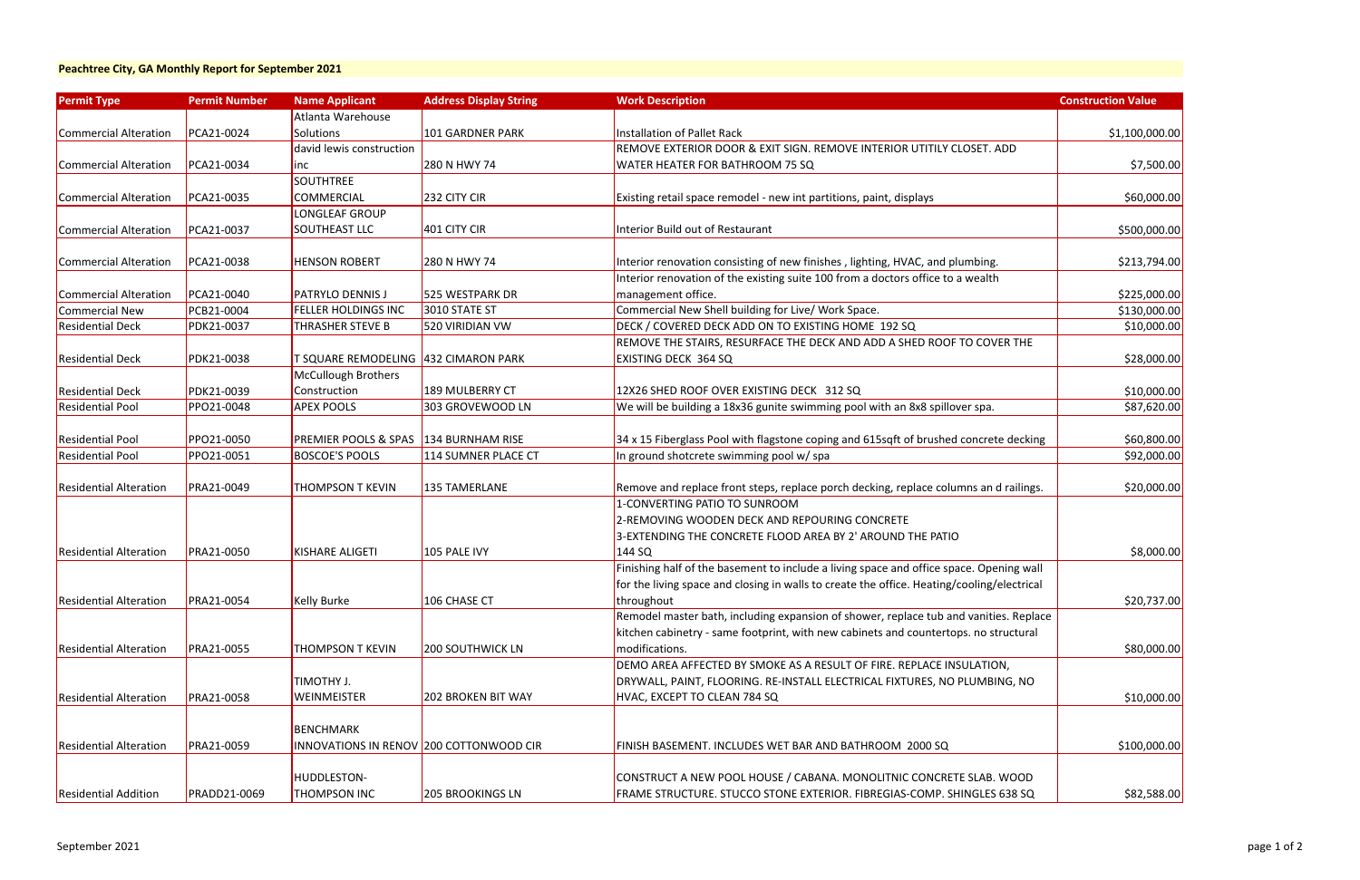**Peachtree City, GA Monthly Report for September 2021**

| Permit Type | Permit Number | Name Applicant | Address Display String | Work Description | Construction Value |
|---|---|---|---|---|---|
| Commercial Alteration | PCA21-0024 | Atlanta Warehouse Solutions | 101 GARDNER PARK | Installation of Pallet Rack | $1,100,000.00 |
| Commercial Alteration | PCA21-0034 | david lewis construction inc | 280 N HWY 74 | REMOVE EXTERIOR DOOR & EXIT SIGN. REMOVE INTERIOR UTITILY CLOSET. ADD WATER HEATER FOR BATHROOM 75 SQ | $7,500.00 |
| Commercial Alteration | PCA21-0035 | SOUTHTREE COMMERCIAL | 232 CITY CIR | Existing retail space remodel - new int partitions, paint, displays | $60,000.00 |
| Commercial Alteration | PCA21-0037 | LONGLEAF GROUP SOUTHEAST LLC | 401 CITY CIR | Interior Build out of Restaurant | $500,000.00 |
| Commercial Alteration | PCA21-0038 | HENSON ROBERT | 280 N HWY 74 | Interior renovation consisting of new finishes , lighting, HVAC, and plumbing. | $213,794.00 |
| Commercial Alteration | PCA21-0040 | PATRYLO DENNIS J | 525 WESTPARK DR | Interior renovation of the existing suite 100 from a doctors office to a wealth management office. | $225,000.00 |
| Commercial New | PCB21-0004 | FELLER HOLDINGS INC | 3010 STATE ST | Commercial New Shell building for Live/ Work Space. | $130,000.00 |
| Residential Deck | PDK21-0037 | THRASHER STEVE B | 520 VIRIDIAN VW | DECK / COVERED DECK ADD ON TO EXISTING HOME 192 SQ | $10,000.00 |
| Residential Deck | PDK21-0038 | T SQUARE REMODELING | 432 CIMARON PARK | REMOVE THE STAIRS, RESURFACE THE DECK AND ADD A SHED ROOF TO COVER THE EXISTING DECK 364 SQ | $28,000.00 |
| Residential Deck | PDK21-0039 | McCullough Brothers Construction | 189 MULBERRY CT | 12X26 SHED ROOF OVER EXISTING DECK 312 SQ | $10,000.00 |
| Residential Pool | PPO21-0048 | APEX POOLS | 303 GROVEWOOD LN | We will be building a 18x36 gunite swimming pool with an 8x8 spillover spa. | $87,620.00 |
| Residential Pool | PPO21-0050 | PREMIER POOLS & SPAS | 134 BURNHAM RISE | 34 x 15 Fiberglass Pool with flagstone coping and 615sqft of brushed concrete decking | $60,800.00 |
| Residential Pool | PPO21-0051 | BOSCOE'S POOLS | 114 SUMNER PLACE CT | In ground shotcrete swimming pool w/ spa | $92,000.00 |
| Residential Alteration | PRA21-0049 | THOMPSON T KEVIN | 135 TAMERLANE | Remove and replace front steps, replace porch decking, replace columns an d railings. | $20,000.00 |
| Residential Alteration | PRA21-0050 | KISHARE ALIGETI | 105 PALE IVY | 1-CONVERTING PATIO TO SUNROOM 2-REMOVING WOODEN DECK AND REPOURING CONCRETE 3-EXTENDING THE CONCRETE FLOOD AREA BY 2' AROUND THE PATIO 144 SQ | $8,000.00 |
| Residential Alteration | PRA21-0054 | Kelly Burke | 106 CHASE CT | Finishing half of the basement to include a living space and office space. Opening wall for the living space and closing in walls to create the office. Heating/cooling/electrical throughout | $20,737.00 |
| Residential Alteration | PRA21-0055 | THOMPSON T KEVIN | 200 SOUTHWICK LN | Remodel master bath, including expansion of shower, replace tub and vanities. Replace kitchen cabinetry - same footprint, with new cabinets and countertops. no structural modifications. | $80,000.00 |
| Residential Alteration | PRA21-0058 | TIMOTHY J. WEINMEISTER | 202 BROKEN BIT WAY | DEMO AREA AFFECTED BY SMOKE AS A RESULT OF FIRE. REPLACE INSULATION, DRYWALL, PAINT, FLOORING. RE-INSTALL ELECTRICAL FIXTURES, NO PLUMBING, NO HVAC, EXCEPT TO CLEAN 784 SQ | $10,000.00 |
| Residential Alteration | PRA21-0059 | BENCHMARK INNOVATIONS IN RENOV | 200 COTTONWOOD CIR | FINISH BASEMENT. INCLUDES WET BAR AND BATHROOM 2000 SQ | $100,000.00 |
| Residential Addition | PRADD21-0069 | HUDDLESTON-THOMPSON INC | 205 BROOKINGS LN | CONSTRUCT A NEW POOL HOUSE / CABANA. MONOLITNIC CONCRETE SLAB. WOOD FRAME STRUCTURE. STUCCO STONE EXTERIOR. FIBREGIAS-COMP. SHINGLES 638 SQ | $82,588.00 |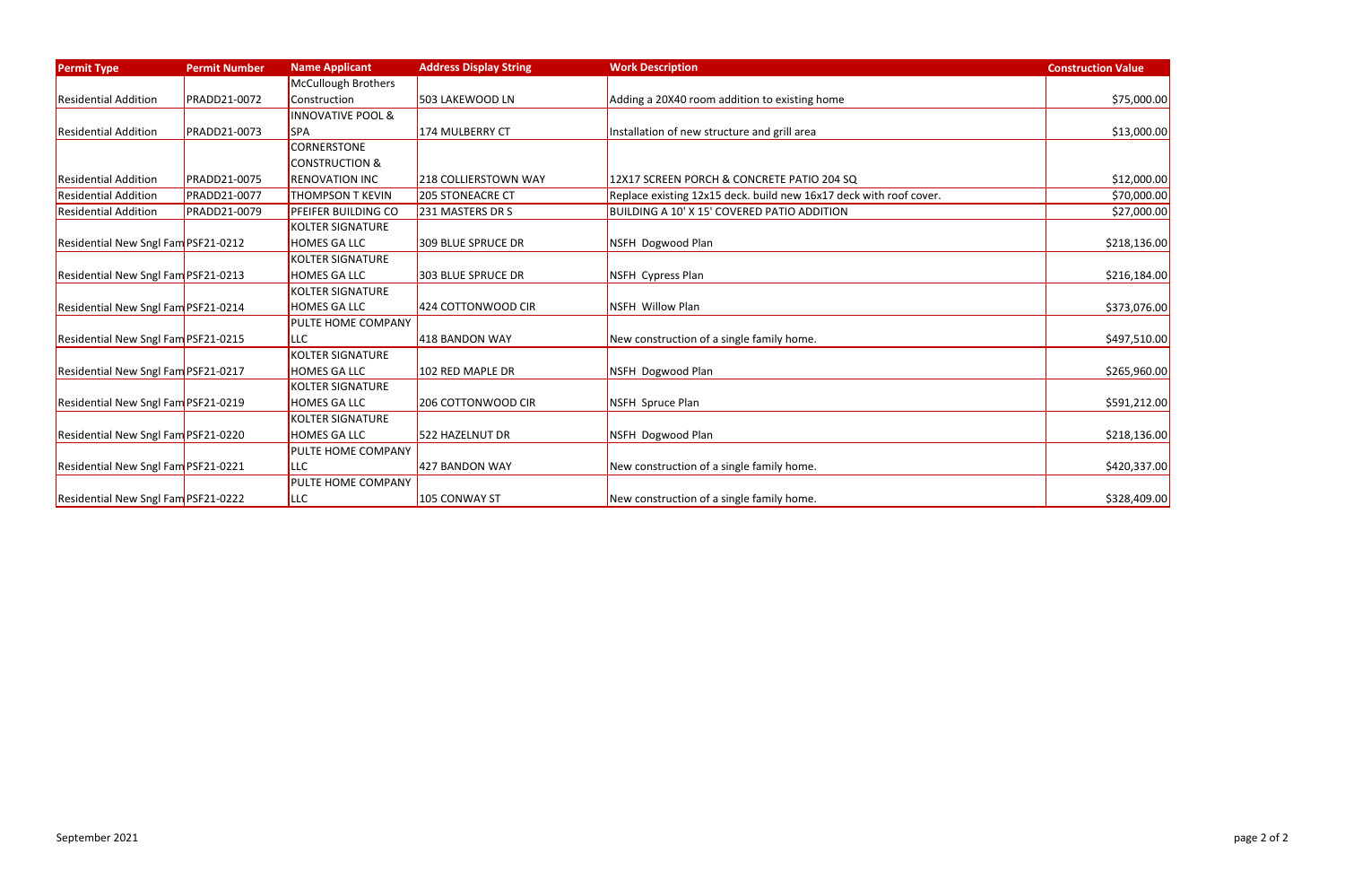| Permit Type | Permit Number | Name Applicant | Address Display String | Work Description | Construction Value |
|---|---|---|---|---|---|
| Residential Addition | PRADD21-0072 | McCullough Brothers Construction | 503 LAKEWOOD LN | Adding a 20X40 room addition to existing home | $75,000.00 |
| Residential Addition | PRADD21-0073 | INNOVATIVE POOL & SPA | 174 MULBERRY CT | Installation of new structure and grill area | $13,000.00 |
| Residential Addition | PRADD21-0075 | CORNERSTONE CONSTRUCTION & RENOVATION INC | 218 COLLIERSTOWN WAY | 12X17 SCREEN PORCH & CONCRETE PATIO 204 SQ | $12,000.00 |
| Residential Addition | PRADD21-0077 | THOMPSON T KEVIN | 205 STONEACRE CT | Replace existing 12x15 deck. build new 16x17 deck with roof cover. | $70,000.00 |
| Residential Addition | PRADD21-0079 | PFEIFER BUILDING CO | 231 MASTERS DR S | BUILDING A 10' X 15' COVERED PATIO ADDITION | $27,000.00 |
| Residential New Sngl Fam | PSF21-0212 | KOLTER SIGNATURE HOMES GA LLC | 309 BLUE SPRUCE DR | NSFH Dogwood Plan | $218,136.00 |
| Residential New Sngl Fam | PSF21-0213 | KOLTER SIGNATURE HOMES GA LLC | 303 BLUE SPRUCE DR | NSFH Cypress Plan | $216,184.00 |
| Residential New Sngl Fam | PSF21-0214 | KOLTER SIGNATURE HOMES GA LLC | 424 COTTONWOOD CIR | NSFH Willow Plan | $373,076.00 |
| Residential New Sngl Fam | PSF21-0215 | PULTE HOME COMPANY LLC | 418 BANDON WAY | New construction of a single family home. | $497,510.00 |
| Residential New Sngl Fam | PSF21-0217 | KOLTER SIGNATURE HOMES GA LLC | 102 RED MAPLE DR | NSFH Dogwood Plan | $265,960.00 |
| Residential New Sngl Fam | PSF21-0219 | KOLTER SIGNATURE HOMES GA LLC | 206 COTTONWOOD CIR | NSFH Spruce Plan | $591,212.00 |
| Residential New Sngl Fam | PSF21-0220 | KOLTER SIGNATURE HOMES GA LLC | 522 HAZELNUT DR | NSFH Dogwood Plan | $218,136.00 |
| Residential New Sngl Fam | PSF21-0221 | PULTE HOME COMPANY LLC | 427 BANDON WAY | New construction of a single family home. | $420,337.00 |
| Residential New Sngl Fam | PSF21-0222 | PULTE HOME COMPANY LLC | 105 CONWAY ST | New construction of a single family home. | $328,409.00 |

September 2021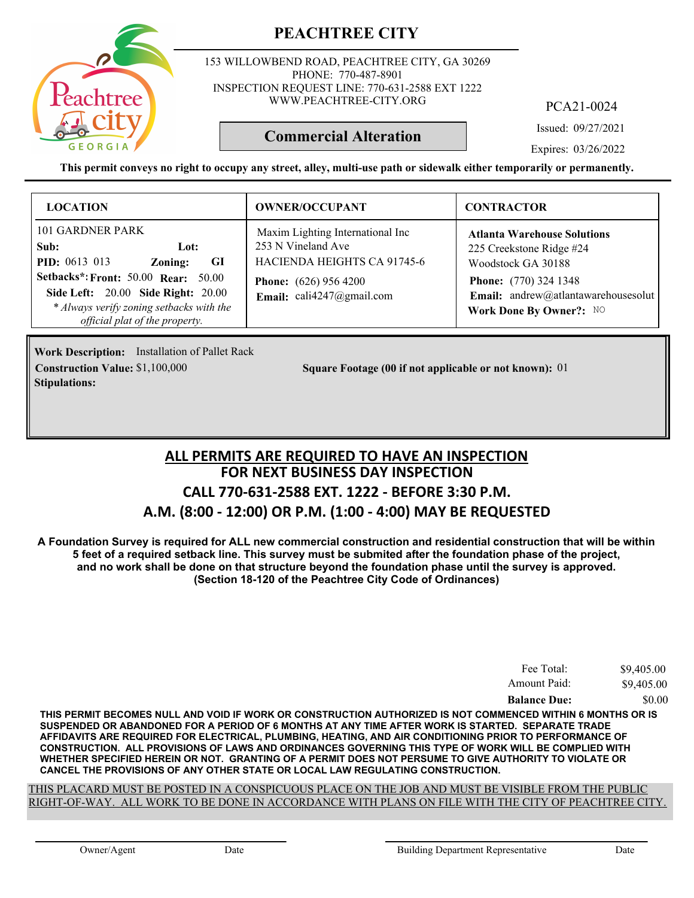# PEACHTREE CITY

153 WILLOWBEND ROAD, PEACHTREE CITY, GA 30269
PHONE: 770-487-8901
INSPECTION REQUEST LINE: 770-631-2588 EXT 1222
WWW.PEACHTREE-CITY.ORG

PCA21-0024

## Commercial Alteration

Issued: 09/27/2021

Expires: 03/26/2022

**This permit conveys no right to occupy any street, alley, multi-use path or sidewalk either temporarily or permanently.**

| LOCATION | OWNER/OCCUPANT | CONTRACTOR |
|---|---|---|
| 101 GARDNER PARK<br>**Sub:** **Lot:**<br>**PID:** 0613 013 **Zoning:** **GI**<br>**Setbacks*:** **Front:** 50.00 **Rear:** 50.00<br>**Side Left:** 20.00 **Side Right:** 20.00<br>*\* Always verify zoning setbacks with the official plat of the property.* | Maxim Lighting International Inc<br>253 N Vineland Ave<br>HACIENDA HEIGHTS CA 91745-6<br>**Phone:** (626) 956 4200<br>**Email:** cali4247@gmail.com | **Atlanta Warehouse Solutions**<br>225 Creekstone Ridge #24<br>Woodstock GA 30188<br>**Phone:** (770) 324 1348<br>**Email:** andrew@atlantawarehousesolut<br>**Work Done By Owner?:** NO |

**Work Description:** Installation of Pallet Rack

**Construction Value:** $1,100,000

**Square Footage (00 if not applicable or not known):** 01

**Stipulations:**

## ALL PERMITS ARE REQUIRED TO HAVE AN INSPECTION
## FOR NEXT BUSINESS DAY INSPECTION
## CALL 770-631-2588 EXT. 1222 - BEFORE 3:30 P.M.
## A.M. (8:00 - 12:00) OR P.M. (1:00 - 4:00) MAY BE REQUESTED

**A Foundation Survey is required for ALL new commercial construction and residential construction that will be within 5 feet of a required setback line. This survey must be submited after the foundation phase of the project, and no work shall be done on that structure beyond the foundation phase until the survey is approved. (Section 18-120 of the Peachtree City Code of Ordinances)**

| | |
|---|---|
| Fee Total: | $9,405.00 |
| Amount Paid: | $9,405.00 |
| **Balance Due:** | $0.00 |

**THIS PERMIT BECOMES NULL AND VOID IF WORK OR CONSTRUCTION AUTHORIZED IS NOT COMMENCED WITHIN 6 MONTHS OR IS SUSPENDED OR ABANDONED FOR A PERIOD OF 6 MONTHS AT ANY TIME AFTER WORK IS STARTED. SEPARATE TRADE AFFIDAVITS ARE REQUIRED FOR ELECTRICAL, PLUMBING, HEATING, AND AIR CONDITIONING PRIOR TO PERFORMANCE OF CONSTRUCTION. ALL PROVISIONS OF LAWS AND ORDINANCES GOVERNING THIS TYPE OF WORK WILL BE COMPLIED WITH WHETHER SPECIFIED HEREIN OR NOT. GRANTING OF A PERMIT DOES NOT PERSUME TO GIVE AUTHORITY TO VIOLATE OR CANCEL THE PROVISIONS OF ANY OTHER STATE OR LOCAL LAW REGULATING CONSTRUCTION.**

THIS PLACARD MUST BE POSTED IN A CONSPICUOUS PLACE ON THE JOB AND MUST BE VISIBLE FROM THE PUBLIC RIGHT-OF-WAY. ALL WORK TO BE DONE IN ACCORDANCE WITH PLANS ON FILE WITH THE CITY OF PEACHTREE CITY.

Owner/Agent　　Date　　Building Department Representative　　Date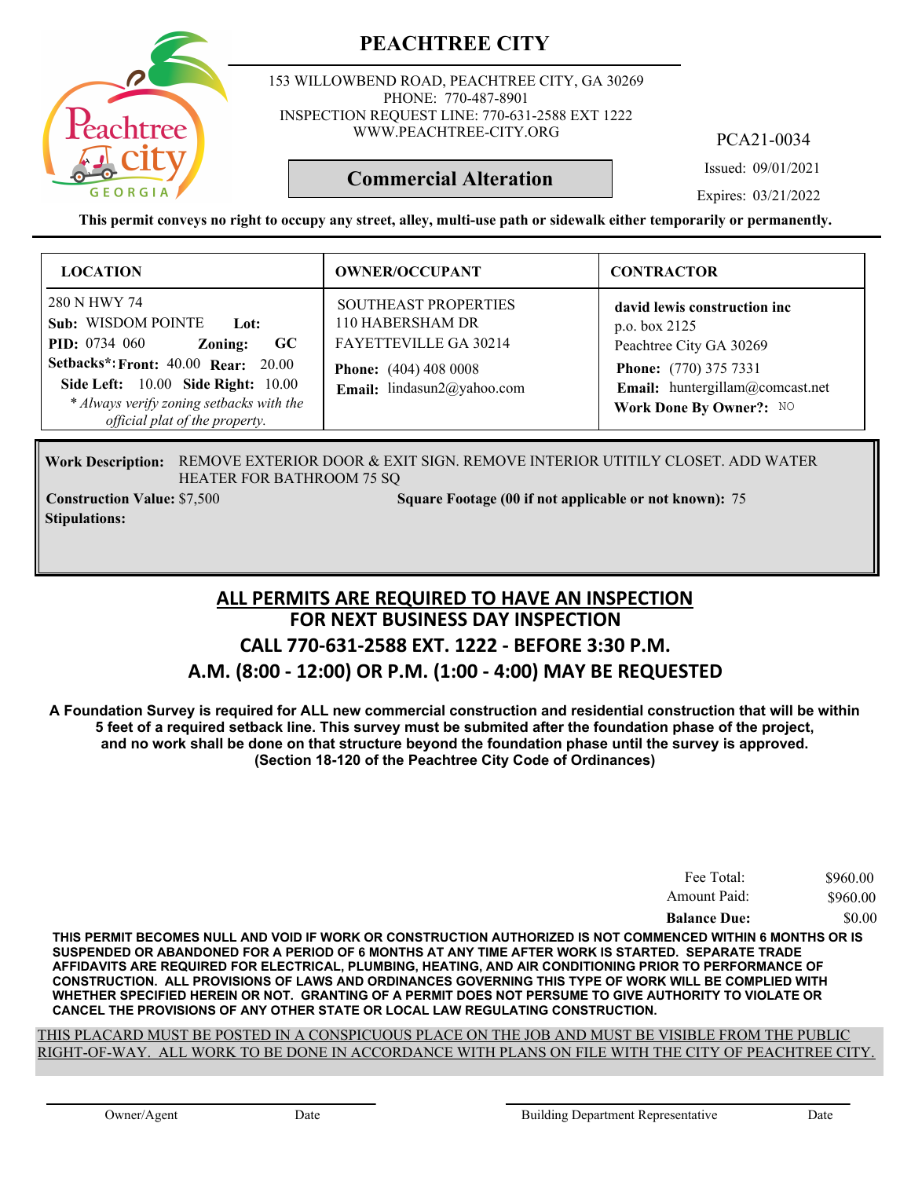# PEACHTREE CITY

153 WILLOWBEND ROAD, PEACHTREE CITY, GA 30269
PHONE: 770-487-8901
INSPECTION REQUEST LINE: 770-631-2588 EXT 1222
WWW.PEACHTREE-CITY.ORG

PCA21-0034

## Commercial Alteration

Issued: 09/01/2021

Expires: 03/21/2022

**This permit conveys no right to occupy any street, alley, multi-use path or sidewalk either temporarily or permanently.**

| LOCATION | OWNER/OCCUPANT | CONTRACTOR |
|---|---|---|
| 280 N HWY 74<br>**Sub:** WISDOM POINTE **Lot:**<br>**PID:** 0734 060 **Zoning:** GC<br>**Setbacks*: Front:** 40.00 **Rear:** 20.00<br>**Side Left:** 10.00 **Side Right:** 10.00<br>*\* Always verify zoning setbacks with the official plat of the property.* | SOUTHEAST PROPERTIES<br>110 HABERSHAM DR<br>FAYETTEVILLE GA 30214<br>**Phone:** (404) 408 0008<br>**Email:** lindasun2@yahoo.com | **david lewis construction inc**<br>p.o. box 2125<br>Peachtree City GA 30269<br>**Phone:** (770) 375 7331<br>**Email:** huntergillam@comcast.net<br>**Work Done By Owner?:** NO |

**Work Description:** REMOVE EXTERIOR DOOR & EXIT SIGN. REMOVE INTERIOR UTITILY CLOSET. ADD WATER HEATER FOR BATHROOM 75 SQ

**Construction Value:** $7,500 **Square Footage (00 if not applicable or not known):** 75

**Stipulations:**

## ALL PERMITS ARE REQUIRED TO HAVE AN INSPECTION
## FOR NEXT BUSINESS DAY INSPECTION
## CALL 770-631-2588 EXT. 1222 - BEFORE 3:30 P.M.
## A.M. (8:00 - 12:00) OR P.M. (1:00 - 4:00) MAY BE REQUESTED

**A Foundation Survey is required for ALL new commercial construction and residential construction that will be within 5 feet of a required setback line. This survey must be submited after the foundation phase of the project, and no work shall be done on that structure beyond the foundation phase until the survey is approved. (Section 18-120 of the Peachtree City Code of Ordinances)**

| | |
|---|---|
| Fee Total: | $960.00 |
| Amount Paid: | $960.00 |
| **Balance Due:** | $0.00 |

**THIS PERMIT BECOMES NULL AND VOID IF WORK OR CONSTRUCTION AUTHORIZED IS NOT COMMENCED WITHIN 6 MONTHS OR IS SUSPENDED OR ABANDONED FOR A PERIOD OF 6 MONTHS AT ANY TIME AFTER WORK IS STARTED. SEPARATE TRADE AFFIDAVITS ARE REQUIRED FOR ELECTRICAL, PLUMBING, HEATING, AND AIR CONDITIONING PRIOR TO PERFORMANCE OF CONSTRUCTION. ALL PROVISIONS OF LAWS AND ORDINANCES GOVERNING THIS TYPE OF WORK WILL BE COMPLIED WITH WHETHER SPECIFIED HEREIN OR NOT. GRANTING OF A PERMIT DOES NOT PERSUME TO GIVE AUTHORITY TO VIOLATE OR CANCEL THE PROVISIONS OF ANY OTHER STATE OR LOCAL LAW REGULATING CONSTRUCTION.**

THIS PLACARD MUST BE POSTED IN A CONSPICUOUS PLACE ON THE JOB AND MUST BE VISIBLE FROM THE PUBLIC RIGHT-OF-WAY. ALL WORK TO BE DONE IN ACCORDANCE WITH PLANS ON FILE WITH THE CITY OF PEACHTREE CITY.

Owner/Agent Date Building Department Representative Date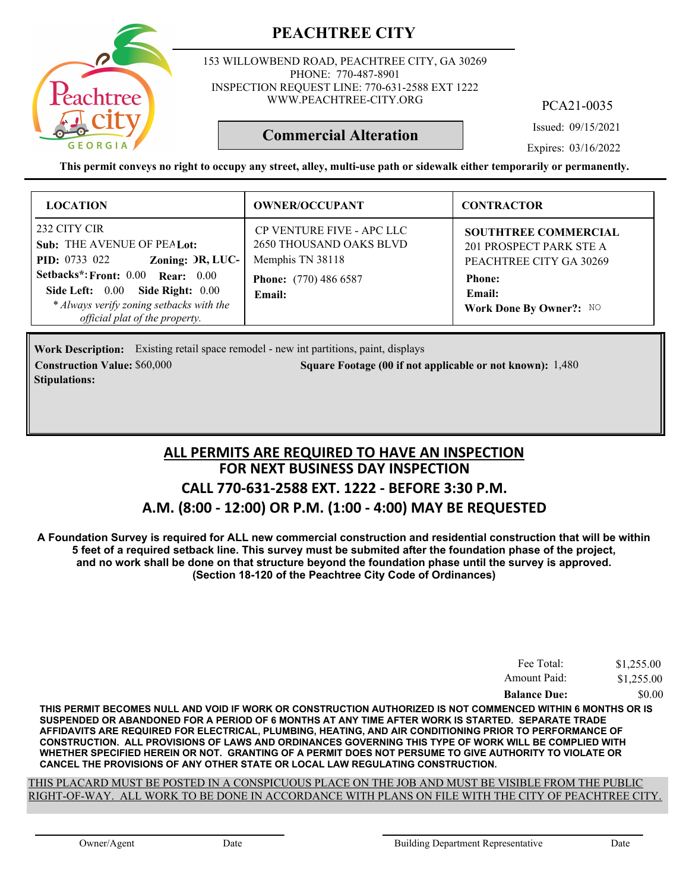# PEACHTREE CITY

153 WILLOWBEND ROAD, PEACHTREE CITY, GA 30269
PHONE: 770-487-8901
INSPECTION REQUEST LINE: 770-631-2588 EXT 1222
WWW.PEACHTREE-CITY.ORG

PCA21-0035

**Commercial Alteration**

Issued: 09/15/2021
Expires: 03/16/2022

**This permit conveys no right to occupy any street, alley, multi-use path or sidewalk either temporarily or permanently.**

| LOCATION | OWNER/OCCUPANT | CONTRACTOR |
|---|---|---|
| 232 CITY CIR<br>**Sub:** THE AVENUE OF PEA **Lot:**<br>**PID:** 0733 022 **Zoning:** DR, LUC-<br>**Setbacks*: Front:** 0.00 **Rear:** 0.00<br>**Side Left:** 0.00 **Side Right:** 0.00<br>*\* Always verify zoning setbacks with the official plat of the property.* | CP VENTURE FIVE - APC LLC<br>2650 THOUSAND OAKS BLVD<br>Memphis TN 38118<br>**Phone:** (770) 486 6587<br>**Email:** | **SOUTHTREE COMMERCIAL**<br>201 PROSPECT PARK STE A<br>PEACHTREE CITY GA 30269<br>**Phone:**<br>**Email:**<br>**Work Done By Owner?:** NO |

**Work Description:** Existing retail space remodel - new int partitions, paint, displays
**Construction Value:** $60,000 **Square Footage (00 if not applicable or not known):** 1,480
**Stipulations:**

## ALL PERMITS ARE REQUIRED TO HAVE AN INSPECTION
## FOR NEXT BUSINESS DAY INSPECTION
## CALL 770-631-2588 EXT. 1222 - BEFORE 3:30 P.M.
## A.M. (8:00 - 12:00) OR P.M. (1:00 - 4:00) MAY BE REQUESTED

**A Foundation Survey is required for ALL new commercial construction and residential construction that will be within 5 feet of a required setback line. This survey must be submited after the foundation phase of the project, and no work shall be done on that structure beyond the foundation phase until the survey is approved. (Section 18-120 of the Peachtree City Code of Ordinances)**

| | |
|---|---|
| Fee Total: | $1,255.00 |
| Amount Paid: | $1,255.00 |
| **Balance Due:** | $0.00 |

**THIS PERMIT BECOMES NULL AND VOID IF WORK OR CONSTRUCTION AUTHORIZED IS NOT COMMENCED WITHIN 6 MONTHS OR IS SUSPENDED OR ABANDONED FOR A PERIOD OF 6 MONTHS AT ANY TIME AFTER WORK IS STARTED. SEPARATE TRADE AFFIDAVITS ARE REQUIRED FOR ELECTRICAL, PLUMBING, HEATING, AND AIR CONDITIONING PRIOR TO PERFORMANCE OF CONSTRUCTION. ALL PROVISIONS OF LAWS AND ORDINANCES GOVERNING THIS TYPE OF WORK WILL BE COMPLIED WITH WHETHER SPECIFIED HEREIN OR NOT. GRANTING OF A PERMIT DOES NOT PERSUME TO GIVE AUTHORITY TO VIOLATE OR CANCEL THE PROVISIONS OF ANY OTHER STATE OR LOCAL LAW REGULATING CONSTRUCTION.**

THIS PLACARD MUST BE POSTED IN A CONSPICUOUS PLACE ON THE JOB AND MUST BE VISIBLE FROM THE PUBLIC RIGHT-OF-WAY. ALL WORK TO BE DONE IN ACCORDANCE WITH PLANS ON FILE WITH THE CITY OF PEACHTREE CITY.

Owner/Agent Date Building Department Representative Date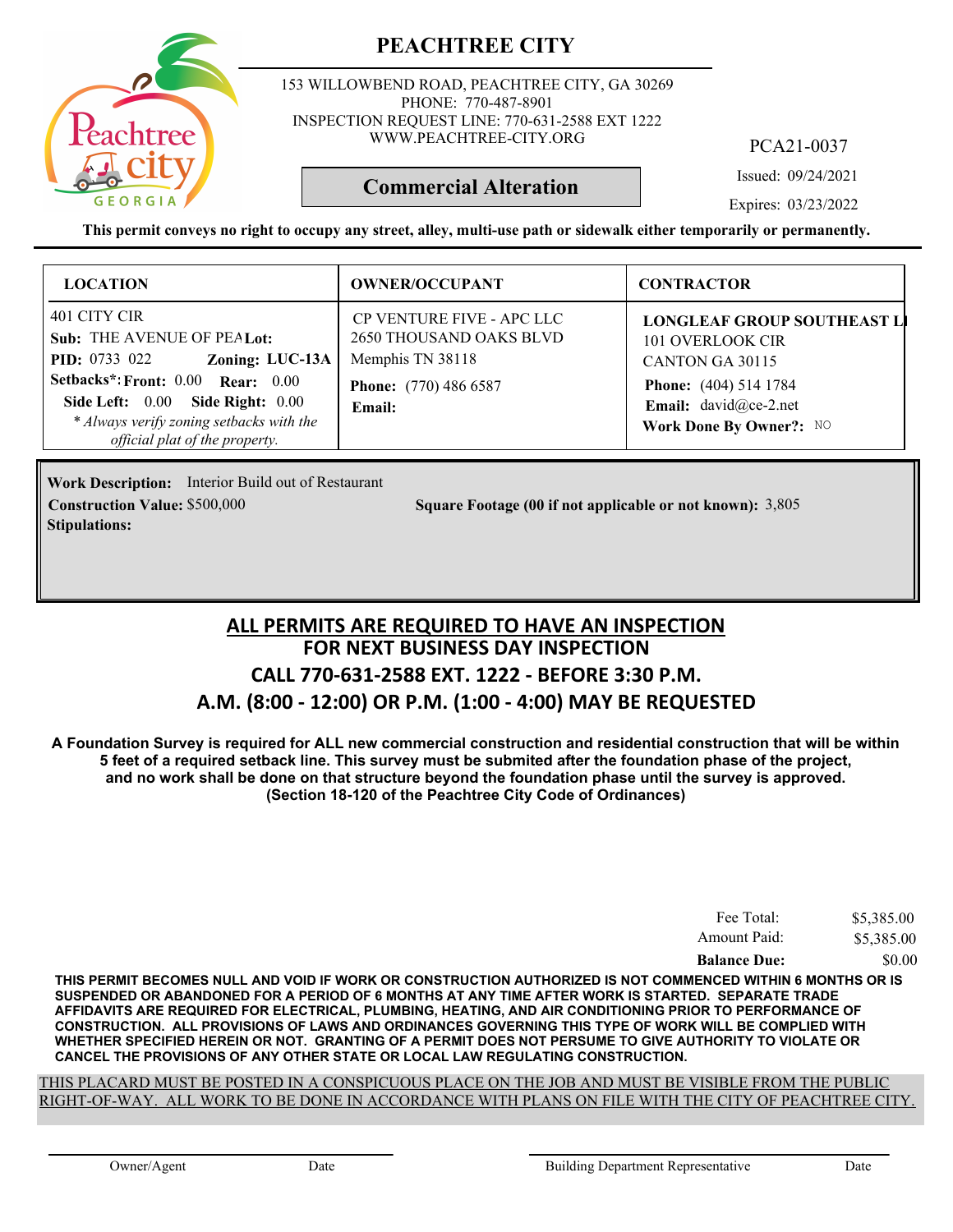# PEACHTREE CITY

153 WILLOWBEND ROAD, PEACHTREE CITY, GA 30269
PHONE: 770-487-8901
INSPECTION REQUEST LINE: 770-631-2588 EXT 1222
WWW.PEACHTREE-CITY.ORG

PCA21-0037

**Commercial Alteration**

Issued: 09/24/2021

Expires: 03/23/2022

**This permit conveys no right to occupy any street, alley, multi-use path or sidewalk either temporarily or permanently.**

| LOCATION | OWNER/OCCUPANT | CONTRACTOR |
|---|---|---|
| 401 CITY CIR<br>**Sub:** THE AVENUE OF PEA **Lot:**<br>**PID:** 0733 022 **Zoning:** LUC-13A<br>**Setbacks*: Front:** 0.00 **Rear:** 0.00<br>**Side Left:** 0.00 **Side Right:** 0.00<br>*\* Always verify zoning setbacks with the official plat of the property.* | CP VENTURE FIVE - APC LLC<br>2650 THOUSAND OAKS BLVD<br>Memphis TN 38118<br>**Phone:** (770) 486 6587<br>**Email:** | **LONGLEAF GROUP SOUTHEAST L**<br>101 OVERLOOK CIR<br>CANTON GA 30115<br>**Phone:** (404) 514 1784<br>**Email:** david@ce-2.net<br>**Work Done By Owner?:** NO |

**Work Description:** Interior Build out of Restaurant

**Construction Value:** $500,000

**Square Footage (00 if not applicable or not known):** 3,805

**Stipulations:**

## ALL PERMITS ARE REQUIRED TO HAVE AN INSPECTION
## FOR NEXT BUSINESS DAY INSPECTION
## CALL 770-631-2588 EXT. 1222 - BEFORE 3:30 P.M.
## A.M. (8:00 - 12:00) OR P.M. (1:00 - 4:00) MAY BE REQUESTED

**A Foundation Survey is required for ALL new commercial construction and residential construction that will be within 5 feet of a required setback line. This survey must be submited after the foundation phase of the project, and no work shall be done on that structure beyond the foundation phase until the survey is approved. (Section 18-120 of the Peachtree City Code of Ordinances)**

| | |
|---|---|
| Fee Total: | $5,385.00 |
| Amount Paid: | $5,385.00 |
| **Balance Due:** | $0.00 |

**THIS PERMIT BECOMES NULL AND VOID IF WORK OR CONSTRUCTION AUTHORIZED IS NOT COMMENCED WITHIN 6 MONTHS OR IS SUSPENDED OR ABANDONED FOR A PERIOD OF 6 MONTHS AT ANY TIME AFTER WORK IS STARTED. SEPARATE TRADE AFFIDAVITS ARE REQUIRED FOR ELECTRICAL, PLUMBING, HEATING, AND AIR CONDITIONING PRIOR TO PERFORMANCE OF CONSTRUCTION. ALL PROVISIONS OF LAWS AND ORDINANCES GOVERNING THIS TYPE OF WORK WILL BE COMPLIED WITH WHETHER SPECIFIED HEREIN OR NOT. GRANTING OF A PERMIT DOES NOT PERSUME TO GIVE AUTHORITY TO VIOLATE OR CANCEL THE PROVISIONS OF ANY OTHER STATE OR LOCAL LAW REGULATING CONSTRUCTION.**

THIS PLACARD MUST BE POSTED IN A CONSPICUOUS PLACE ON THE JOB AND MUST BE VISIBLE FROM THE PUBLIC RIGHT-OF-WAY. ALL WORK TO BE DONE IN ACCORDANCE WITH PLANS ON FILE WITH THE CITY OF PEACHTREE CITY.

Owner/Agent    Date    Building Department Representative    Date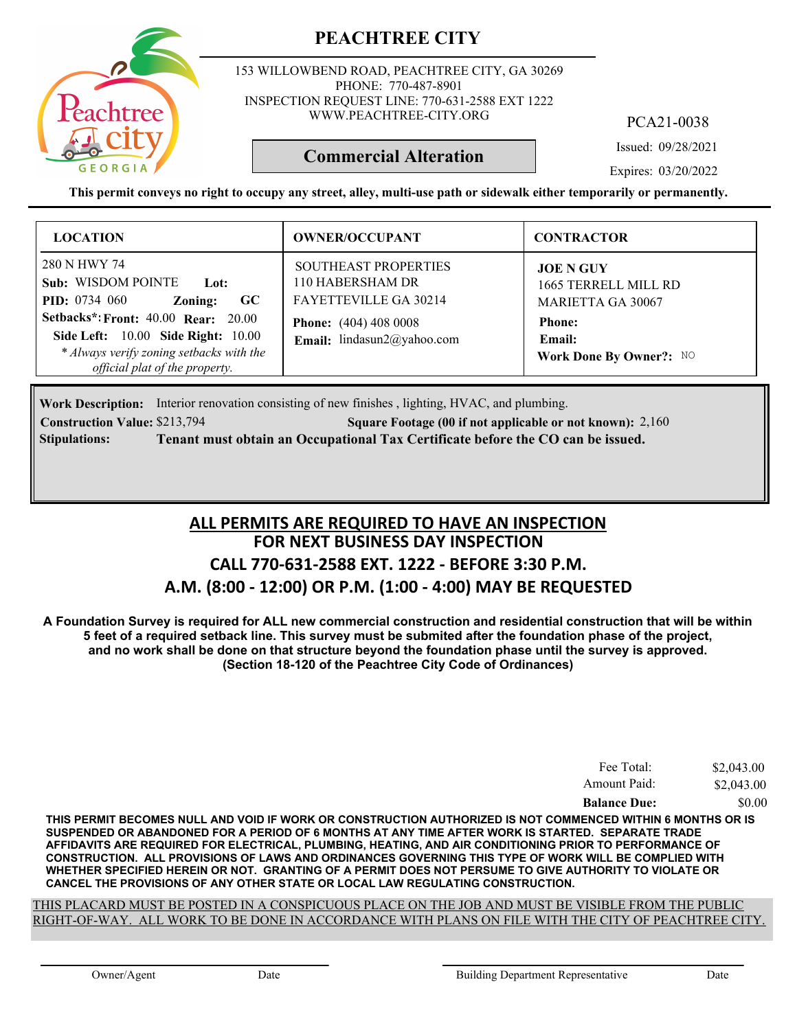# PEACHTREE CITY

153 WILLOWBEND ROAD, PEACHTREE CITY, GA 30269
PHONE: 770-487-8901
INSPECTION REQUEST LINE: 770-631-2588 EXT 1222
WWW.PEACHTREE-CITY.ORG

PCA21-0038

**Commercial Alteration**

Issued: 09/28/2021

Expires: 03/20/2022

**This permit conveys no right to occupy any street, alley, multi-use path or sidewalk either temporarily or permanently.**

| LOCATION | OWNER/OCCUPANT | CONTRACTOR |
|---|---|---|
| 280 N HWY 74<br>**Sub:** WISDOM POINTE **Lot:**<br>**PID:** 0734 060 **Zoning:** GC<br>**Setbacks*:** **Front:** 40.00 **Rear:** 20.00<br>**Side Left:** 10.00 **Side Right:** 10.00<br>*\* Always verify zoning setbacks with the official plat of the property.* | SOUTHEAST PROPERTIES<br>110 HABERSHAM DR<br>FAYETTEVILLE GA 30214<br>**Phone:** (404) 408 0008<br>**Email:** lindasun2@yahoo.com | **JOE N GUY**<br>1665 TERRELL MILL RD<br>MARIETTA GA 30067<br>**Phone:**<br>**Email:**<br>**Work Done By Owner?:** NO |

**Work Description:** Interior renovation consisting of new finishes , lighting, HVAC, and plumbing.

**Construction Value:** $213,794 **Square Footage (00 if not applicable or not known):** 2,160

**Stipulations:** **Tenant must obtain an Occupational Tax Certificate before the CO can be issued.**

## ALL PERMITS ARE REQUIRED TO HAVE AN INSPECTION
## FOR NEXT BUSINESS DAY INSPECTION
## CALL 770-631-2588 EXT. 1222 - BEFORE 3:30 P.M.
## A.M. (8:00 - 12:00) OR P.M. (1:00 - 4:00) MAY BE REQUESTED

**A Foundation Survey is required for ALL new commercial construction and residential construction that will be within 5 feet of a required setback line. This survey must be submited after the foundation phase of the project, and no work shall be done on that structure beyond the foundation phase until the survey is approved. (Section 18-120 of the Peachtree City Code of Ordinances)**

| | |
|---|---|
| Fee Total: | $2,043.00 |
| Amount Paid: | $2,043.00 |
| **Balance Due:** | $0.00 |

**THIS PERMIT BECOMES NULL AND VOID IF WORK OR CONSTRUCTION AUTHORIZED IS NOT COMMENCED WITHIN 6 MONTHS OR IS SUSPENDED OR ABANDONED FOR A PERIOD OF 6 MONTHS AT ANY TIME AFTER WORK IS STARTED. SEPARATE TRADE AFFIDAVITS ARE REQUIRED FOR ELECTRICAL, PLUMBING, HEATING, AND AIR CONDITIONING PRIOR TO PERFORMANCE OF CONSTRUCTION. ALL PROVISIONS OF LAWS AND ORDINANCES GOVERNING THIS TYPE OF WORK WILL BE COMPLIED WITH WHETHER SPECIFIED HEREIN OR NOT. GRANTING OF A PERMIT DOES NOT PERSUME TO GIVE AUTHORITY TO VIOLATE OR CANCEL THE PROVISIONS OF ANY OTHER STATE OR LOCAL LAW REGULATING CONSTRUCTION.**

THIS PLACARD MUST BE POSTED IN A CONSPICUOUS PLACE ON THE JOB AND MUST BE VISIBLE FROM THE PUBLIC RIGHT-OF-WAY. ALL WORK TO BE DONE IN ACCORDANCE WITH PLANS ON FILE WITH THE CITY OF PEACHTREE CITY.

Owner/Agent Date Building Department Representative Date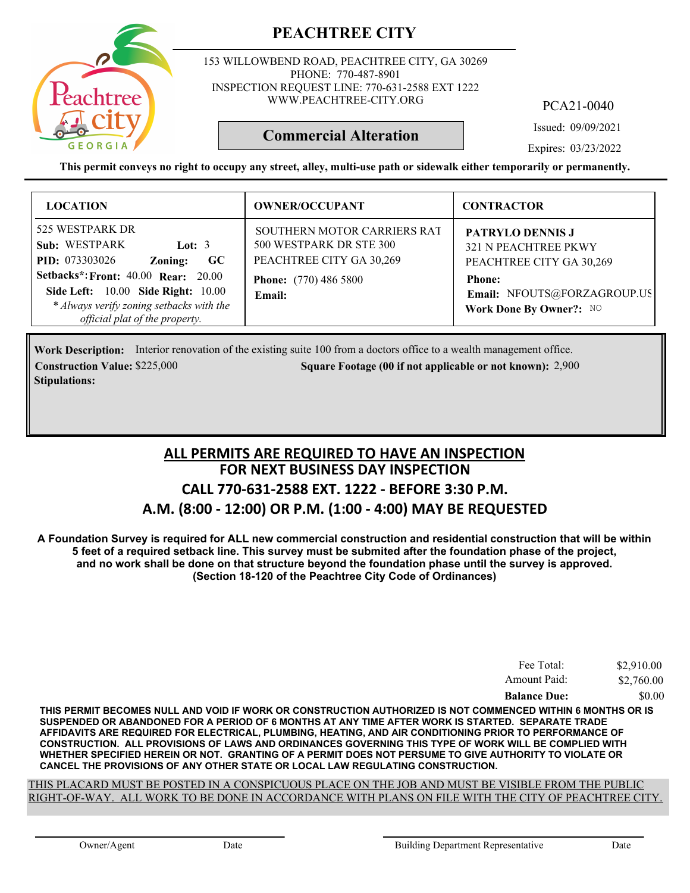# PEACHTREE CITY

153 WILLOWBEND ROAD, PEACHTREE CITY, GA 30269
PHONE: 770-487-8901
INSPECTION REQUEST LINE: 770-631-2588 EXT 1222
WWW.PEACHTREE-CITY.ORG

PCA21-0040

**Commercial Alteration**

Issued: 09/09/2021

Expires: 03/23/2022

**This permit conveys no right to occupy any street, alley, multi-use path or sidewalk either temporarily or permanently.**

| LOCATION | OWNER/OCCUPANT | CONTRACTOR |
|---|---|---|
| 525 WESTPARK DR<br>**Sub:** WESTPARK **Lot:** 3<br>**PID:** 073303026 **Zoning:** GC<br>**Setbacks*: Front:** 40.00 **Rear:** 20.00<br>**Side Left:** 10.00 **Side Right:** 10.00<br>*\* Always verify zoning setbacks with the official plat of the property.* | SOUTHERN MOTOR CARRIERS RAT<br>500 WESTPARK DR STE 300<br>PEACHTREE CITY GA 30,269<br>**Phone:** (770) 486 5800<br>**Email:** | **PATRYLO DENNIS J**<br>321 N PEACHTREE PKWY<br>PEACHTREE CITY GA 30,269<br>**Phone:**<br>**Email:** NFOUTS@FORZAGROUP.US<br>**Work Done By Owner?:** NO |

**Work Description:** Interior renovation of the existing suite 100 from a doctors office to a wealth management office.

**Construction Value:** $225,000 **Square Footage (00 if not applicable or not known):** 2,900

**Stipulations:**

## ALL PERMITS ARE REQUIRED TO HAVE AN INSPECTION
## FOR NEXT BUSINESS DAY INSPECTION
## CALL 770-631-2588 EXT. 1222 - BEFORE 3:30 P.M.
## A.M. (8:00 - 12:00) OR P.M. (1:00 - 4:00) MAY BE REQUESTED

**A Foundation Survey is required for ALL new commercial construction and residential construction that will be within 5 feet of a required setback line. This survey must be submited after the foundation phase of the project, and no work shall be done on that structure beyond the foundation phase until the survey is approved. (Section 18-120 of the Peachtree City Code of Ordinances)**

| | |
|---|---|
| Fee Total: | $2,910.00 |
| Amount Paid: | $2,760.00 |
| **Balance Due:** | $0.00 |

**THIS PERMIT BECOMES NULL AND VOID IF WORK OR CONSTRUCTION AUTHORIZED IS NOT COMMENCED WITHIN 6 MONTHS OR IS SUSPENDED OR ABANDONED FOR A PERIOD OF 6 MONTHS AT ANY TIME AFTER WORK IS STARTED. SEPARATE TRADE AFFIDAVITS ARE REQUIRED FOR ELECTRICAL, PLUMBING, HEATING, AND AIR CONDITIONING PRIOR TO PERFORMANCE OF CONSTRUCTION. ALL PROVISIONS OF LAWS AND ORDINANCES GOVERNING THIS TYPE OF WORK WILL BE COMPLIED WITH WHETHER SPECIFIED HEREIN OR NOT. GRANTING OF A PERMIT DOES NOT PERSUME TO GIVE AUTHORITY TO VIOLATE OR CANCEL THE PROVISIONS OF ANY OTHER STATE OR LOCAL LAW REGULATING CONSTRUCTION.**

THIS PLACARD MUST BE POSTED IN A CONSPICUOUS PLACE ON THE JOB AND MUST BE VISIBLE FROM THE PUBLIC RIGHT-OF-WAY. ALL WORK TO BE DONE IN ACCORDANCE WITH PLANS ON FILE WITH THE CITY OF PEACHTREE CITY.

Owner/Agent Date Building Department Representative Date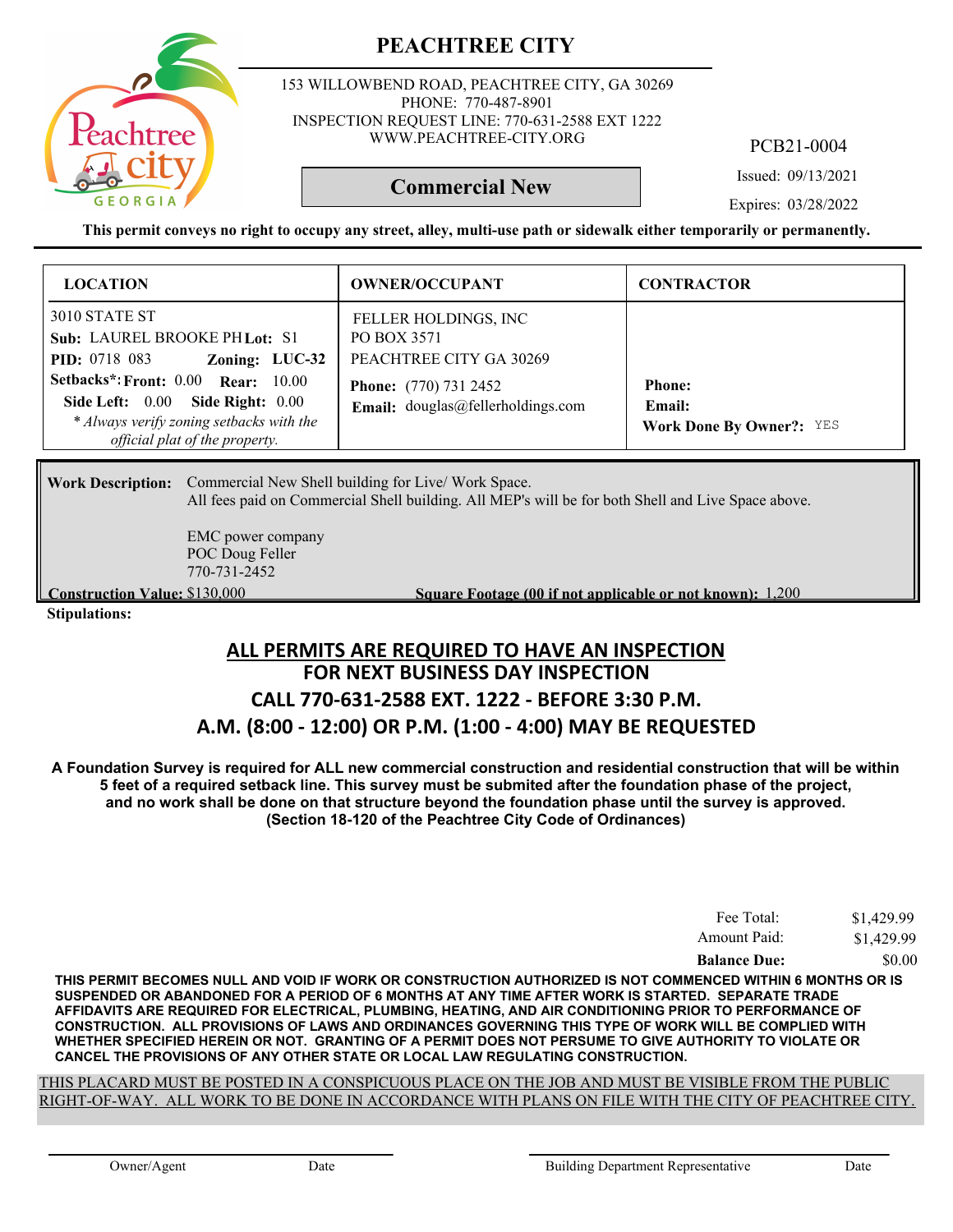# PEACHTREE CITY

153 WILLOWBEND ROAD, PEACHTREE CITY, GA 30269
PHONE: 770-487-8901
INSPECTION REQUEST LINE: 770-631-2588 EXT 1222
WWW.PEACHTREE-CITY.ORG

PCB21-0004

**Commercial New**

Issued: 09/13/2021

Expires: 03/28/2022

**This permit conveys no right to occupy any street, alley, multi-use path or sidewalk either temporarily or permanently.**

| LOCATION | OWNER/OCCUPANT | CONTRACTOR |
|---|---|---|
| 3010 STATE ST<br>**Sub:** LAUREL BROOKE PH **Lot:** S1<br>**PID:** 0718 083 **Zoning:** LUC-32<br>**Setbacks*: Front:** 0.00 **Rear:** 10.00<br>**Side Left:** 0.00 **Side Right:** 0.00<br>*\* Always verify zoning setbacks with the official plat of the property.* | FELLER HOLDINGS, INC<br>PO BOX 3571<br>PEACHTREE CITY GA 30269<br>**Phone:** (770) 731 2452<br>**Email:** douglas@fellerholdings.com | **Phone:**<br>**Email:**<br>**Work Done By Owner?:** YES |

**Work Description:** Commercial New Shell building for Live/ Work Space.
All fees paid on Commercial Shell building. All MEP's will be for both Shell and Live Space above.

EMC power company
POC Doug Feller
770-731-2452

**Construction Value:** $130,000 **Square Footage (00 if not applicable or not known):** 1,200

**Stipulations:**

## ALL PERMITS ARE REQUIRED TO HAVE AN INSPECTION
## FOR NEXT BUSINESS DAY INSPECTION
## CALL 770-631-2588 EXT. 1222 - BEFORE 3:30 P.M.
## A.M. (8:00 - 12:00) OR P.M. (1:00 - 4:00) MAY BE REQUESTED

**A Foundation Survey is required for ALL new commercial construction and residential construction that will be within 5 feet of a required setback line. This survey must be submited after the foundation phase of the project, and no work shall be done on that structure beyond the foundation phase until the survey is approved. (Section 18-120 of the Peachtree City Code of Ordinances)**

| | |
|---|---|
| Fee Total: | $1,429.99 |
| Amount Paid: | $1,429.99 |
| **Balance Due:** | $0.00 |

**THIS PERMIT BECOMES NULL AND VOID IF WORK OR CONSTRUCTION AUTHORIZED IS NOT COMMENCED WITHIN 6 MONTHS OR IS SUSPENDED OR ABANDONED FOR A PERIOD OF 6 MONTHS AT ANY TIME AFTER WORK IS STARTED. SEPARATE TRADE AFFIDAVITS ARE REQUIRED FOR ELECTRICAL, PLUMBING, HEATING, AND AIR CONDITIONING PRIOR TO PERFORMANCE OF CONSTRUCTION. ALL PROVISIONS OF LAWS AND ORDINANCES GOVERNING THIS TYPE OF WORK WILL BE COMPLIED WITH WHETHER SPECIFIED HEREIN OR NOT. GRANTING OF A PERMIT DOES NOT PERSUME TO GIVE AUTHORITY TO VIOLATE OR CANCEL THE PROVISIONS OF ANY OTHER STATE OR LOCAL LAW REGULATING CONSTRUCTION.**

THIS PLACARD MUST BE POSTED IN A CONSPICUOUS PLACE ON THE JOB AND MUST BE VISIBLE FROM THE PUBLIC RIGHT-OF-WAY. ALL WORK TO BE DONE IN ACCORDANCE WITH PLANS ON FILE WITH THE CITY OF PEACHTREE CITY.

Owner/Agent Date Building Department Representative Date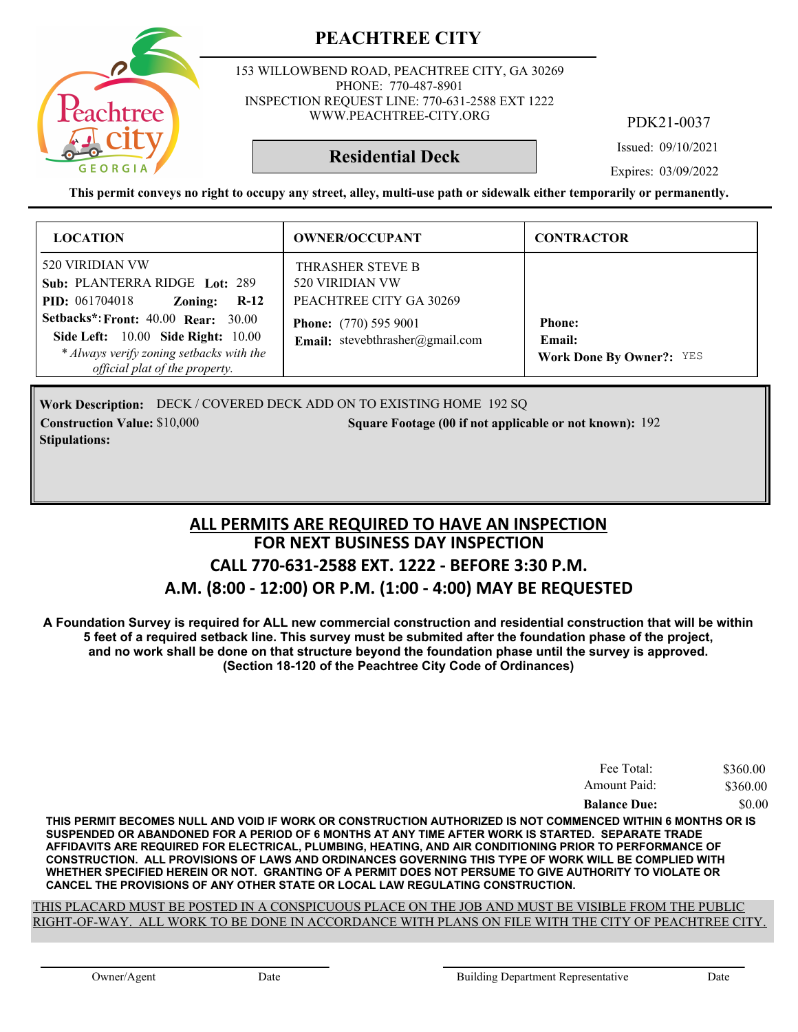# PEACHTREE CITY

153 WILLOWBEND ROAD, PEACHTREE CITY, GA 30269
PHONE: 770-487-8901
INSPECTION REQUEST LINE: 770-631-2588 EXT 1222
WWW.PEACHTREE-CITY.ORG

PDK21-0037

## Residential Deck

Issued: 09/10/2021

Expires: 03/09/2022

**This permit conveys no right to occupy any street, alley, multi-use path or sidewalk either temporarily or permanently.**

| LOCATION | OWNER/OCCUPANT | CONTRACTOR |
|---|---|---|
| 520 VIRIDIAN VW<br>**Sub:** PLANTERRA RIDGE **Lot:** 289<br>**PID:** 061704018 **Zoning:** **R-12**<br>**Setbacks*:** **Front:** 40.00 **Rear:** 30.00<br>**Side Left:** 10.00 **Side Right:** 10.00<br>*\* Always verify zoning setbacks with the official plat of the property.* | THRASHER STEVE B<br>520 VIRIDIAN VW<br>PEACHTREE CITY GA 30269<br>**Phone:** (770) 595 9001<br>**Email:** stevebthrasher@gmail.com | **Phone:**<br>**Email:**<br>**Work Done By Owner?:** YES |

**Work Description:** DECK / COVERED DECK ADD ON TO EXISTING HOME 192 SQ

**Construction Value:** $10,000

**Square Footage (00 if not applicable or not known):** 192

**Stipulations:**

## ALL PERMITS ARE REQUIRED TO HAVE AN INSPECTION
## FOR NEXT BUSINESS DAY INSPECTION
## CALL 770-631-2588 EXT. 1222 - BEFORE 3:30 P.M.
## A.M. (8:00 - 12:00) OR P.M. (1:00 - 4:00) MAY BE REQUESTED

**A Foundation Survey is required for ALL new commercial construction and residential construction that will be within 5 feet of a required setback line. This survey must be submited after the foundation phase of the project, and no work shall be done on that structure beyond the foundation phase until the survey is approved. (Section 18-120 of the Peachtree City Code of Ordinances)**

| | |
|---|---|
| Fee Total: | $360.00 |
| Amount Paid: | $360.00 |
| **Balance Due:** | $0.00 |

**THIS PERMIT BECOMES NULL AND VOID IF WORK OR CONSTRUCTION AUTHORIZED IS NOT COMMENCED WITHIN 6 MONTHS OR IS SUSPENDED OR ABANDONED FOR A PERIOD OF 6 MONTHS AT ANY TIME AFTER WORK IS STARTED. SEPARATE TRADE AFFIDAVITS ARE REQUIRED FOR ELECTRICAL, PLUMBING, HEATING, AND AIR CONDITIONING PRIOR TO PERFORMANCE OF CONSTRUCTION. ALL PROVISIONS OF LAWS AND ORDINANCES GOVERNING THIS TYPE OF WORK WILL BE COMPLIED WITH WHETHER SPECIFIED HEREIN OR NOT. GRANTING OF A PERMIT DOES NOT PERSUME TO GIVE AUTHORITY TO VIOLATE OR CANCEL THE PROVISIONS OF ANY OTHER STATE OR LOCAL LAW REGULATING CONSTRUCTION.**

THIS PLACARD MUST BE POSTED IN A CONSPICUOUS PLACE ON THE JOB AND MUST BE VISIBLE FROM THE PUBLIC RIGHT-OF-WAY. ALL WORK TO BE DONE IN ACCORDANCE WITH PLANS ON FILE WITH THE CITY OF PEACHTREE CITY.

Owner/Agent Date Building Department Representative Date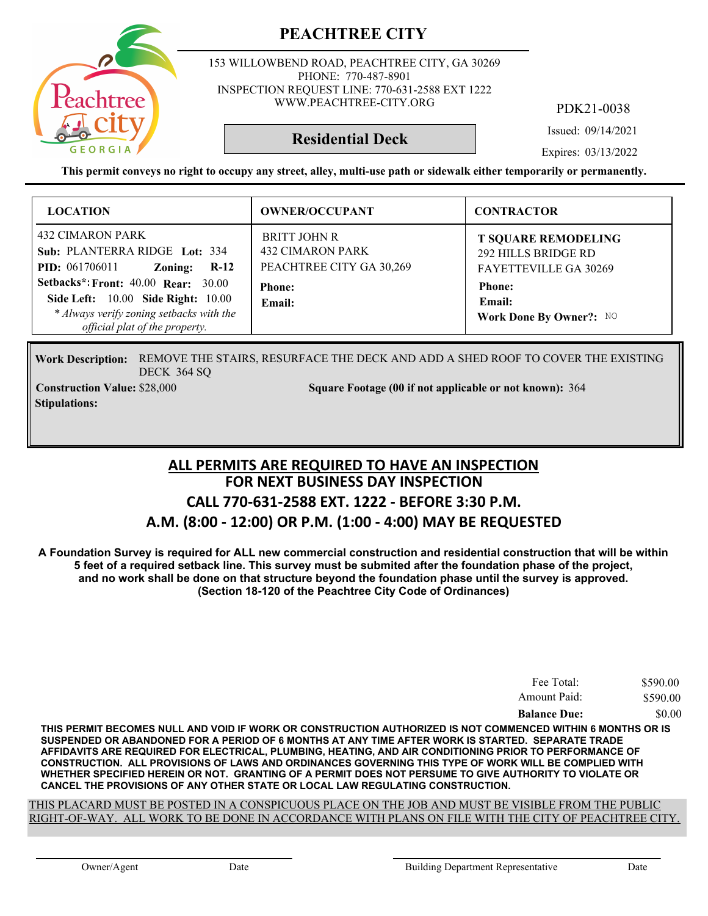# PEACHTREE CITY

153 WILLOWBEND ROAD, PEACHTREE CITY, GA 30269
PHONE: 770-487-8901
INSPECTION REQUEST LINE: 770-631-2588 EXT 1222
WWW.PEACHTREE-CITY.ORG

PDK21-0038

## Residential Deck

Issued: 09/14/2021

Expires: 03/13/2022

**This permit conveys no right to occupy any street, alley, multi-use path or sidewalk either temporarily or permanently.**

| LOCATION | OWNER/OCCUPANT | CONTRACTOR |
|---|---|---|
| 432 CIMARON PARK<br>**Sub:** PLANTERRA RIDGE **Lot:** 334<br>**PID:** 061706011 **Zoning:** **R-12**<br>**Setbacks\*: Front:** 40.00 **Rear:** 30.00<br>**Side Left:** 10.00 **Side Right:** 10.00<br>*\* Always verify zoning setbacks with the official plat of the property.* | BRITT JOHN R<br>432 CIMARON PARK<br>PEACHTREE CITY GA 30,269<br>**Phone:**<br>**Email:** | **T SQUARE REMODELING**<br>292 HILLS BRIDGE RD<br>FAYETTEVILLE GA 30269<br>**Phone:**<br>**Email:**<br>**Work Done By Owner?:** NO |

**Work Description:** REMOVE THE STAIRS, RESURFACE THE DECK AND ADD A SHED ROOF TO COVER THE EXISTING DECK 364 SQ

**Construction Value:** $28,000

**Square Footage (00 if not applicable or not known):** 364

**Stipulations:**

## ALL PERMITS ARE REQUIRED TO HAVE AN INSPECTION
## FOR NEXT BUSINESS DAY INSPECTION
## CALL 770-631-2588 EXT. 1222 - BEFORE 3:30 P.M.
## A.M. (8:00 - 12:00) OR P.M. (1:00 - 4:00) MAY BE REQUESTED

**A Foundation Survey is required for ALL new commercial construction and residential construction that will be within 5 feet of a required setback line. This survey must be submited after the foundation phase of the project, and no work shall be done on that structure beyond the foundation phase until the survey is approved. (Section 18-120 of the Peachtree City Code of Ordinances)**

| | |
|---|---|
| Fee Total: | $590.00 |
| Amount Paid: | $590.00 |
| **Balance Due:** | $0.00 |

**THIS PERMIT BECOMES NULL AND VOID IF WORK OR CONSTRUCTION AUTHORIZED IS NOT COMMENCED WITHIN 6 MONTHS OR IS SUSPENDED OR ABANDONED FOR A PERIOD OF 6 MONTHS AT ANY TIME AFTER WORK IS STARTED. SEPARATE TRADE AFFIDAVITS ARE REQUIRED FOR ELECTRICAL, PLUMBING, HEATING, AND AIR CONDITIONING PRIOR TO PERFORMANCE OF CONSTRUCTION. ALL PROVISIONS OF LAWS AND ORDINANCES GOVERNING THIS TYPE OF WORK WILL BE COMPLIED WITH WHETHER SPECIFIED HEREIN OR NOT. GRANTING OF A PERMIT DOES NOT PERSUME TO GIVE AUTHORITY TO VIOLATE OR CANCEL THE PROVISIONS OF ANY OTHER STATE OR LOCAL LAW REGULATING CONSTRUCTION.**

THIS PLACARD MUST BE POSTED IN A CONSPICUOUS PLACE ON THE JOB AND MUST BE VISIBLE FROM THE PUBLIC RIGHT-OF-WAY. ALL WORK TO BE DONE IN ACCORDANCE WITH PLANS ON FILE WITH THE CITY OF PEACHTREE CITY.

Owner/Agent Date Building Department Representative Date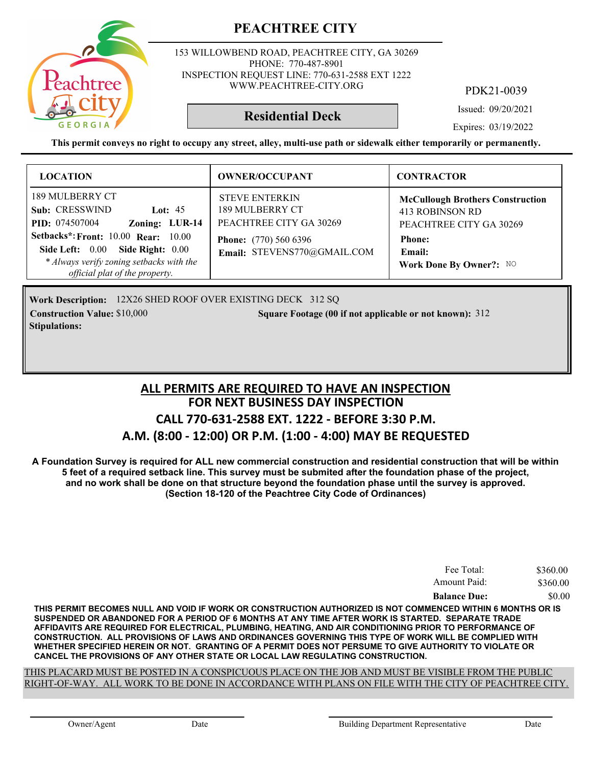# PEACHTREE CITY

153 WILLOWBEND ROAD, PEACHTREE CITY, GA 30269
PHONE: 770-487-8901
INSPECTION REQUEST LINE: 770-631-2588 EXT 1222
WWW.PEACHTREE-CITY.ORG

PDK21-0039

**Residential Deck**

Issued: 09/20/2021
Expires: 03/19/2022

**This permit conveys no right to occupy any street, alley, multi-use path or sidewalk either temporarily or permanently.**

| LOCATION | OWNER/OCCUPANT | CONTRACTOR |
|---|---|---|
| 189 MULBERRY CT<br>**Sub:** CRESSWIND **Lot:** 45<br>**PID:** 074507004 **Zoning:** LUR-14<br>**Setbacks*:** **Front:** 10.00 **Rear:** 10.00<br>**Side Left:** 0.00 **Side Right:** 0.00<br>*\* Always verify zoning setbacks with the official plat of the property.* | STEVE ENTERKIN<br>189 MULBERRY CT<br>PEACHTREE CITY GA 30269<br>**Phone:** (770) 560 6396<br>**Email:** STEVENS770@GMAIL.COM | **McCullough Brothers Construction**<br>413 ROBINSON RD<br>PEACHTREE CITY GA 30269<br>**Phone:**<br>**Email:**<br>**Work Done By Owner?:** NO |

**Work Description:** 12X26 SHED ROOF OVER EXISTING DECK 312 SQ
**Construction Value:** $10,000 **Square Footage (00 if not applicable or not known):** 312
**Stipulations:**

## ALL PERMITS ARE REQUIRED TO HAVE AN INSPECTION
## FOR NEXT BUSINESS DAY INSPECTION
## CALL 770-631-2588 EXT. 1222 - BEFORE 3:30 P.M.
## A.M. (8:00 - 12:00) OR P.M. (1:00 - 4:00) MAY BE REQUESTED

**A Foundation Survey is required for ALL new commercial construction and residential construction that will be within 5 feet of a required setback line. This survey must be submited after the foundation phase of the project, and no work shall be done on that structure beyond the foundation phase until the survey is approved. (Section 18-120 of the Peachtree City Code of Ordinances)**

| | |
|---|---|
| Fee Total: | $360.00 |
| Amount Paid: | $360.00 |
| **Balance Due:** | $0.00 |

**THIS PERMIT BECOMES NULL AND VOID IF WORK OR CONSTRUCTION AUTHORIZED IS NOT COMMENCED WITHIN 6 MONTHS OR IS SUSPENDED OR ABANDONED FOR A PERIOD OF 6 MONTHS AT ANY TIME AFTER WORK IS STARTED. SEPARATE TRADE AFFIDAVITS ARE REQUIRED FOR ELECTRICAL, PLUMBING, HEATING, AND AIR CONDITIONING PRIOR TO PERFORMANCE OF CONSTRUCTION. ALL PROVISIONS OF LAWS AND ORDINANCES GOVERNING THIS TYPE OF WORK WILL BE COMPLIED WITH WHETHER SPECIFIED HEREIN OR NOT. GRANTING OF A PERMIT DOES NOT PERSUME TO GIVE AUTHORITY TO VIOLATE OR CANCEL THE PROVISIONS OF ANY OTHER STATE OR LOCAL LAW REGULATING CONSTRUCTION.**

THIS PLACARD MUST BE POSTED IN A CONSPICUOUS PLACE ON THE JOB AND MUST BE VISIBLE FROM THE PUBLIC RIGHT-OF-WAY. ALL WORK TO BE DONE IN ACCORDANCE WITH PLANS ON FILE WITH THE CITY OF PEACHTREE CITY.

Owner/Agent Date Building Department Representative Date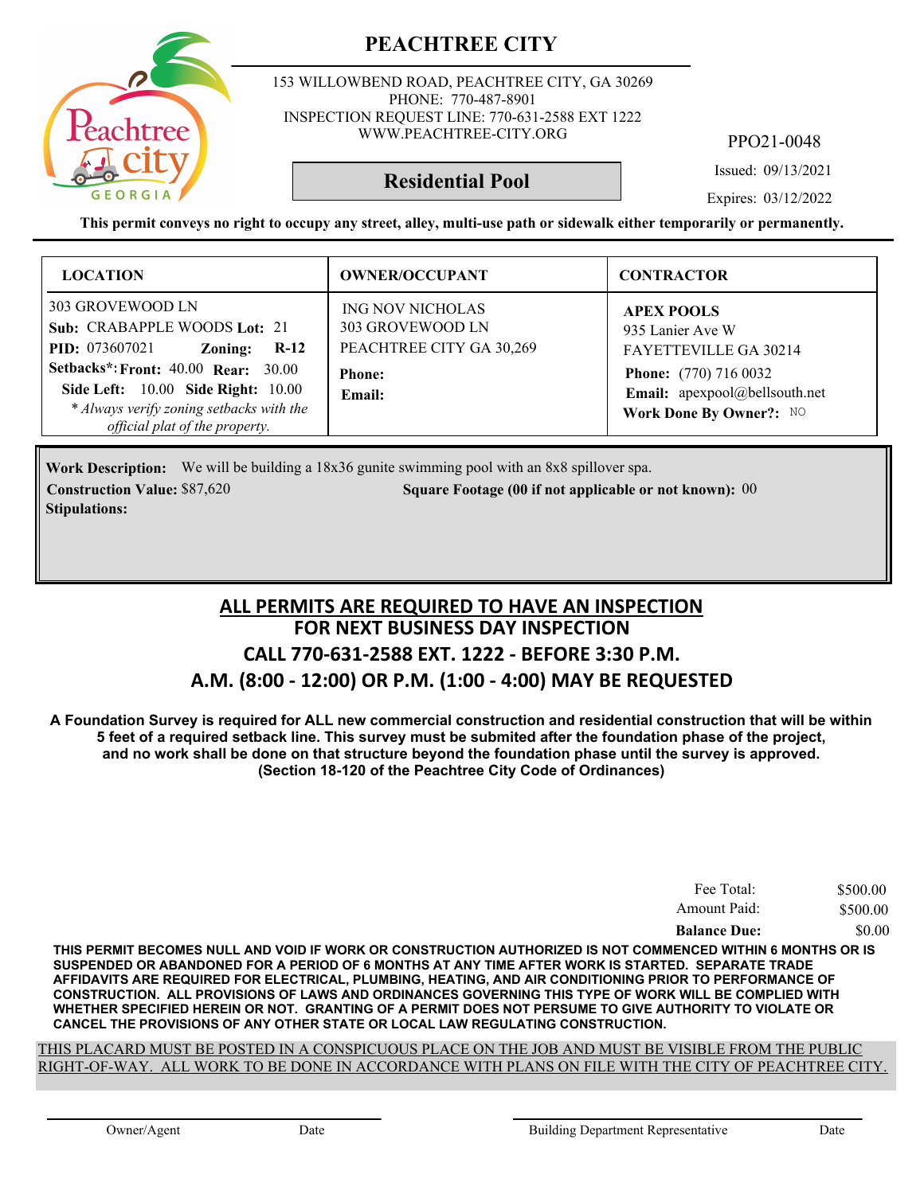# PEACHTREE CITY

153 WILLOWBEND ROAD, PEACHTREE CITY, GA 30269
PHONE: 770-487-8901
INSPECTION REQUEST LINE: 770-631-2588 EXT 1222
WWW.PEACHTREE-CITY.ORG

PPO21-0048

## Residential Pool

Issued: 09/13/2021

Expires: 03/12/2022

**This permit conveys no right to occupy any street, alley, multi-use path or sidewalk either temporarily or permanently.**

| LOCATION | OWNER/OCCUPANT | CONTRACTOR |
|---|---|---|
| 303 GROVEWOOD LN<br>**Sub:** CRABAPPLE WOODS **Lot:** 21<br>**PID:** 073607021 **Zoning:** **R-12**<br>**Setbacks*:** **Front:** 40.00 **Rear:** 30.00<br>**Side Left:** 10.00 **Side Right:** 10.00<br>*\* Always verify zoning setbacks with the official plat of the property.* | ING NOV NICHOLAS<br>303 GROVEWOOD LN<br>PEACHTREE CITY GA 30,269<br>**Phone:**<br>**Email:** | **APEX POOLS**<br>935 Lanier Ave W<br>FAYETTEVILLE GA 30214<br>**Phone:** (770) 716 0032<br>**Email:** apexpool@bellsouth.net<br>**Work Done By Owner?:** NO |

**Work Description:** We will be building a 18x36 gunite swimming pool with an 8x8 spillover spa.

**Construction Value:** $87,620

**Square Footage (00 if not applicable or not known):** 00

**Stipulations:**

## ALL PERMITS ARE REQUIRED TO HAVE AN INSPECTION
## FOR NEXT BUSINESS DAY INSPECTION
## CALL 770-631-2588 EXT. 1222 - BEFORE 3:30 P.M.
## A.M. (8:00 - 12:00) OR P.M. (1:00 - 4:00) MAY BE REQUESTED

**A Foundation Survey is required for ALL new commercial construction and residential construction that will be within 5 feet of a required setback line. This survey must be submited after the foundation phase of the project, and no work shall be done on that structure beyond the foundation phase until the survey is approved. (Section 18-120 of the Peachtree City Code of Ordinances)**

| | |
|---|---|
| Fee Total: | $500.00 |
| Amount Paid: | $500.00 |
| **Balance Due:** | $0.00 |

**THIS PERMIT BECOMES NULL AND VOID IF WORK OR CONSTRUCTION AUTHORIZED IS NOT COMMENCED WITHIN 6 MONTHS OR IS SUSPENDED OR ABANDONED FOR A PERIOD OF 6 MONTHS AT ANY TIME AFTER WORK IS STARTED. SEPARATE TRADE AFFIDAVITS ARE REQUIRED FOR ELECTRICAL, PLUMBING, HEATING, AND AIR CONDITIONING PRIOR TO PERFORMANCE OF CONSTRUCTION. ALL PROVISIONS OF LAWS AND ORDINANCES GOVERNING THIS TYPE OF WORK WILL BE COMPLIED WITH WHETHER SPECIFIED HEREIN OR NOT. GRANTING OF A PERMIT DOES NOT PERSUME TO GIVE AUTHORITY TO VIOLATE OR CANCEL THE PROVISIONS OF ANY OTHER STATE OR LOCAL LAW REGULATING CONSTRUCTION.**

THIS PLACARD MUST BE POSTED IN A CONSPICUOUS PLACE ON THE JOB AND MUST BE VISIBLE FROM THE PUBLIC RIGHT-OF-WAY. ALL WORK TO BE DONE IN ACCORDANCE WITH PLANS ON FILE WITH THE CITY OF PEACHTREE CITY.

Owner/Agent          Date          Building Department Representative          Date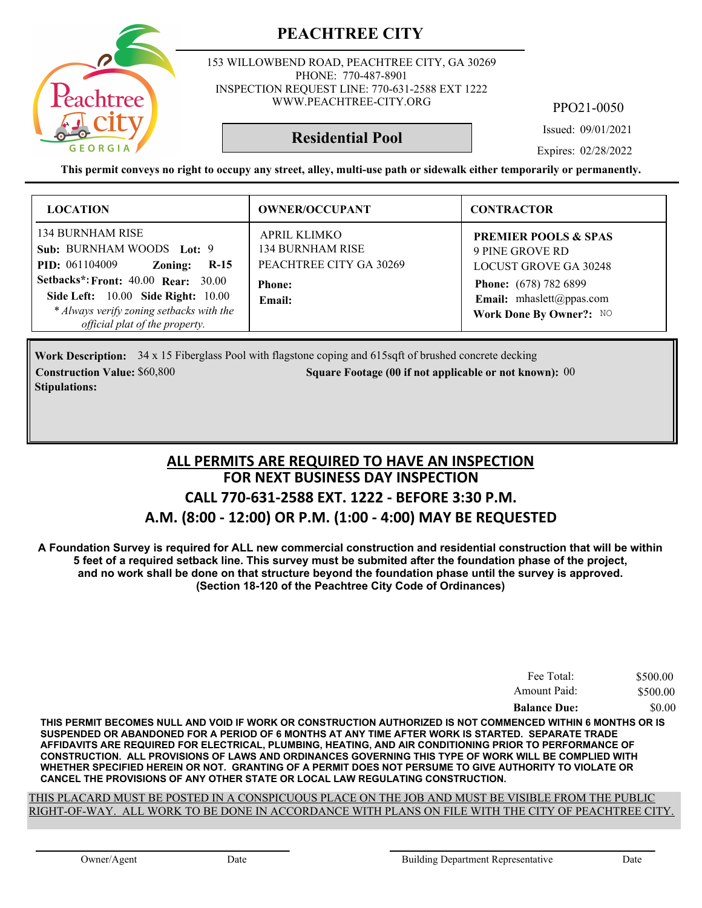# PEACHTREE CITY

153 WILLOWBEND ROAD, PEACHTREE CITY, GA 30269
PHONE: 770-487-8901
INSPECTION REQUEST LINE: 770-631-2588 EXT 1222
WWW.PEACHTREE-CITY.ORG

PPO21-0050

**Residential Pool**

Issued: 09/01/2021

Expires: 02/28/2022

**This permit conveys no right to occupy any street, alley, multi-use path or sidewalk either temporarily or permanently.**

| LOCATION | OWNER/OCCUPANT | CONTRACTOR |
|---|---|---|
| 134 BURNHAM RISE<br>**Sub:** BURNHAM WOODS **Lot:** 9<br>**PID:** 061104009 **Zoning:** **R-15**<br>**Setbacks\*: Front:** 40.00 **Rear:** 30.00<br>**Side Left:** 10.00 **Side Right:** 10.00<br>*\* Always verify zoning setbacks with the official plat of the property.* | APRIL KLIMKO<br>134 BURNHAM RISE<br>PEACHTREE CITY GA 30269<br>**Phone:**<br>**Email:** | **PREMIER POOLS & SPAS**<br>9 PINE GROVE RD<br>LOCUST GROVE GA 30248<br>**Phone:** (678) 782 6899<br>**Email:** mhaslett@ppas.com<br>**Work Done By Owner?:** NO |

**Work Description:** 34 x 15 Fiberglass Pool with flagstone coping and 615sqft of brushed concrete decking

**Construction Value:** $60,800 **Square Footage (00 if not applicable or not known):** 00

**Stipulations:**

## ALL PERMITS ARE REQUIRED TO HAVE AN INSPECTION
## FOR NEXT BUSINESS DAY INSPECTION
## CALL 770-631-2588 EXT. 1222 - BEFORE 3:30 P.M.
## A.M. (8:00 - 12:00) OR P.M. (1:00 - 4:00) MAY BE REQUESTED

**A Foundation Survey is required for ALL new commercial construction and residential construction that will be within 5 feet of a required setback line. This survey must be submited after the foundation phase of the project, and no work shall be done on that structure beyond the foundation phase until the survey is approved. (Section 18-120 of the Peachtree City Code of Ordinances)**

| | |
|---|---|
| Fee Total: | $500.00 |
| Amount Paid: | $500.00 |
| **Balance Due:** | $0.00 |

**THIS PERMIT BECOMES NULL AND VOID IF WORK OR CONSTRUCTION AUTHORIZED IS NOT COMMENCED WITHIN 6 MONTHS OR IS SUSPENDED OR ABANDONED FOR A PERIOD OF 6 MONTHS AT ANY TIME AFTER WORK IS STARTED. SEPARATE TRADE AFFIDAVITS ARE REQUIRED FOR ELECTRICAL, PLUMBING, HEATING, AND AIR CONDITIONING PRIOR TO PERFORMANCE OF CONSTRUCTION. ALL PROVISIONS OF LAWS AND ORDINANCES GOVERNING THIS TYPE OF WORK WILL BE COMPLIED WITH WHETHER SPECIFIED HEREIN OR NOT. GRANTING OF A PERMIT DOES NOT PERSUME TO GIVE AUTHORITY TO VIOLATE OR CANCEL THE PROVISIONS OF ANY OTHER STATE OR LOCAL LAW REGULATING CONSTRUCTION.**

THIS PLACARD MUST BE POSTED IN A CONSPICUOUS PLACE ON THE JOB AND MUST BE VISIBLE FROM THE PUBLIC RIGHT-OF-WAY. ALL WORK TO BE DONE IN ACCORDANCE WITH PLANS ON FILE WITH THE CITY OF PEACHTREE CITY.

Owner/Agent    Date    Building Department Representative    Date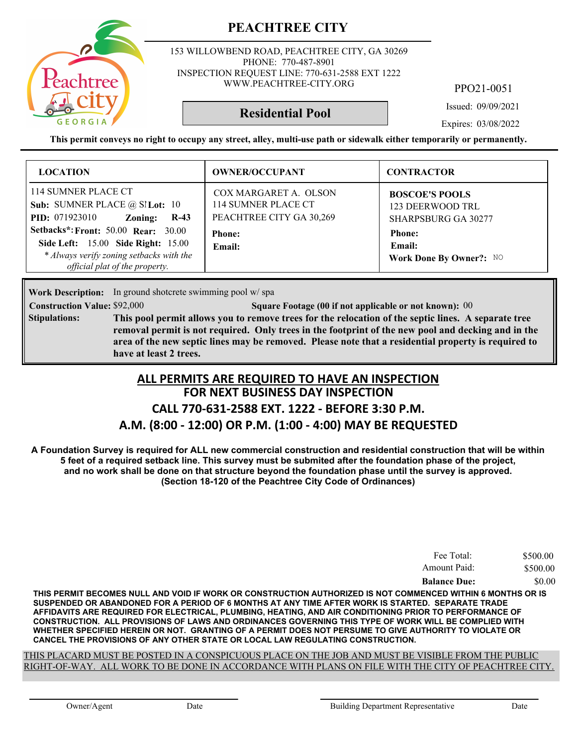# PEACHTREE CITY

153 WILLOWBEND ROAD, PEACHTREE CITY, GA 30269
PHONE: 770-487-8901
INSPECTION REQUEST LINE: 770-631-2588 EXT 1222
WWW.PEACHTREE-CITY.ORG

PPO21-0051

**Residential Pool**

Issued: 09/09/2021

Expires: 03/08/2022

**This permit conveys no right to occupy any street, alley, multi-use path or sidewalk either temporarily or permanently.**

| LOCATION | OWNER/OCCUPANT | CONTRACTOR |
|---|---|---|
| 114 SUMNER PLACE CT<br>**Sub:** SUMNER PLACE @ S! **Lot:** 10<br>**PID:** 071923010 **Zoning:** **R-43**<br>**Setbacks*: Front:** 50.00 **Rear:** 30.00<br>**Side Left:** 15.00 **Side Right:** 15.00<br>*\* Always verify zoning setbacks with the official plat of the property.* | COX MARGARET A. OLSON<br>114 SUMNER PLACE CT<br>PEACHTREE CITY GA 30,269<br>**Phone:**<br>**Email:** | **BOSCOE'S POOLS**<br>123 DEERWOOD TRL<br>SHARPSBURG GA 30277<br>**Phone:**<br>**Email:**<br>**Work Done By Owner?:** NO |

**Work Description:** In ground shotcrete swimming pool w/ spa

**Construction Value:** $92,000 **Square Footage (00 if not applicable or not known):** 00

**Stipulations:** **This pool permit allows you to remove trees for the relocation of the septic lines. A separate tree removal permit is not required. Only trees in the footprint of the new pool and decking and in the area of the new septic lines may be removed. Please note that a residential property is required to have at least 2 trees.**

## ALL PERMITS ARE REQUIRED TO HAVE AN INSPECTION
## FOR NEXT BUSINESS DAY INSPECTION
## CALL 770-631-2588 EXT. 1222 - BEFORE 3:30 P.M.
## A.M. (8:00 - 12:00) OR P.M. (1:00 - 4:00) MAY BE REQUESTED

**A Foundation Survey is required for ALL new commercial construction and residential construction that will be within 5 feet of a required setback line. This survey must be submited after the foundation phase of the project, and no work shall be done on that structure beyond the foundation phase until the survey is approved. (Section 18-120 of the Peachtree City Code of Ordinances)**

| | |
|---|---|
| Fee Total: | $500.00 |
| Amount Paid: | $500.00 |
| **Balance Due:** | $0.00 |

**THIS PERMIT BECOMES NULL AND VOID IF WORK OR CONSTRUCTION AUTHORIZED IS NOT COMMENCED WITHIN 6 MONTHS OR IS SUSPENDED OR ABANDONED FOR A PERIOD OF 6 MONTHS AT ANY TIME AFTER WORK IS STARTED. SEPARATE TRADE AFFIDAVITS ARE REQUIRED FOR ELECTRICAL, PLUMBING, HEATING, AND AIR CONDITIONING PRIOR TO PERFORMANCE OF CONSTRUCTION. ALL PROVISIONS OF LAWS AND ORDINANCES GOVERNING THIS TYPE OF WORK WILL BE COMPLIED WITH WHETHER SPECIFIED HEREIN OR NOT. GRANTING OF A PERMIT DOES NOT PERSUME TO GIVE AUTHORITY TO VIOLATE OR CANCEL THE PROVISIONS OF ANY OTHER STATE OR LOCAL LAW REGULATING CONSTRUCTION.**

THIS PLACARD MUST BE POSTED IN A CONSPICUOUS PLACE ON THE JOB AND MUST BE VISIBLE FROM THE PUBLIC RIGHT-OF-WAY. ALL WORK TO BE DONE IN ACCORDANCE WITH PLANS ON FILE WITH THE CITY OF PEACHTREE CITY.

Owner/Agent Date Building Department Representative Date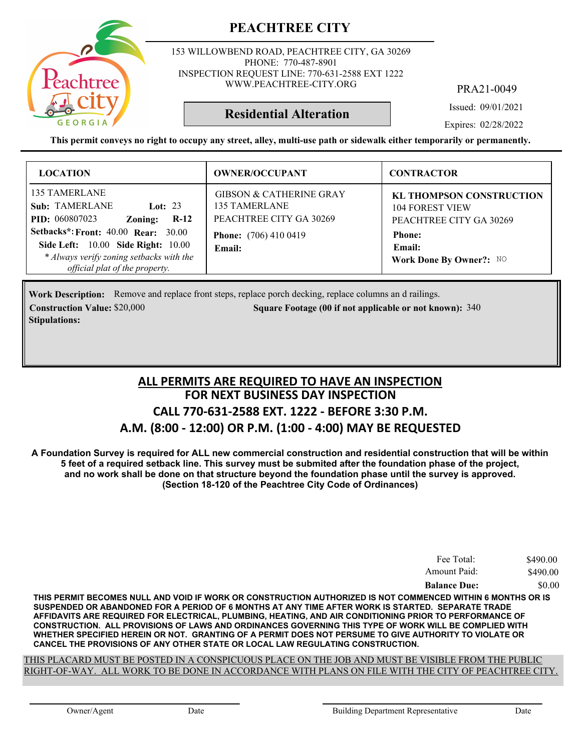# PEACHTREE CITY

153 WILLOWBEND ROAD, PEACHTREE CITY, GA 30269
PHONE: 770-487-8901
INSPECTION REQUEST LINE: 770-631-2588 EXT 1222
WWW.PEACHTREE-CITY.ORG

PRA21-0049

**Residential Alteration**

Issued: 09/01/2021

Expires: 02/28/2022

**This permit conveys no right to occupy any street, alley, multi-use path or sidewalk either temporarily or permanently.**

| LOCATION | OWNER/OCCUPANT | CONTRACTOR |
|---|---|---|
| 135 TAMERLANE<br>**Sub:** TAMERLANE **Lot:** 23<br>**PID:** 060807023 **Zoning:** **R-12**<br>**Setbacks*:** **Front:** 40.00 **Rear:** 30.00<br>**Side Left:** 10.00 **Side Right:** 10.00<br>*\* Always verify zoning setbacks with the official plat of the property.* | GIBSON & CATHERINE GRAY<br>135 TAMERLANE<br>PEACHTREE CITY GA 30269<br>**Phone:** (706) 410 0419<br>**Email:** | **KL THOMPSON CONSTRUCTION**<br>104 FOREST VIEW<br>PEACHTREE CITY GA 30269<br>**Phone:**<br>**Email:**<br>**Work Done By Owner?:** NO |

**Work Description:** Remove and replace front steps, replace porch decking, replace columns an d railings.

**Construction Value:** $20,000 **Square Footage (00 if not applicable or not known):** 340

**Stipulations:**

## ALL PERMITS ARE REQUIRED TO HAVE AN INSPECTION
## FOR NEXT BUSINESS DAY INSPECTION
## CALL 770-631-2588 EXT. 1222 - BEFORE 3:30 P.M.
## A.M. (8:00 - 12:00) OR P.M. (1:00 - 4:00) MAY BE REQUESTED

**A Foundation Survey is required for ALL new commercial construction and residential construction that will be within 5 feet of a required setback line. This survey must be submited after the foundation phase of the project, and no work shall be done on that structure beyond the foundation phase until the survey is approved. (Section 18-120 of the Peachtree City Code of Ordinances)**

| | |
|---|---|
| Fee Total: | $490.00 |
| Amount Paid: | $490.00 |
| **Balance Due:** | $0.00 |

**THIS PERMIT BECOMES NULL AND VOID IF WORK OR CONSTRUCTION AUTHORIZED IS NOT COMMENCED WITHIN 6 MONTHS OR IS SUSPENDED OR ABANDONED FOR A PERIOD OF 6 MONTHS AT ANY TIME AFTER WORK IS STARTED. SEPARATE TRADE AFFIDAVITS ARE REQUIRED FOR ELECTRICAL, PLUMBING, HEATING, AND AIR CONDITIONING PRIOR TO PERFORMANCE OF CONSTRUCTION. ALL PROVISIONS OF LAWS AND ORDINANCES GOVERNING THIS TYPE OF WORK WILL BE COMPLIED WITH WHETHER SPECIFIED HEREIN OR NOT. GRANTING OF A PERMIT DOES NOT PERSUME TO GIVE AUTHORITY TO VIOLATE OR CANCEL THE PROVISIONS OF ANY OTHER STATE OR LOCAL LAW REGULATING CONSTRUCTION.**

THIS PLACARD MUST BE POSTED IN A CONSPICUOUS PLACE ON THE JOB AND MUST BE VISIBLE FROM THE PUBLIC RIGHT-OF-WAY. ALL WORK TO BE DONE IN ACCORDANCE WITH PLANS ON FILE WITH THE CITY OF PEACHTREE CITY.

Owner/Agent Date Building Department Representative Date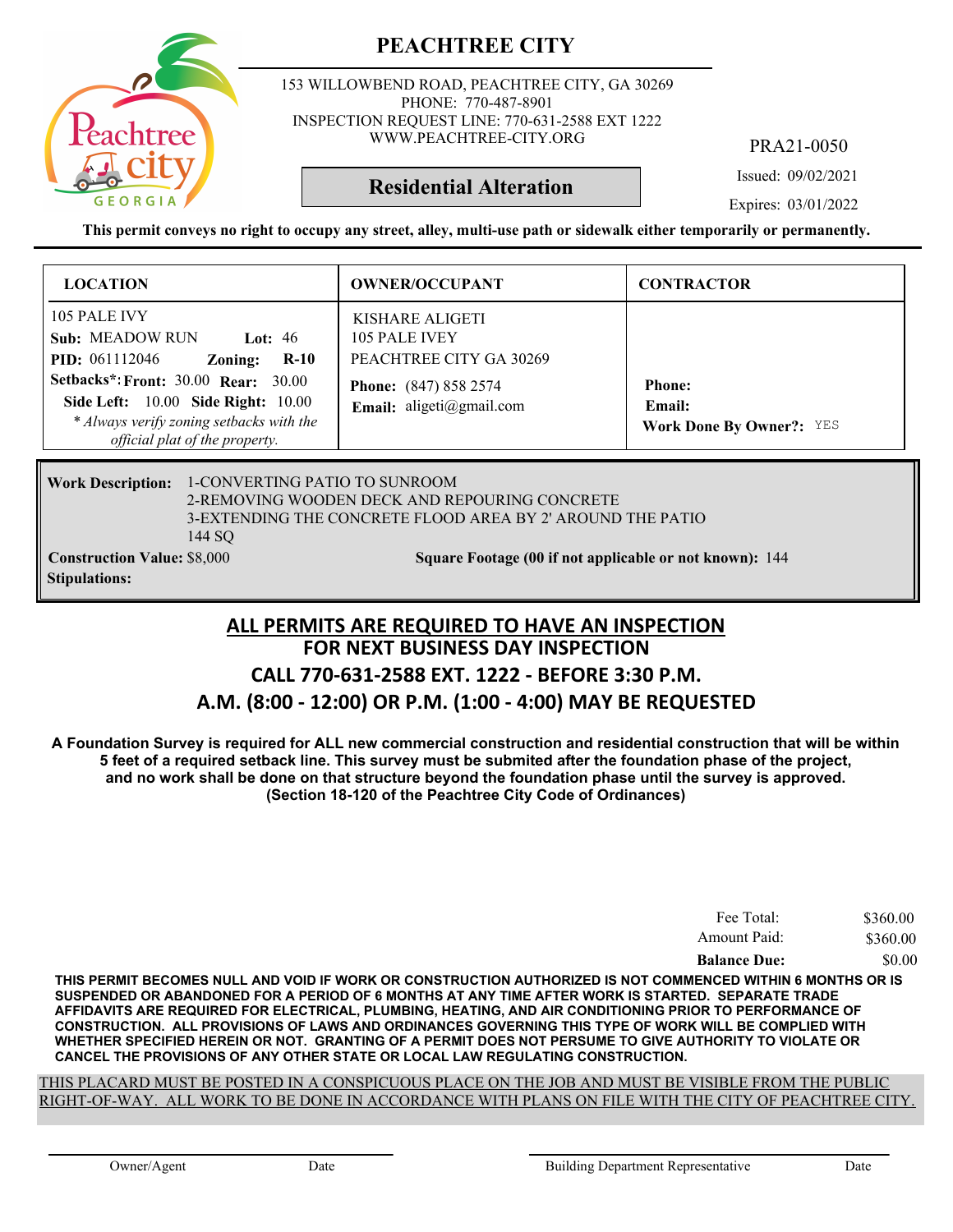# PEACHTREE CITY

153 WILLOWBEND ROAD, PEACHTREE CITY, GA 30269
PHONE: 770-487-8901
INSPECTION REQUEST LINE: 770-631-2588 EXT 1222
WWW.PEACHTREE-CITY.ORG

PRA21-0050

## Residential Alteration

Issued: 09/02/2021
Expires: 03/01/2022

**This permit conveys no right to occupy any street, alley, multi-use path or sidewalk either temporarily or permanently.**

| LOCATION | OWNER/OCCUPANT | CONTRACTOR |
|---|---|---|
| 105 PALE IVY<br>**Sub:** MEADOW RUN **Lot:** 46<br>**PID:** 061112046 **Zoning:** **R-10**<br>**Setbacks*: Front:** 30.00 **Rear:** 30.00<br>**Side Left:** 10.00 **Side Right:** 10.00<br>*\* Always verify zoning setbacks with the official plat of the property.* | KISHARE ALIGETI<br>105 PALE IVEY<br>PEACHTREE CITY GA 30269<br>**Phone:** (847) 858 2574<br>**Email:** aligeti@gmail.com | **Phone:**<br>**Email:**<br>**Work Done By Owner?:** YES |

**Work Description:** 1-CONVERTING PATIO TO SUNROOM
2-REMOVING WOODEN DECK AND REPOURING CONCRETE
3-EXTENDING THE CONCRETE FLOOD AREA BY 2' AROUND THE PATIO
144 SQ

**Construction Value:** $8,000 **Square Footage (00 if not applicable or not known):** 144

**Stipulations:**

## ALL PERMITS ARE REQUIRED TO HAVE AN INSPECTION
## FOR NEXT BUSINESS DAY INSPECTION
## CALL 770-631-2588 EXT. 1222 - BEFORE 3:30 P.M.
## A.M. (8:00 - 12:00) OR P.M. (1:00 - 4:00) MAY BE REQUESTED

**A Foundation Survey is required for ALL new commercial construction and residential construction that will be within 5 feet of a required setback line. This survey must be submited after the foundation phase of the project, and no work shall be done on that structure beyond the foundation phase until the survey is approved. (Section 18-120 of the Peachtree City Code of Ordinances)**

| | |
|---|---|
| Fee Total: | $360.00 |
| Amount Paid: | $360.00 |
| **Balance Due:** | $0.00 |

**THIS PERMIT BECOMES NULL AND VOID IF WORK OR CONSTRUCTION AUTHORIZED IS NOT COMMENCED WITHIN 6 MONTHS OR IS SUSPENDED OR ABANDONED FOR A PERIOD OF 6 MONTHS AT ANY TIME AFTER WORK IS STARTED. SEPARATE TRADE AFFIDAVITS ARE REQUIRED FOR ELECTRICAL, PLUMBING, HEATING, AND AIR CONDITIONING PRIOR TO PERFORMANCE OF CONSTRUCTION. ALL PROVISIONS OF LAWS AND ORDINANCES GOVERNING THIS TYPE OF WORK WILL BE COMPLIED WITH WHETHER SPECIFIED HEREIN OR NOT. GRANTING OF A PERMIT DOES NOT PERSUME TO GIVE AUTHORITY TO VIOLATE OR CANCEL THE PROVISIONS OF ANY OTHER STATE OR LOCAL LAW REGULATING CONSTRUCTION.**

THIS PLACARD MUST BE POSTED IN A CONSPICUOUS PLACE ON THE JOB AND MUST BE VISIBLE FROM THE PUBLIC RIGHT-OF-WAY. ALL WORK TO BE DONE IN ACCORDANCE WITH PLANS ON FILE WITH THE CITY OF PEACHTREE CITY.

Owner/Agent Date Building Department Representative Date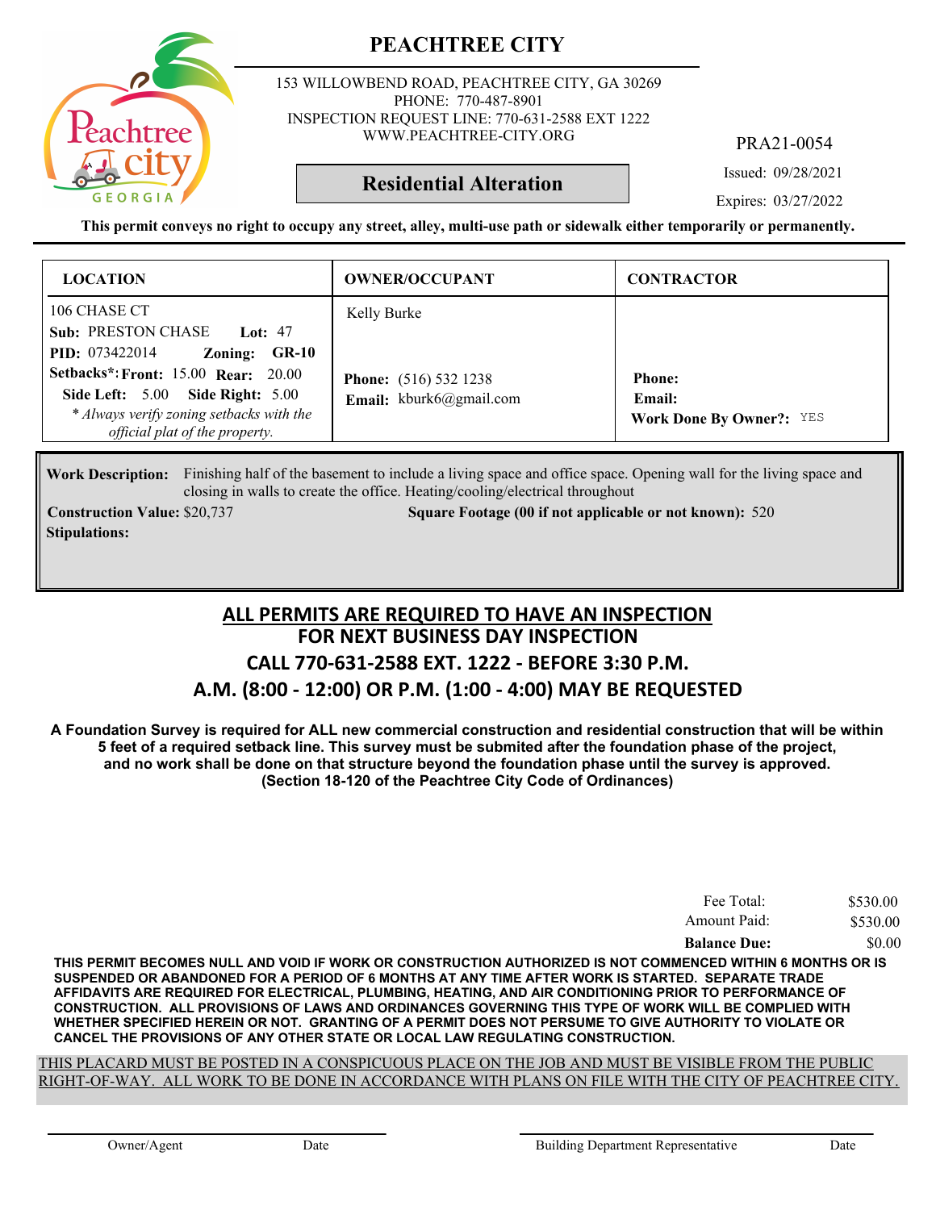# PEACHTREE CITY

153 WILLOWBEND ROAD, PEACHTREE CITY, GA 30269
PHONE: 770-487-8901
INSPECTION REQUEST LINE: 770-631-2588 EXT 1222
WWW.PEACHTREE-CITY.ORG

PRA21-0054

**Residential Alteration**

Issued: 09/28/2021

Expires: 03/27/2022

**This permit conveys no right to occupy any street, alley, multi-use path or sidewalk either temporarily or permanently.**

| LOCATION | OWNER/OCCUPANT | CONTRACTOR |
|---|---|---|
| 106 CHASE CT<br>**Sub:** PRESTON CHASE **Lot:** 47<br>**PID:** 073422014 **Zoning:** **GR-10**<br>**Setbacks*: Front:** 15.00 **Rear:** 20.00<br>**Side Left:** 5.00 **Side Right:** 5.00<br>*\* Always verify zoning setbacks with the official plat of the property.* | Kelly Burke<br><br>**Phone:** (516) 532 1238<br>**Email:** kburk6@gmail.com | **Phone:**<br>**Email:**<br>**Work Done By Owner?:** YES |

**Work Description:** Finishing half of the basement to include a living space and office space. Opening wall for the living space and closing in walls to create the office. Heating/cooling/electrical throughout

**Construction Value:** $20,737

**Square Footage (00 if not applicable or not known):** 520

**Stipulations:**

## ALL PERMITS ARE REQUIRED TO HAVE AN INSPECTION
## FOR NEXT BUSINESS DAY INSPECTION
## CALL 770-631-2588 EXT. 1222 - BEFORE 3:30 P.M.
## A.M. (8:00 - 12:00) OR P.M. (1:00 - 4:00) MAY BE REQUESTED

**A Foundation Survey is required for ALL new commercial construction and residential construction that will be within 5 feet of a required setback line. This survey must be submited after the foundation phase of the project, and no work shall be done on that structure beyond the foundation phase until the survey is approved. (Section 18-120 of the Peachtree City Code of Ordinances)**

| | |
|---|---|
| Fee Total: | $530.00 |
| Amount Paid: | $530.00 |
| **Balance Due:** | $0.00 |

**THIS PERMIT BECOMES NULL AND VOID IF WORK OR CONSTRUCTION AUTHORIZED IS NOT COMMENCED WITHIN 6 MONTHS OR IS SUSPENDED OR ABANDONED FOR A PERIOD OF 6 MONTHS AT ANY TIME AFTER WORK IS STARTED. SEPARATE TRADE AFFIDAVITS ARE REQUIRED FOR ELECTRICAL, PLUMBING, HEATING, AND AIR CONDITIONING PRIOR TO PERFORMANCE OF CONSTRUCTION. ALL PROVISIONS OF LAWS AND ORDINANCES GOVERNING THIS TYPE OF WORK WILL BE COMPLIED WITH WHETHER SPECIFIED HEREIN OR NOT. GRANTING OF A PERMIT DOES NOT PERSUME TO GIVE AUTHORITY TO VIOLATE OR CANCEL THE PROVISIONS OF ANY OTHER STATE OR LOCAL LAW REGULATING CONSTRUCTION.**

THIS PLACARD MUST BE POSTED IN A CONSPICUOUS PLACE ON THE JOB AND MUST BE VISIBLE FROM THE PUBLIC RIGHT-OF-WAY. ALL WORK TO BE DONE IN ACCORDANCE WITH PLANS ON FILE WITH THE CITY OF PEACHTREE CITY.

Owner/Agent    Date    Building Department Representative    Date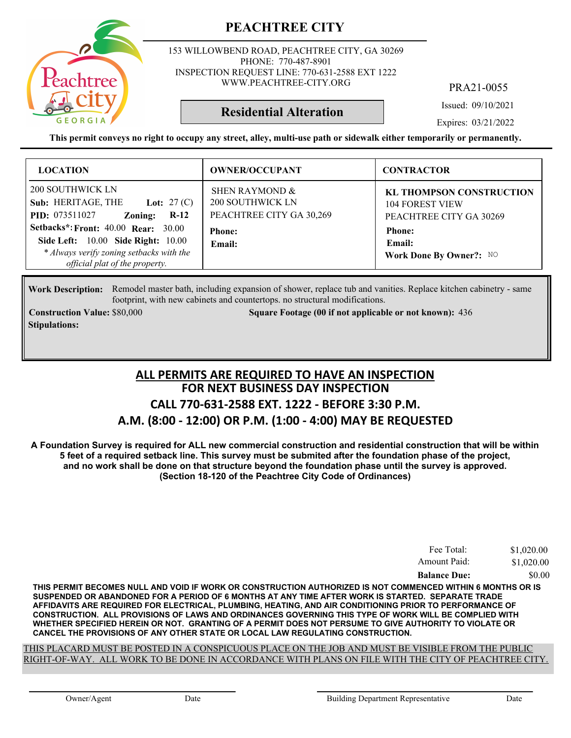# PEACHTREE CITY

153 WILLOWBEND ROAD, PEACHTREE CITY, GA 30269
PHONE: 770-487-8901
INSPECTION REQUEST LINE: 770-631-2588 EXT 1222
WWW.PEACHTREE-CITY.ORG

PRA21-0055

**Residential Alteration**

Issued: 09/10/2021
Expires: 03/21/2022

**This permit conveys no right to occupy any street, alley, multi-use path or sidewalk either temporarily or permanently.**

| LOCATION | OWNER/OCCUPANT | CONTRACTOR |
|---|---|---|
| 200 SOUTHWICK LN<br>**Sub:** HERITAGE, THE **Lot:** 27 (C)<br>**PID:** 073511027 **Zoning:** **R-12**<br>**Setbacks*: Front:** 40.00 **Rear:** 30.00<br>**Side Left:** 10.00 **Side Right:** 10.00<br>*\* Always verify zoning setbacks with the official plat of the property.* | SHEN RAYMOND &<br>200 SOUTHWICK LN<br>PEACHTREE CITY GA 30,269<br>**Phone:**<br>**Email:** | **KL THOMPSON CONSTRUCTION**<br>104 FOREST VIEW<br>PEACHTREE CITY GA 30269<br>**Phone:**<br>**Email:**<br>**Work Done By Owner?:** NO |

**Work Description:** Remodel master bath, including expansion of shower, replace tub and vanities. Replace kitchen cabinetry - same footprint, with new cabinets and countertops. no structural modifications.

**Construction Value:** $80,000 **Square Footage (00 if not applicable or not known):** 436

**Stipulations:**

## ALL PERMITS ARE REQUIRED TO HAVE AN INSPECTION
## FOR NEXT BUSINESS DAY INSPECTION
## CALL 770-631-2588 EXT. 1222 - BEFORE 3:30 P.M.
## A.M. (8:00 - 12:00) OR P.M. (1:00 - 4:00) MAY BE REQUESTED

**A Foundation Survey is required for ALL new commercial construction and residential construction that will be within 5 feet of a required setback line. This survey must be submited after the foundation phase of the project, and no work shall be done on that structure beyond the foundation phase until the survey is approved. (Section 18-120 of the Peachtree City Code of Ordinances)**

| | |
|---|---|
| Fee Total: | $1,020.00 |
| Amount Paid: | $1,020.00 |
| **Balance Due:** | $0.00 |

**THIS PERMIT BECOMES NULL AND VOID IF WORK OR CONSTRUCTION AUTHORIZED IS NOT COMMENCED WITHIN 6 MONTHS OR IS SUSPENDED OR ABANDONED FOR A PERIOD OF 6 MONTHS AT ANY TIME AFTER WORK IS STARTED. SEPARATE TRADE AFFIDAVITS ARE REQUIRED FOR ELECTRICAL, PLUMBING, HEATING, AND AIR CONDITIONING PRIOR TO PERFORMANCE OF CONSTRUCTION. ALL PROVISIONS OF LAWS AND ORDINANCES GOVERNING THIS TYPE OF WORK WILL BE COMPLIED WITH WHETHER SPECIFIED HEREIN OR NOT. GRANTING OF A PERMIT DOES NOT PERSUME TO GIVE AUTHORITY TO VIOLATE OR CANCEL THE PROVISIONS OF ANY OTHER STATE OR LOCAL LAW REGULATING CONSTRUCTION.**

THIS PLACARD MUST BE POSTED IN A CONSPICUOUS PLACE ON THE JOB AND MUST BE VISIBLE FROM THE PUBLIC RIGHT-OF-WAY. ALL WORK TO BE DONE IN ACCORDANCE WITH PLANS ON FILE WITH THE CITY OF PEACHTREE CITY.

Owner/Agent Date Building Department Representative Date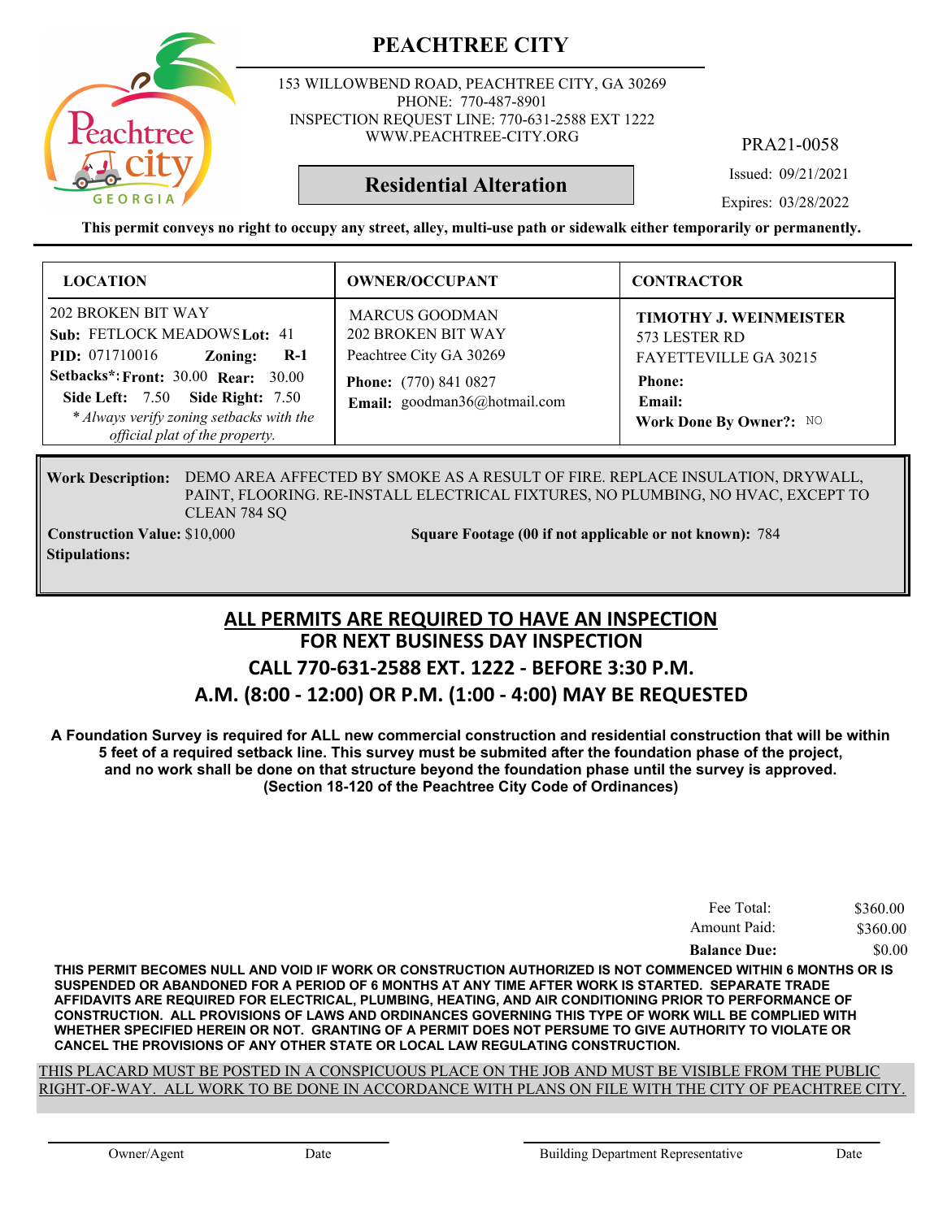# PEACHTREE CITY

153 WILLOWBEND ROAD, PEACHTREE CITY, GA 30269
PHONE: 770-487-8901
INSPECTION REQUEST LINE: 770-631-2588 EXT 1222
WWW.PEACHTREE-CITY.ORG

PRA21-0058

**Residential Alteration**

Issued: 09/21/2021

Expires: 03/28/2022

**This permit conveys no right to occupy any street, alley, multi-use path or sidewalk either temporarily or permanently.**

| LOCATION | OWNER/OCCUPANT | CONTRACTOR |
|---|---|---|
| 202 BROKEN BIT WAY<br>**Sub:** FETLOCK MEADOWS **Lot:** 41<br>**PID:** 071710016 **Zoning:** **R-1**<br>**Setbacks*: Front:** 30.00 **Rear:** 30.00<br>**Side Left:** 7.50 **Side Right:** 7.50<br>*\* Always verify zoning setbacks with the official plat of the property.* | MARCUS GOODMAN<br>202 BROKEN BIT WAY<br>Peachtree City GA 30269<br>**Phone:** (770) 841 0827<br>**Email:** goodman36@hotmail.com | **TIMOTHY J. WEINMEISTER**<br>573 LESTER RD<br>FAYETTEVILLE GA 30215<br>**Phone:**<br>**Email:**<br>**Work Done By Owner?:** NO |

**Work Description:** DEMO AREA AFFECTED BY SMOKE AS A RESULT OF FIRE. REPLACE INSULATION, DRYWALL, PAINT, FLOORING. RE-INSTALL ELECTRICAL FIXTURES, NO PLUMBING, NO HVAC, EXCEPT TO CLEAN 784 SQ

**Construction Value:** $10,000

**Square Footage (00 if not applicable or not known):** 784

**Stipulations:**

## ALL PERMITS ARE REQUIRED TO HAVE AN INSPECTION
## FOR NEXT BUSINESS DAY INSPECTION
## CALL 770-631-2588 EXT. 1222 - BEFORE 3:30 P.M.
## A.M. (8:00 - 12:00) OR P.M. (1:00 - 4:00) MAY BE REQUESTED

**A Foundation Survey is required for ALL new commercial construction and residential construction that will be within 5 feet of a required setback line. This survey must be submited after the foundation phase of the project, and no work shall be done on that structure beyond the foundation phase until the survey is approved. (Section 18-120 of the Peachtree City Code of Ordinances)**

| | |
|---|---|
| Fee Total: | $360.00 |
| Amount Paid: | $360.00 |
| **Balance Due:** | $0.00 |

**THIS PERMIT BECOMES NULL AND VOID IF WORK OR CONSTRUCTION AUTHORIZED IS NOT COMMENCED WITHIN 6 MONTHS OR IS SUSPENDED OR ABANDONED FOR A PERIOD OF 6 MONTHS AT ANY TIME AFTER WORK IS STARTED. SEPARATE TRADE AFFIDAVITS ARE REQUIRED FOR ELECTRICAL, PLUMBING, HEATING, AND AIR CONDITIONING PRIOR TO PERFORMANCE OF CONSTRUCTION. ALL PROVISIONS OF LAWS AND ORDINANCES GOVERNING THIS TYPE OF WORK WILL BE COMPLIED WITH WHETHER SPECIFIED HEREIN OR NOT. GRANTING OF A PERMIT DOES NOT PERSUME TO GIVE AUTHORITY TO VIOLATE OR CANCEL THE PROVISIONS OF ANY OTHER STATE OR LOCAL LAW REGULATING CONSTRUCTION.**

THIS PLACARD MUST BE POSTED IN A CONSPICUOUS PLACE ON THE JOB AND MUST BE VISIBLE FROM THE PUBLIC RIGHT-OF-WAY. ALL WORK TO BE DONE IN ACCORDANCE WITH PLANS ON FILE WITH THE CITY OF PEACHTREE CITY.

Owner/Agent　　Date　　Building Department Representative　　Date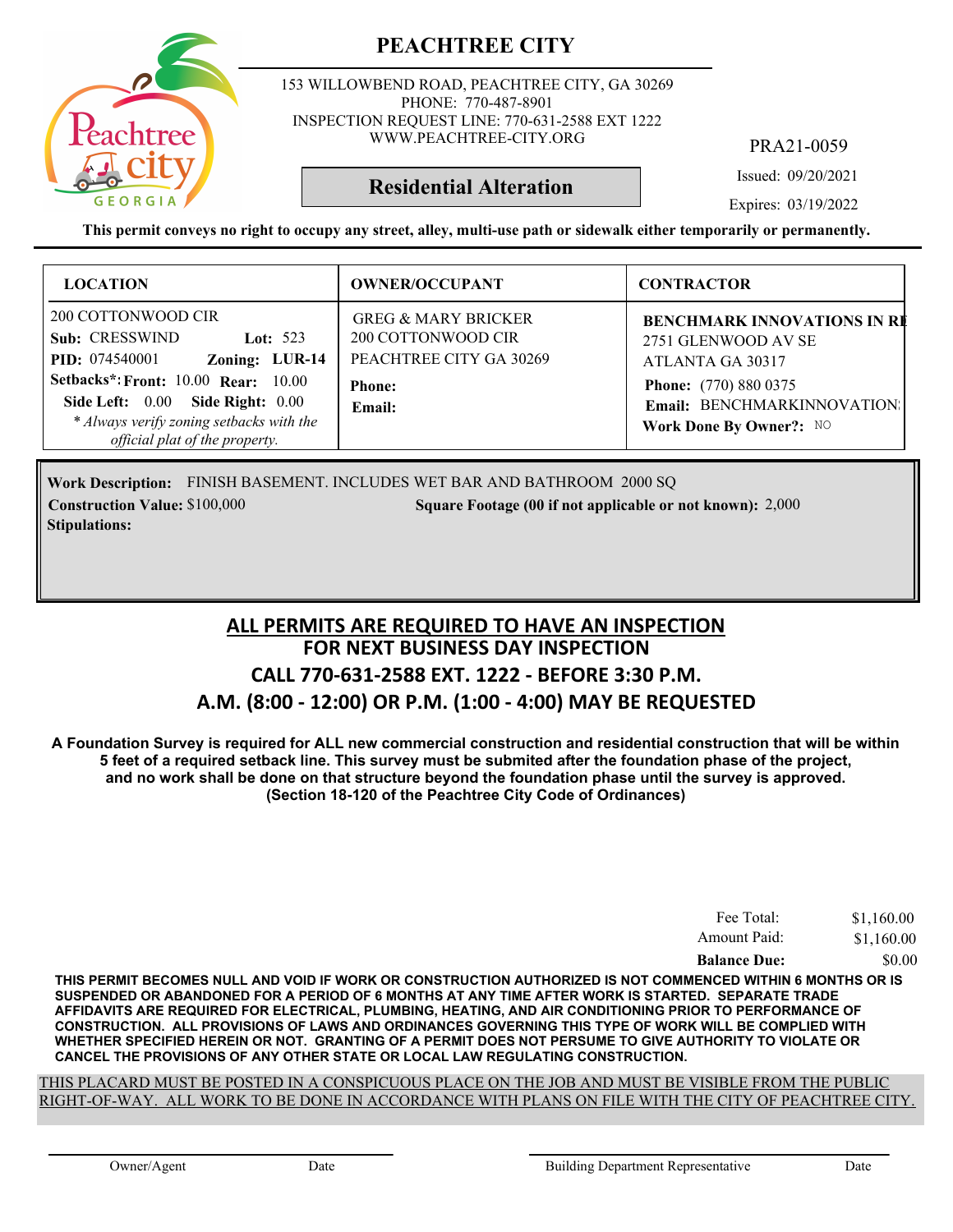# PEACHTREE CITY

153 WILLOWBEND ROAD, PEACHTREE CITY, GA 30269
PHONE: 770-487-8901
INSPECTION REQUEST LINE: 770-631-2588 EXT 1222
WWW.PEACHTREE-CITY.ORG

PRA21-0059

**Residential Alteration**

Issued: 09/20/2021
Expires: 03/19/2022

**This permit conveys no right to occupy any street, alley, multi-use path or sidewalk either temporarily or permanently.**

| LOCATION | OWNER/OCCUPANT | CONTRACTOR |
|---|---|---|
| 200 COTTONWOOD CIR<br>**Sub:** CRESSWIND **Lot:** 523<br>**PID:** 074540001 **Zoning:** LUR-14<br>**Setbacks*:** **Front:** 10.00 **Rear:** 10.00<br>**Side Left:** 0.00 **Side Right:** 0.00<br>*\* Always verify zoning setbacks with the official plat of the property.* | GREG & MARY BRICKER<br>200 COTTONWOOD CIR<br>PEACHTREE CITY GA 30269<br>**Phone:**<br>**Email:** | **BENCHMARK INNOVATIONS IN RI**<br>2751 GLENWOOD AV SE<br>ATLANTA GA 30317<br>**Phone:** (770) 880 0375<br>**Email:** BENCHMARKINNOVATION<br>**Work Done By Owner?:** NO |

**Work Description:** FINISH BASEMENT. INCLUDES WET BAR AND BATHROOM 2000 SQ
**Construction Value:** $100,000 **Square Footage (00 if not applicable or not known):** 2,000
**Stipulations:**

## ALL PERMITS ARE REQUIRED TO HAVE AN INSPECTION
## FOR NEXT BUSINESS DAY INSPECTION
## CALL 770-631-2588 EXT. 1222 - BEFORE 3:30 P.M.
## A.M. (8:00 - 12:00) OR P.M. (1:00 - 4:00) MAY BE REQUESTED

**A Foundation Survey is required for ALL new commercial construction and residential construction that will be within 5 feet of a required setback line. This survey must be submited after the foundation phase of the project, and no work shall be done on that structure beyond the foundation phase until the survey is approved. (Section 18-120 of the Peachtree City Code of Ordinances)**

| | |
|---|---|
| Fee Total: | $1,160.00 |
| Amount Paid: | $1,160.00 |
| **Balance Due:** | $0.00 |

**THIS PERMIT BECOMES NULL AND VOID IF WORK OR CONSTRUCTION AUTHORIZED IS NOT COMMENCED WITHIN 6 MONTHS OR IS SUSPENDED OR ABANDONED FOR A PERIOD OF 6 MONTHS AT ANY TIME AFTER WORK IS STARTED. SEPARATE TRADE AFFIDAVITS ARE REQUIRED FOR ELECTRICAL, PLUMBING, HEATING, AND AIR CONDITIONING PRIOR TO PERFORMANCE OF CONSTRUCTION. ALL PROVISIONS OF LAWS AND ORDINANCES GOVERNING THIS TYPE OF WORK WILL BE COMPLIED WITH WHETHER SPECIFIED HEREIN OR NOT. GRANTING OF A PERMIT DOES NOT PERSUME TO GIVE AUTHORITY TO VIOLATE OR CANCEL THE PROVISIONS OF ANY OTHER STATE OR LOCAL LAW REGULATING CONSTRUCTION.**

THIS PLACARD MUST BE POSTED IN A CONSPICUOUS PLACE ON THE JOB AND MUST BE VISIBLE FROM THE PUBLIC RIGHT-OF-WAY. ALL WORK TO BE DONE IN ACCORDANCE WITH PLANS ON FILE WITH THE CITY OF PEACHTREE CITY.

Owner/Agent Date Building Department Representative Date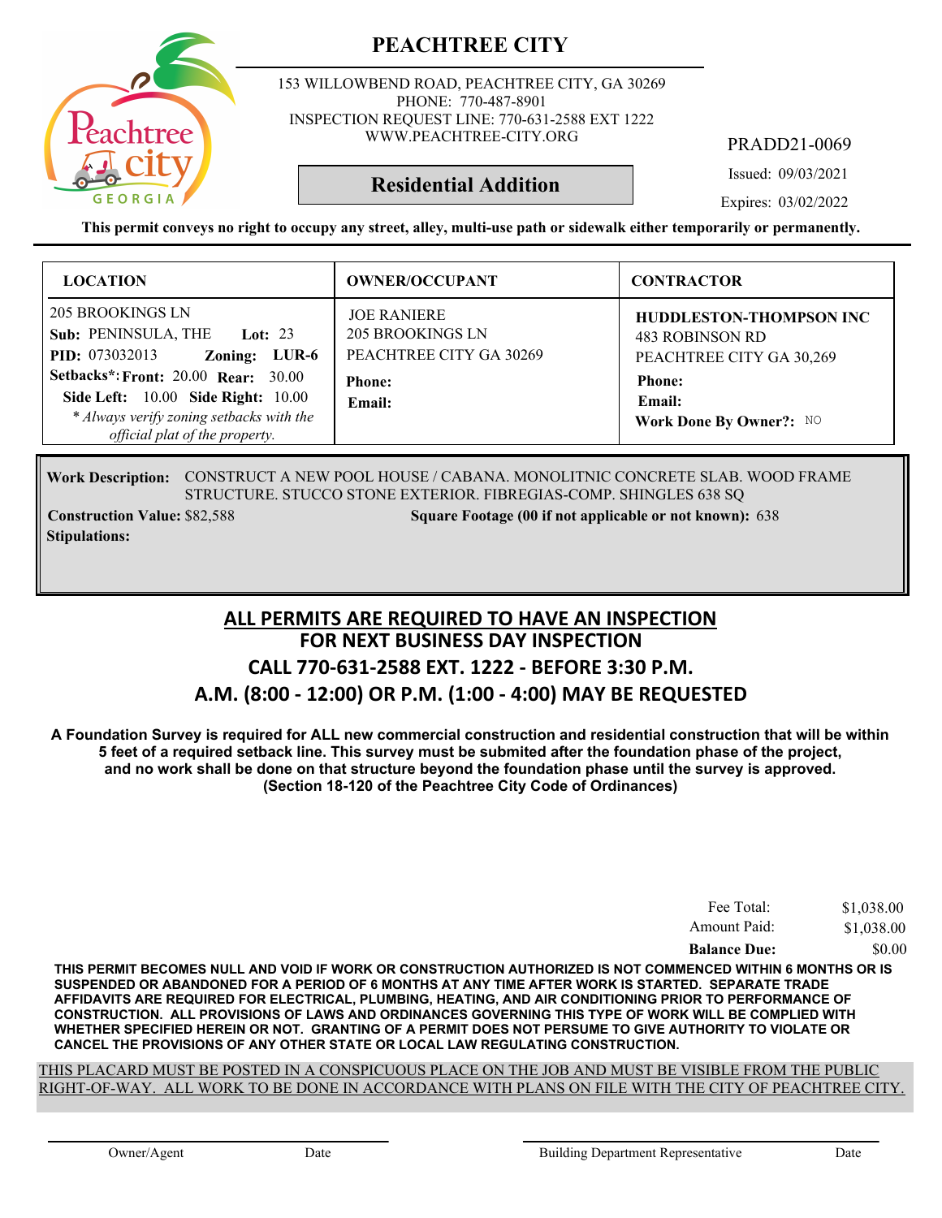# PEACHTREE CITY

153 WILLOWBEND ROAD, PEACHTREE CITY, GA 30269
PHONE: 770-487-8901
INSPECTION REQUEST LINE: 770-631-2588 EXT 1222
WWW.PEACHTREE-CITY.ORG

PRADD21-0069

## Residential Addition

Issued: 09/03/2021

Expires: 03/02/2022

**This permit conveys no right to occupy any street, alley, multi-use path or sidewalk either temporarily or permanently.**

| LOCATION | OWNER/OCCUPANT | CONTRACTOR |
|---|---|---|
| 205 BROOKINGS LN<br>**Sub:** PENINSULA, THE **Lot:** 23<br>**PID:** 073032013 **Zoning:** LUR-6<br>**Setbacks*: Front:** 20.00 **Rear:** 30.00<br>**Side Left:** 10.00 **Side Right:** 10.00<br>*\* Always verify zoning setbacks with the official plat of the property.* | JOE RANIERE<br>205 BROOKINGS LN<br>PEACHTREE CITY GA 30269<br>**Phone:**<br>**Email:** | **HUDDLESTON-THOMPSON INC**<br>483 ROBINSON RD<br>PEACHTREE CITY GA 30,269<br>**Phone:**<br>**Email:**<br>**Work Done By Owner?:** NO |

**Work Description:** CONSTRUCT A NEW POOL HOUSE / CABANA. MONOLITNIC CONCRETE SLAB. WOOD FRAME STRUCTURE. STUCCO STONE EXTERIOR. FIBREGIAS-COMP. SHINGLES 638 SQ

**Construction Value:** $82,588 **Square Footage (00 if not applicable or not known):** 638

**Stipulations:**

## ALL PERMITS ARE REQUIRED TO HAVE AN INSPECTION
## FOR NEXT BUSINESS DAY INSPECTION
## CALL 770-631-2588 EXT. 1222 - BEFORE 3:30 P.M.
## A.M. (8:00 - 12:00) OR P.M. (1:00 - 4:00) MAY BE REQUESTED

**A Foundation Survey is required for ALL new commercial construction and residential construction that will be within 5 feet of a required setback line. This survey must be submited after the foundation phase of the project, and no work shall be done on that structure beyond the foundation phase until the survey is approved. (Section 18-120 of the Peachtree City Code of Ordinances)**

| | |
|---|---|
| Fee Total: | $1,038.00 |
| Amount Paid: | $1,038.00 |
| **Balance Due:** | $0.00 |

**THIS PERMIT BECOMES NULL AND VOID IF WORK OR CONSTRUCTION AUTHORIZED IS NOT COMMENCED WITHIN 6 MONTHS OR IS SUSPENDED OR ABANDONED FOR A PERIOD OF 6 MONTHS AT ANY TIME AFTER WORK IS STARTED. SEPARATE TRADE AFFIDAVITS ARE REQUIRED FOR ELECTRICAL, PLUMBING, HEATING, AND AIR CONDITIONING PRIOR TO PERFORMANCE OF CONSTRUCTION. ALL PROVISIONS OF LAWS AND ORDINANCES GOVERNING THIS TYPE OF WORK WILL BE COMPLIED WITH WHETHER SPECIFIED HEREIN OR NOT. GRANTING OF A PERMIT DOES NOT PERSUME TO GIVE AUTHORITY TO VIOLATE OR CANCEL THE PROVISIONS OF ANY OTHER STATE OR LOCAL LAW REGULATING CONSTRUCTION.**

THIS PLACARD MUST BE POSTED IN A CONSPICUOUS PLACE ON THE JOB AND MUST BE VISIBLE FROM THE PUBLIC RIGHT-OF-WAY. ALL WORK TO BE DONE IN ACCORDANCE WITH PLANS ON FILE WITH THE CITY OF PEACHTREE CITY.

Owner/Agent Date Building Department Representative Date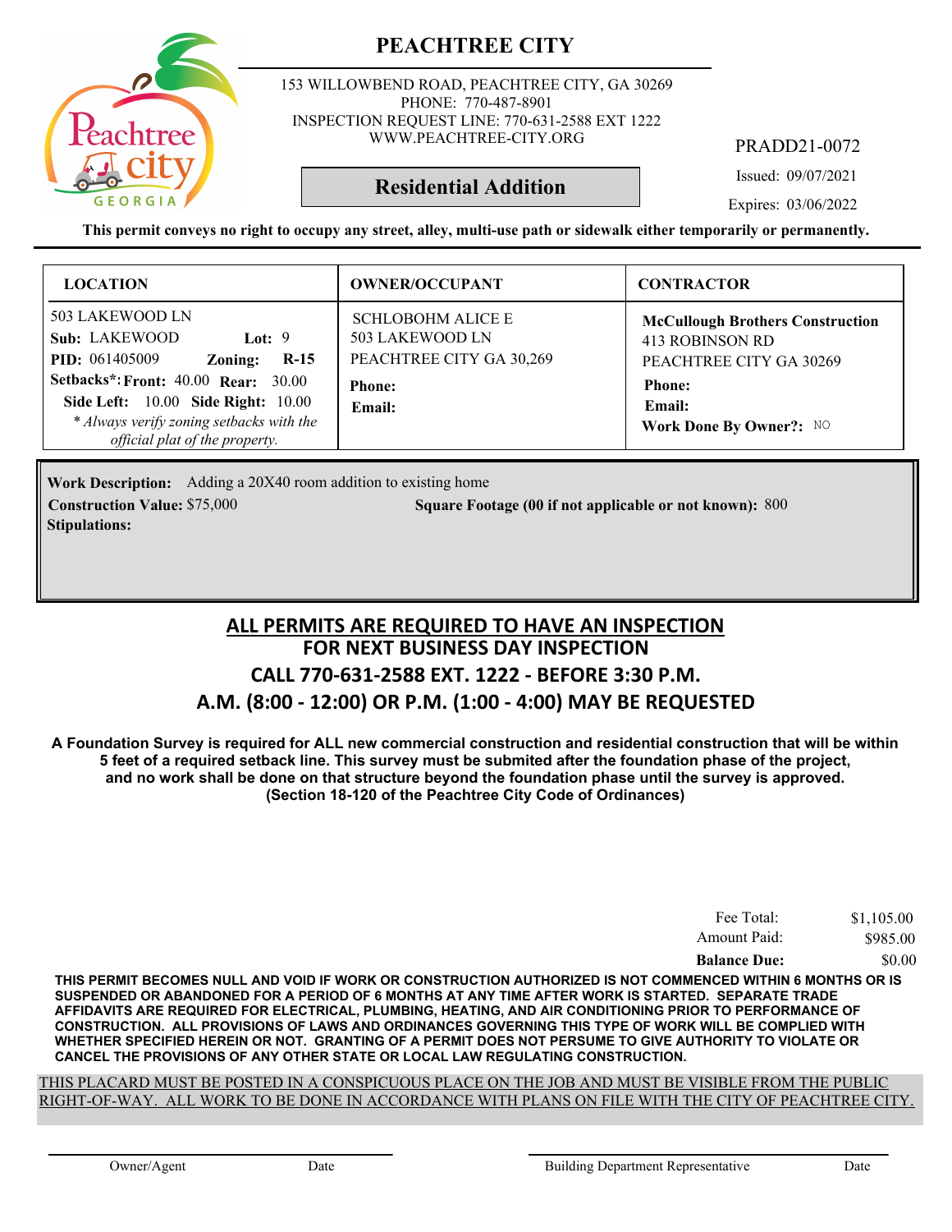# PEACHTREE CITY

153 WILLOWBEND ROAD, PEACHTREE CITY, GA 30269
PHONE: 770-487-8901
INSPECTION REQUEST LINE: 770-631-2588 EXT 1222
WWW.PEACHTREE-CITY.ORG

PRADD21-0072

## Residential Addition

Issued: 09/07/2021

Expires: 03/06/2022

**This permit conveys no right to occupy any street, alley, multi-use path or sidewalk either temporarily or permanently.**

| LOCATION | OWNER/OCCUPANT | CONTRACTOR |
|---|---|---|
| 503 LAKEWOOD LN<br>**Sub:** LAKEWOOD **Lot:** 9<br>**PID:** 061405009 **Zoning:** **R-15**<br>**Setbacks*:** **Front:** 40.00 **Rear:** 30.00<br>**Side Left:** 10.00 **Side Right:** 10.00<br>*\* Always verify zoning setbacks with the official plat of the property.* | SCHLOBOHM ALICE E<br>503 LAKEWOOD LN<br>PEACHTREE CITY GA 30,269<br>**Phone:**<br>**Email:** | **McCullough Brothers Construction**<br>413 ROBINSON RD<br>PEACHTREE CITY GA 30269<br>**Phone:**<br>**Email:**<br>**Work Done By Owner?:** NO |

**Work Description:** Adding a 20X40 room addition to existing home

**Construction Value:** $75,000

**Square Footage (00 if not applicable or not known):** 800

**Stipulations:**

## ALL PERMITS ARE REQUIRED TO HAVE AN INSPECTION
## FOR NEXT BUSINESS DAY INSPECTION
## CALL 770-631-2588 EXT. 1222 - BEFORE 3:30 P.M.
## A.M. (8:00 - 12:00) OR P.M. (1:00 - 4:00) MAY BE REQUESTED

**A Foundation Survey is required for ALL new commercial construction and residential construction that will be within 5 feet of a required setback line. This survey must be submited after the foundation phase of the project, and no work shall be done on that structure beyond the foundation phase until the survey is approved. (Section 18-120 of the Peachtree City Code of Ordinances)**

| | |
|---|---|
| Fee Total: | $1,105.00 |
| Amount Paid: | $985.00 |
| **Balance Due:** | $0.00 |

**THIS PERMIT BECOMES NULL AND VOID IF WORK OR CONSTRUCTION AUTHORIZED IS NOT COMMENCED WITHIN 6 MONTHS OR IS SUSPENDED OR ABANDONED FOR A PERIOD OF 6 MONTHS AT ANY TIME AFTER WORK IS STARTED. SEPARATE TRADE AFFIDAVITS ARE REQUIRED FOR ELECTRICAL, PLUMBING, HEATING, AND AIR CONDITIONING PRIOR TO PERFORMANCE OF CONSTRUCTION. ALL PROVISIONS OF LAWS AND ORDINANCES GOVERNING THIS TYPE OF WORK WILL BE COMPLIED WITH WHETHER SPECIFIED HEREIN OR NOT. GRANTING OF A PERMIT DOES NOT PERSUME TO GIVE AUTHORITY TO VIOLATE OR CANCEL THE PROVISIONS OF ANY OTHER STATE OR LOCAL LAW REGULATING CONSTRUCTION.**

THIS PLACARD MUST BE POSTED IN A CONSPICUOUS PLACE ON THE JOB AND MUST BE VISIBLE FROM THE PUBLIC RIGHT-OF-WAY. ALL WORK TO BE DONE IN ACCORDANCE WITH PLANS ON FILE WITH THE CITY OF PEACHTREE CITY.

Owner/Agent Date

Building Department Representative Date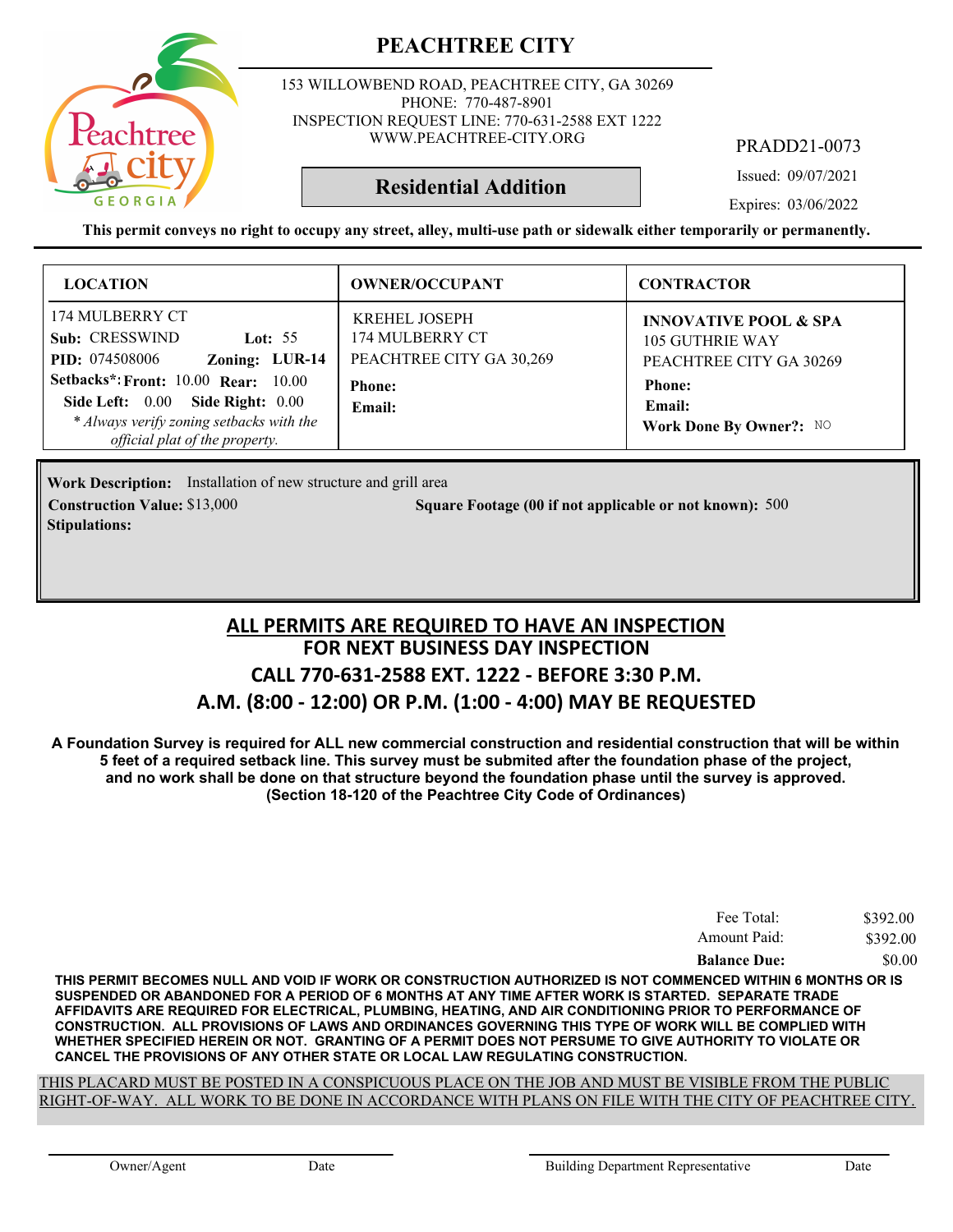# PEACHTREE CITY

153 WILLOWBEND ROAD, PEACHTREE CITY, GA 30269
PHONE: 770-487-8901
INSPECTION REQUEST LINE: 770-631-2588 EXT 1222
WWW.PEACHTREE-CITY.ORG

PRADD21-0073

## Residential Addition

Issued: 09/07/2021

Expires: 03/06/2022

**This permit conveys no right to occupy any street, alley, multi-use path or sidewalk either temporarily or permanently.**

| LOCATION | OWNER/OCCUPANT | CONTRACTOR |
|---|---|---|
| 174 MULBERRY CT<br>**Sub:** CRESSWIND **Lot:** 55<br>**PID:** 074508006 **Zoning:** LUR-14<br>**Setbacks*: Front:** 10.00 **Rear:** 10.00<br>**Side Left:** 0.00 **Side Right:** 0.00<br>*\* Always verify zoning setbacks with the official plat of the property.* | KREHEL JOSEPH<br>174 MULBERRY CT<br>PEACHTREE CITY GA 30,269<br>**Phone:**<br>**Email:** | **INNOVATIVE POOL & SPA**<br>105 GUTHRIE WAY<br>PEACHTREE CITY GA 30269<br>**Phone:**<br>**Email:**<br>**Work Done By Owner?:** NO |

**Work Description:** Installation of new structure and grill area

**Construction Value:** $13,000 **Square Footage (00 if not applicable or not known):** 500

**Stipulations:**

## ALL PERMITS ARE REQUIRED TO HAVE AN INSPECTION
## FOR NEXT BUSINESS DAY INSPECTION
## CALL 770-631-2588 EXT. 1222 - BEFORE 3:30 P.M.
## A.M. (8:00 - 12:00) OR P.M. (1:00 - 4:00) MAY BE REQUESTED

**A Foundation Survey is required for ALL new commercial construction and residential construction that will be within 5 feet of a required setback line. This survey must be submited after the foundation phase of the project, and no work shall be done on that structure beyond the foundation phase until the survey is approved. (Section 18-120 of the Peachtree City Code of Ordinances)**

| | |
|---|---|
| Fee Total: | $392.00 |
| Amount Paid: | $392.00 |
| **Balance Due:** | $0.00 |

**THIS PERMIT BECOMES NULL AND VOID IF WORK OR CONSTRUCTION AUTHORIZED IS NOT COMMENCED WITHIN 6 MONTHS OR IS SUSPENDED OR ABANDONED FOR A PERIOD OF 6 MONTHS AT ANY TIME AFTER WORK IS STARTED. SEPARATE TRADE AFFIDAVITS ARE REQUIRED FOR ELECTRICAL, PLUMBING, HEATING, AND AIR CONDITIONING PRIOR TO PERFORMANCE OF CONSTRUCTION. ALL PROVISIONS OF LAWS AND ORDINANCES GOVERNING THIS TYPE OF WORK WILL BE COMPLIED WITH WHETHER SPECIFIED HEREIN OR NOT. GRANTING OF A PERMIT DOES NOT PERSUME TO GIVE AUTHORITY TO VIOLATE OR CANCEL THE PROVISIONS OF ANY OTHER STATE OR LOCAL LAW REGULATING CONSTRUCTION.**

THIS PLACARD MUST BE POSTED IN A CONSPICUOUS PLACE ON THE JOB AND MUST BE VISIBLE FROM THE PUBLIC RIGHT-OF-WAY. ALL WORK TO BE DONE IN ACCORDANCE WITH PLANS ON FILE WITH THE CITY OF PEACHTREE CITY.

Owner/Agent Date Building Department Representative Date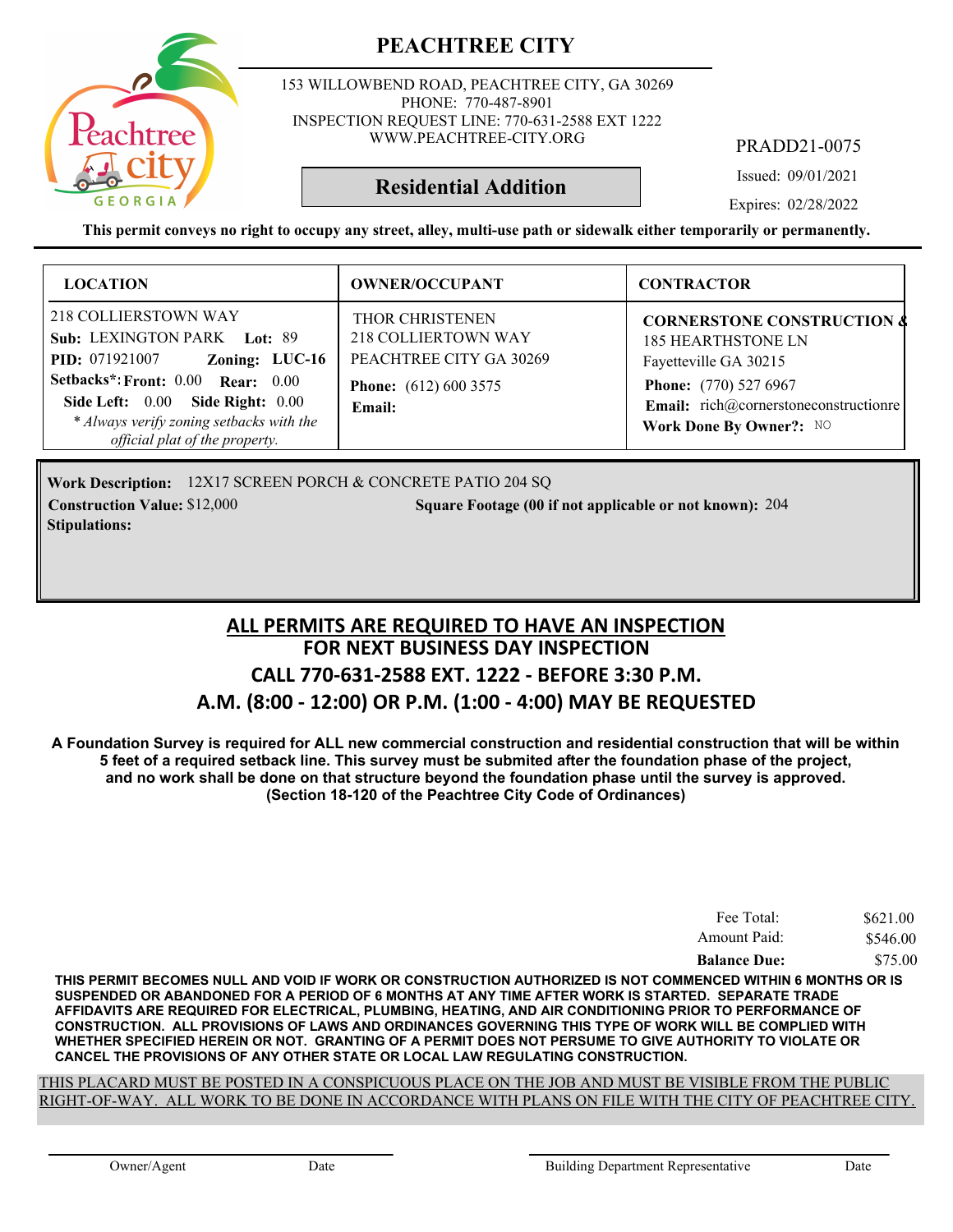# PEACHTREE CITY

153 WILLOWBEND ROAD, PEACHTREE CITY, GA 30269
PHONE: 770-487-8901
INSPECTION REQUEST LINE: 770-631-2588 EXT 1222
WWW.PEACHTREE-CITY.ORG

PRADD21-0075

## Residential Addition

Issued: 09/01/2021

Expires: 02/28/2022

**This permit conveys no right to occupy any street, alley, multi-use path or sidewalk either temporarily or permanently.**

| LOCATION | OWNER/OCCUPANT | CONTRACTOR |
|---|---|---|
| 218 COLLIERSTOWN WAY<br>**Sub:** LEXINGTON PARK **Lot:** 89<br>**PID:** 071921007 **Zoning:** LUC-16<br>**Setbacks*: Front:** 0.00 **Rear:** 0.00<br>**Side Left:** 0.00 **Side Right:** 0.00<br>*\* Always verify zoning setbacks with the official plat of the property.* | THOR CHRISTENEN<br>218 COLLIERTOWN WAY<br>PEACHTREE CITY GA 30269<br>**Phone:** (612) 600 3575<br>**Email:** | **CORNERSTONE CONSTRUCTION &**<br>185 HEARTHSTONE LN<br>Fayetteville GA 30215<br>**Phone:** (770) 527 6967<br>**Email:** rich@cornerstoneconstructionre<br>**Work Done By Owner?:** NO |

**Work Description:** 12X17 SCREEN PORCH & CONCRETE PATIO 204 SQ

**Construction Value:** $12,000 **Square Footage (00 if not applicable or not known):** 204

**Stipulations:**

## ALL PERMITS ARE REQUIRED TO HAVE AN INSPECTION
## FOR NEXT BUSINESS DAY INSPECTION
## CALL 770-631-2588 EXT. 1222 - BEFORE 3:30 P.M.
## A.M. (8:00 - 12:00) OR P.M. (1:00 - 4:00) MAY BE REQUESTED

**A Foundation Survey is required for ALL new commercial construction and residential construction that will be within 5 feet of a required setback line. This survey must be submited after the foundation phase of the project, and no work shall be done on that structure beyond the foundation phase until the survey is approved. (Section 18-120 of the Peachtree City Code of Ordinances)**

| | |
|---|---|
| Fee Total: | $621.00 |
| Amount Paid: | $546.00 |
| **Balance Due:** | $75.00 |

**THIS PERMIT BECOMES NULL AND VOID IF WORK OR CONSTRUCTION AUTHORIZED IS NOT COMMENCED WITHIN 6 MONTHS OR IS SUSPENDED OR ABANDONED FOR A PERIOD OF 6 MONTHS AT ANY TIME AFTER WORK IS STARTED. SEPARATE TRADE AFFIDAVITS ARE REQUIRED FOR ELECTRICAL, PLUMBING, HEATING, AND AIR CONDITIONING PRIOR TO PERFORMANCE OF CONSTRUCTION. ALL PROVISIONS OF LAWS AND ORDINANCES GOVERNING THIS TYPE OF WORK WILL BE COMPLIED WITH WHETHER SPECIFIED HEREIN OR NOT. GRANTING OF A PERMIT DOES NOT PERSUME TO GIVE AUTHORITY TO VIOLATE OR CANCEL THE PROVISIONS OF ANY OTHER STATE OR LOCAL LAW REGULATING CONSTRUCTION.**

THIS PLACARD MUST BE POSTED IN A CONSPICUOUS PLACE ON THE JOB AND MUST BE VISIBLE FROM THE PUBLIC RIGHT-OF-WAY. ALL WORK TO BE DONE IN ACCORDANCE WITH PLANS ON FILE WITH THE CITY OF PEACHTREE CITY.

Owner/Agent Date Building Department Representative Date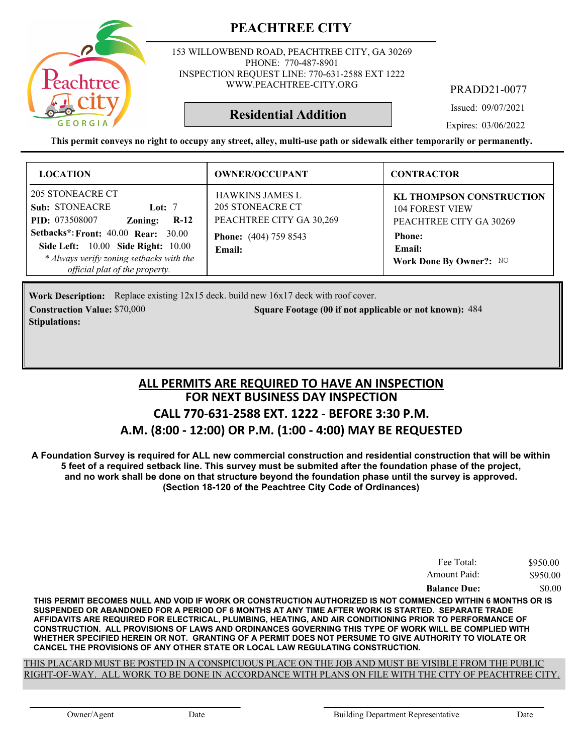# PEACHTREE CITY

153 WILLOWBEND ROAD, PEACHTREE CITY, GA 30269
PHONE: 770-487-8901
INSPECTION REQUEST LINE: 770-631-2588 EXT 1222
WWW.PEACHTREE-CITY.ORG

**Residential Addition**

PRADD21-0077

Issued: 09/07/2021

Expires: 03/06/2022

**This permit conveys no right to occupy any street, alley, multi-use path or sidewalk either temporarily or permanently.**

| LOCATION | OWNER/OCCUPANT | CONTRACTOR |
|---|---|---|
| 205 STONEACRE CT<br>**Sub:** STONEACRE **Lot:** 7<br>**PID:** 073508007 **Zoning:** **R-12**<br>**Setbacks*:** **Front:** 40.00 **Rear:** 30.00<br>**Side Left:** 10.00 **Side Right:** 10.00<br>*\* Always verify zoning setbacks with the official plat of the property.* | HAWKINS JAMES L<br>205 STONEACRE CT<br>PEACHTREE CITY GA 30,269<br>**Phone:** (404) 759 8543<br>**Email:** | **KL THOMPSON CONSTRUCTION**<br>104 FOREST VIEW<br>PEACHTREE CITY GA 30269<br>**Phone:**<br>**Email:**<br>**Work Done By Owner?:** NO |

**Work Description:** Replace existing 12x15 deck. build new 16x17 deck with roof cover.

**Construction Value:** $70,000

**Square Footage (00 if not applicable or not known):** 484

**Stipulations:**

## ALL PERMITS ARE REQUIRED TO HAVE AN INSPECTION
## FOR NEXT BUSINESS DAY INSPECTION
## CALL 770-631-2588 EXT. 1222 - BEFORE 3:30 P.M.
## A.M. (8:00 - 12:00) OR P.M. (1:00 - 4:00) MAY BE REQUESTED

**A Foundation Survey is required for ALL new commercial construction and residential construction that will be within 5 feet of a required setback line. This survey must be submited after the foundation phase of the project, and no work shall be done on that structure beyond the foundation phase until the survey is approved. (Section 18-120 of the Peachtree City Code of Ordinances)**

| | |
|---|---|
| Fee Total: | $950.00 |
| Amount Paid: | $950.00 |
| **Balance Due:** | $0.00 |

**THIS PERMIT BECOMES NULL AND VOID IF WORK OR CONSTRUCTION AUTHORIZED IS NOT COMMENCED WITHIN 6 MONTHS OR IS SUSPENDED OR ABANDONED FOR A PERIOD OF 6 MONTHS AT ANY TIME AFTER WORK IS STARTED. SEPARATE TRADE AFFIDAVITS ARE REQUIRED FOR ELECTRICAL, PLUMBING, HEATING, AND AIR CONDITIONING PRIOR TO PERFORMANCE OF CONSTRUCTION. ALL PROVISIONS OF LAWS AND ORDINANCES GOVERNING THIS TYPE OF WORK WILL BE COMPLIED WITH WHETHER SPECIFIED HEREIN OR NOT. GRANTING OF A PERMIT DOES NOT PERSUME TO GIVE AUTHORITY TO VIOLATE OR CANCEL THE PROVISIONS OF ANY OTHER STATE OR LOCAL LAW REGULATING CONSTRUCTION.**

THIS PLACARD MUST BE POSTED IN A CONSPICUOUS PLACE ON THE JOB AND MUST BE VISIBLE FROM THE PUBLIC RIGHT-OF-WAY. ALL WORK TO BE DONE IN ACCORDANCE WITH PLANS ON FILE WITH THE CITY OF PEACHTREE CITY.

Owner/Agent | Date | Building Department Representative | Date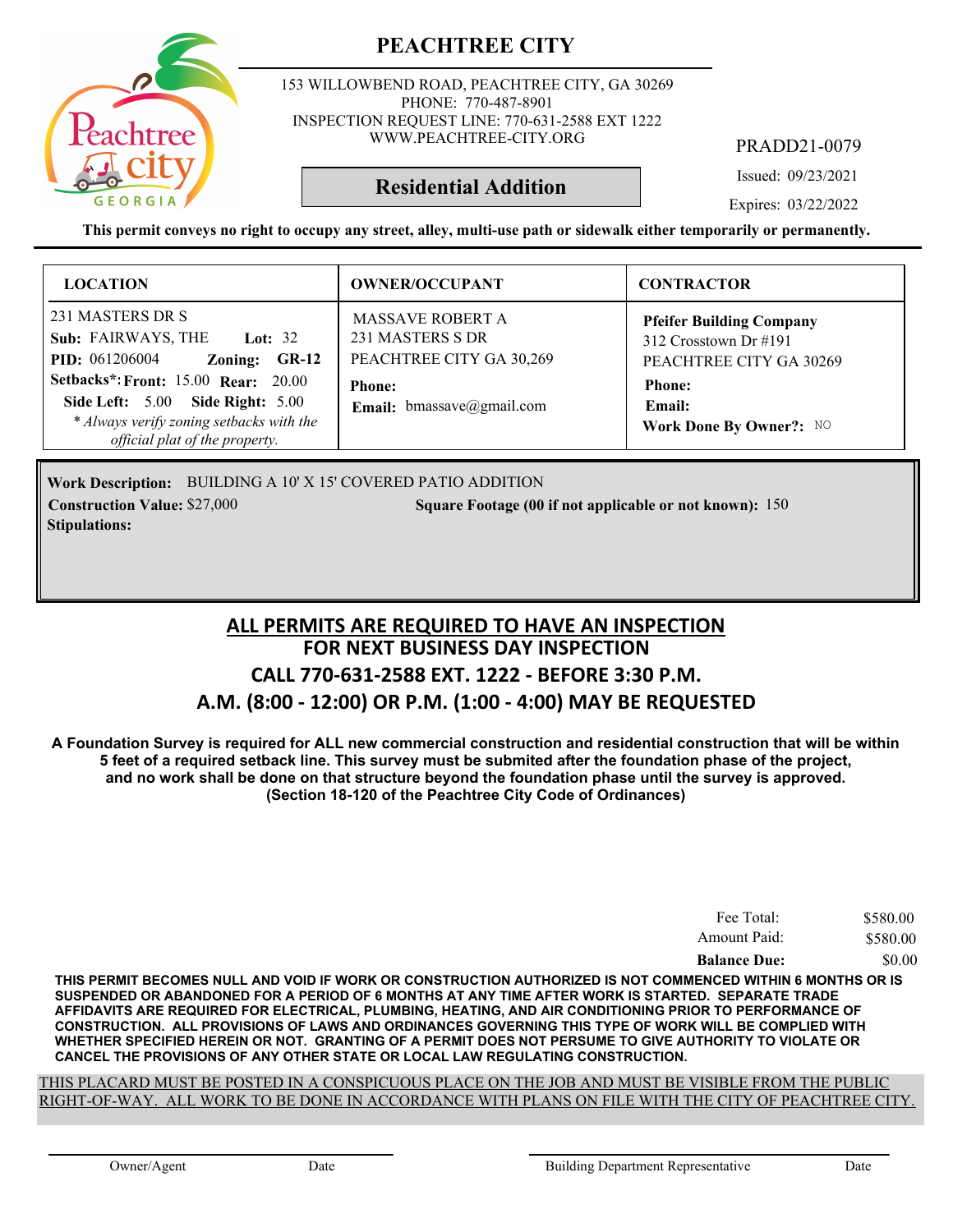# PEACHTREE CITY

153 WILLOWBEND ROAD, PEACHTREE CITY, GA 30269
PHONE: 770-487-8901
INSPECTION REQUEST LINE: 770-631-2588 EXT 1222
WWW.PEACHTREE-CITY.ORG

PRADD21-0079

## Residential Addition

Issued: 09/23/2021

Expires: 03/22/2022

**This permit conveys no right to occupy any street, alley, multi-use path or sidewalk either temporarily or permanently.**

| LOCATION | OWNER/OCCUPANT | CONTRACTOR |
|---|---|---|
| 231 MASTERS DR S<br>**Sub:** FAIRWAYS, THE **Lot:** 32<br>**PID:** 061206004 **Zoning:** **GR-12**<br>**Setbacks*:** **Front:** 15.00 **Rear:** 20.00<br>**Side Left:** 5.00 **Side Right:** 5.00<br>*\* Always verify zoning setbacks with the official plat of the property.* | MASSAVE ROBERT A<br>231 MASTERS S DR<br>PEACHTREE CITY GA 30,269<br>**Phone:**<br>**Email:** bmassave@gmail.com | **Pfeifer Building Company**<br>312 Crosstown Dr #191<br>PEACHTREE CITY GA 30269<br>**Phone:**<br>**Email:**<br>**Work Done By Owner?:** NO |

**Work Description:** BUILDING A 10' X 15' COVERED PATIO ADDITION

**Construction Value:** $27,000

**Square Footage (00 if not applicable or not known):** 150

**Stipulations:**

## ALL PERMITS ARE REQUIRED TO HAVE AN INSPECTION
## FOR NEXT BUSINESS DAY INSPECTION
## CALL 770-631-2588 EXT. 1222 - BEFORE 3:30 P.M.
## A.M. (8:00 - 12:00) OR P.M. (1:00 - 4:00) MAY BE REQUESTED

**A Foundation Survey is required for ALL new commercial construction and residential construction that will be within 5 feet of a required setback line. This survey must be submited after the foundation phase of the project, and no work shall be done on that structure beyond the foundation phase until the survey is approved. (Section 18-120 of the Peachtree City Code of Ordinances)**

| | |
|---|---|
| Fee Total: | $580.00 |
| Amount Paid: | $580.00 |
| **Balance Due:** | $0.00 |

**THIS PERMIT BECOMES NULL AND VOID IF WORK OR CONSTRUCTION AUTHORIZED IS NOT COMMENCED WITHIN 6 MONTHS OR IS SUSPENDED OR ABANDONED FOR A PERIOD OF 6 MONTHS AT ANY TIME AFTER WORK IS STARTED. SEPARATE TRADE AFFIDAVITS ARE REQUIRED FOR ELECTRICAL, PLUMBING, HEATING, AND AIR CONDITIONING PRIOR TO PERFORMANCE OF CONSTRUCTION. ALL PROVISIONS OF LAWS AND ORDINANCES GOVERNING THIS TYPE OF WORK WILL BE COMPLIED WITH WHETHER SPECIFIED HEREIN OR NOT. GRANTING OF A PERMIT DOES NOT PERSUME TO GIVE AUTHORITY TO VIOLATE OR CANCEL THE PROVISIONS OF ANY OTHER STATE OR LOCAL LAW REGULATING CONSTRUCTION.**

THIS PLACARD MUST BE POSTED IN A CONSPICUOUS PLACE ON THE JOB AND MUST BE VISIBLE FROM THE PUBLIC RIGHT-OF-WAY. ALL WORK TO BE DONE IN ACCORDANCE WITH PLANS ON FILE WITH THE CITY OF PEACHTREE CITY.

Owner/Agent Date Building Department Representative Date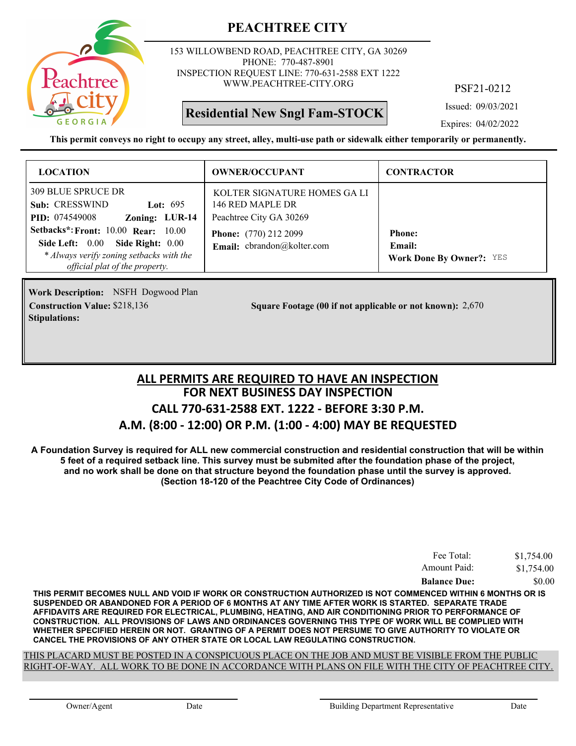# PEACHTREE CITY

153 WILLOWBEND ROAD, PEACHTREE CITY, GA 30269
PHONE: 770-487-8901
INSPECTION REQUEST LINE: 770-631-2588 EXT 1222
WWW.PEACHTREE-CITY.ORG

PSF21-0212

**Residential New Sngl Fam-STOCK**

Issued: 09/03/2021

Expires: 04/02/2022

**This permit conveys no right to occupy any street, alley, multi-use path or sidewalk either temporarily or permanently.**

| LOCATION | OWNER/OCCUPANT | CONTRACTOR |
|---|---|---|
| 309 BLUE SPRUCE DR<br>**Sub:** CRESSWIND **Lot:** 695<br>**PID:** 074549008 **Zoning:** LUR-14<br>**Setbacks*: Front:** 10.00 **Rear:** 10.00<br>**Side Left:** 0.00 **Side Right:** 0.00<br>*\* Always verify zoning setbacks with the official plat of the property.* | KOLTER SIGNATURE HOMES GA LI<br>146 RED MAPLE DR<br>Peachtree City GA 30269<br>**Phone:** (770) 212 2099<br>**Email:** cbrandon@kolter.com | **Phone:**<br>**Email:**<br>**Work Done By Owner?:** YES |

**Work Description:** NSFH Dogwood Plan

**Construction Value:** $218,136

**Square Footage (00 if not applicable or not known):** 2,670

**Stipulations:**

## ALL PERMITS ARE REQUIRED TO HAVE AN INSPECTION
## FOR NEXT BUSINESS DAY INSPECTION
## CALL 770-631-2588 EXT. 1222 - BEFORE 3:30 P.M.
## A.M. (8:00 - 12:00) OR P.M. (1:00 - 4:00) MAY BE REQUESTED

**A Foundation Survey is required for ALL new commercial construction and residential construction that will be within 5 feet of a required setback line. This survey must be submited after the foundation phase of the project, and no work shall be done on that structure beyond the foundation phase until the survey is approved. (Section 18-120 of the Peachtree City Code of Ordinances)**

| | |
|---|---|
| Fee Total: | $1,754.00 |
| Amount Paid: | $1,754.00 |
| **Balance Due:** | $0.00 |

**THIS PERMIT BECOMES NULL AND VOID IF WORK OR CONSTRUCTION AUTHORIZED IS NOT COMMENCED WITHIN 6 MONTHS OR IS SUSPENDED OR ABANDONED FOR A PERIOD OF 6 MONTHS AT ANY TIME AFTER WORK IS STARTED. SEPARATE TRADE AFFIDAVITS ARE REQUIRED FOR ELECTRICAL, PLUMBING, HEATING, AND AIR CONDITIONING PRIOR TO PERFORMANCE OF CONSTRUCTION. ALL PROVISIONS OF LAWS AND ORDINANCES GOVERNING THIS TYPE OF WORK WILL BE COMPLIED WITH WHETHER SPECIFIED HEREIN OR NOT. GRANTING OF A PERMIT DOES NOT PERSUME TO GIVE AUTHORITY TO VIOLATE OR CANCEL THE PROVISIONS OF ANY OTHER STATE OR LOCAL LAW REGULATING CONSTRUCTION.**

THIS PLACARD MUST BE POSTED IN A CONSPICUOUS PLACE ON THE JOB AND MUST BE VISIBLE FROM THE PUBLIC RIGHT-OF-WAY. ALL WORK TO BE DONE IN ACCORDANCE WITH PLANS ON FILE WITH THE CITY OF PEACHTREE CITY.

Owner/Agent Date

Building Department Representative Date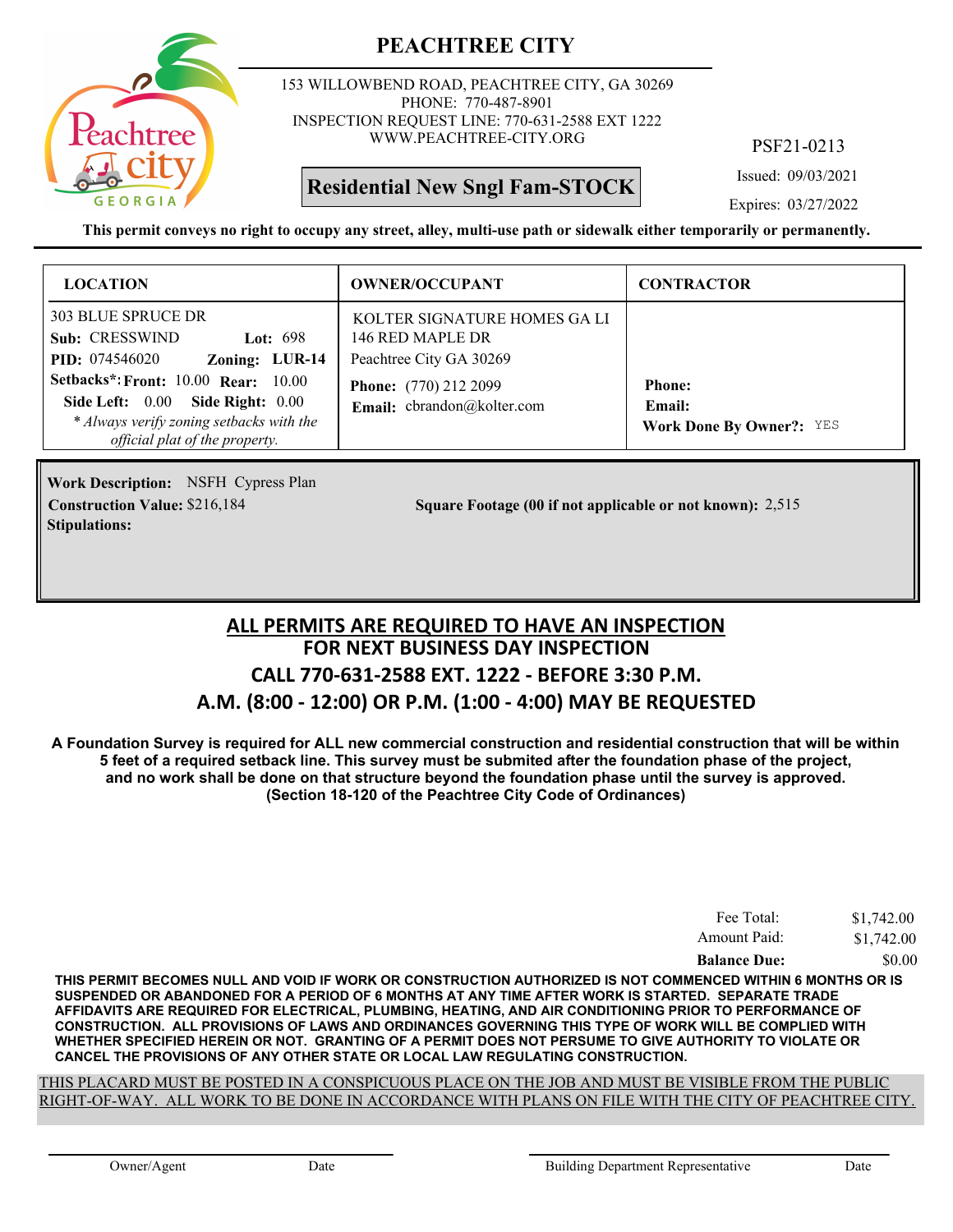# PEACHTREE CITY

153 WILLOWBEND ROAD, PEACHTREE CITY, GA 30269
PHONE: 770-487-8901
INSPECTION REQUEST LINE: 770-631-2588 EXT 1222
WWW.PEACHTREE-CITY.ORG

PSF21-0213

**Residential New Sngl Fam-STOCK**

Issued: 09/03/2021

Expires: 03/27/2022

**This permit conveys no right to occupy any street, alley, multi-use path or sidewalk either temporarily or permanently.**

| LOCATION | OWNER/OCCUPANT | CONTRACTOR |
|---|---|---|
| 303 BLUE SPRUCE DR<br>**Sub:** CRESSWIND **Lot:** 698<br>**PID:** 074546020 **Zoning:** LUR-14<br>**Setbacks*: Front:** 10.00 **Rear:** 10.00<br>**Side Left:** 0.00 **Side Right:** 0.00<br>*\* Always verify zoning setbacks with the official plat of the property.* | KOLTER SIGNATURE HOMES GA LI<br>146 RED MAPLE DR<br>Peachtree City GA 30269<br>**Phone:** (770) 212 2099<br>**Email:** cbrandon@kolter.com | **Phone:**<br>**Email:**<br>**Work Done By Owner?:** YES |

**Work Description:** NSFH Cypress Plan

**Construction Value:** $216,184

**Square Footage (00 if not applicable or not known):** 2,515

**Stipulations:**

## ALL PERMITS ARE REQUIRED TO HAVE AN INSPECTION
## FOR NEXT BUSINESS DAY INSPECTION
## CALL 770-631-2588 EXT. 1222 - BEFORE 3:30 P.M.
## A.M. (8:00 - 12:00) OR P.M. (1:00 - 4:00) MAY BE REQUESTED

**A Foundation Survey is required for ALL new commercial construction and residential construction that will be within 5 feet of a required setback line. This survey must be submited after the foundation phase of the project, and no work shall be done on that structure beyond the foundation phase until the survey is approved. (Section 18-120 of the Peachtree City Code of Ordinances)**

| | |
|---|---|
| Fee Total: | $1,742.00 |
| Amount Paid: | $1,742.00 |
| **Balance Due:** | $0.00 |

**THIS PERMIT BECOMES NULL AND VOID IF WORK OR CONSTRUCTION AUTHORIZED IS NOT COMMENCED WITHIN 6 MONTHS OR IS SUSPENDED OR ABANDONED FOR A PERIOD OF 6 MONTHS AT ANY TIME AFTER WORK IS STARTED. SEPARATE TRADE AFFIDAVITS ARE REQUIRED FOR ELECTRICAL, PLUMBING, HEATING, AND AIR CONDITIONING PRIOR TO PERFORMANCE OF CONSTRUCTION. ALL PROVISIONS OF LAWS AND ORDINANCES GOVERNING THIS TYPE OF WORK WILL BE COMPLIED WITH WHETHER SPECIFIED HEREIN OR NOT. GRANTING OF A PERMIT DOES NOT PERSUME TO GIVE AUTHORITY TO VIOLATE OR CANCEL THE PROVISIONS OF ANY OTHER STATE OR LOCAL LAW REGULATING CONSTRUCTION.**

THIS PLACARD MUST BE POSTED IN A CONSPICUOUS PLACE ON THE JOB AND MUST BE VISIBLE FROM THE PUBLIC RIGHT-OF-WAY. ALL WORK TO BE DONE IN ACCORDANCE WITH PLANS ON FILE WITH THE CITY OF PEACHTREE CITY.

Owner/Agent Date Building Department Representative Date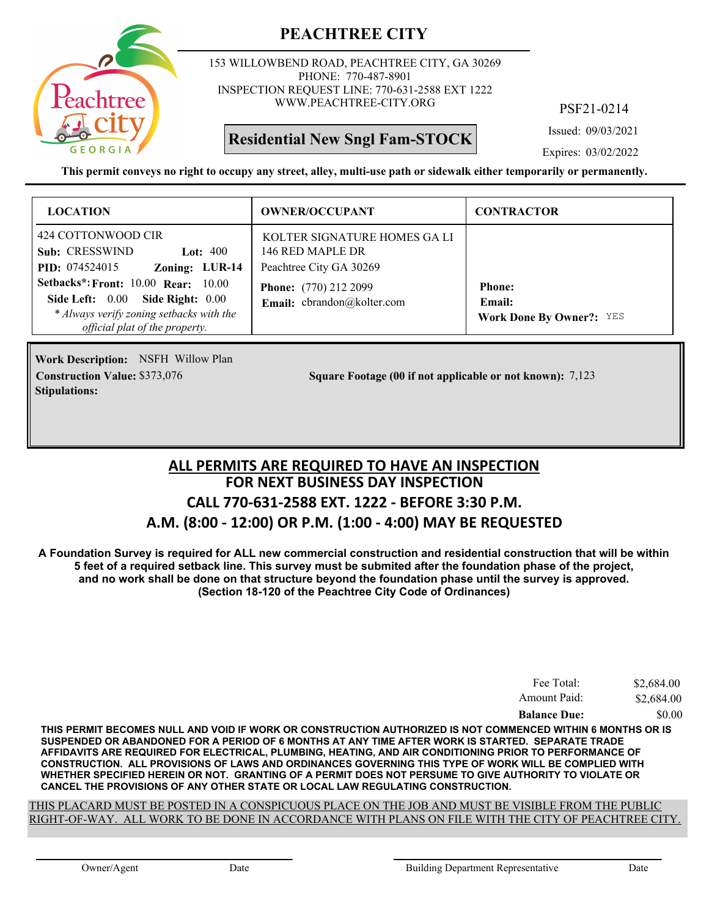# PEACHTREE CITY

153 WILLOWBEND ROAD, PEACHTREE CITY, GA 30269
PHONE: 770-487-8901
INSPECTION REQUEST LINE: 770-631-2588 EXT 1222
WWW.PEACHTREE-CITY.ORG

PSF21-0214

**Residential New Sngl Fam-STOCK**

Issued: 09/03/2021

Expires: 03/02/2022

**This permit conveys no right to occupy any street, alley, multi-use path or sidewalk either temporarily or permanently.**

| LOCATION | OWNER/OCCUPANT | CONTRACTOR |
|---|---|---|
| 424 COTTONWOOD CIR<br>**Sub:** CRESSWIND **Lot:** 400<br>**PID:** 074524015 **Zoning:** **LUR-14**<br>**Setbacks\*: Front:** 10.00 **Rear:** 10.00<br>**Side Left:** 0.00 **Side Right:** 0.00<br>*\* Always verify zoning setbacks with the official plat of the property.* | KOLTER SIGNATURE HOMES GA LI<br>146 RED MAPLE DR<br>Peachtree City GA 30269<br>**Phone:** (770) 212 2099<br>**Email:** cbrandon@kolter.com | **Phone:**<br>**Email:**<br>**Work Done By Owner?:** YES |

**Work Description:** NSFH Willow Plan

**Construction Value:** $373,076

**Square Footage (00 if not applicable or not known):** 7,123

**Stipulations:**

## ALL PERMITS ARE REQUIRED TO HAVE AN INSPECTION
## FOR NEXT BUSINESS DAY INSPECTION
## CALL 770-631-2588 EXT. 1222 - BEFORE 3:30 P.M.
## A.M. (8:00 - 12:00) OR P.M. (1:00 - 4:00) MAY BE REQUESTED

**A Foundation Survey is required for ALL new commercial construction and residential construction that will be within 5 feet of a required setback line. This survey must be submited after the foundation phase of the project, and no work shall be done on that structure beyond the foundation phase until the survey is approved. (Section 18-120 of the Peachtree City Code of Ordinances)**

| | |
|---|---|
| Fee Total: | $2,684.00 |
| Amount Paid: | $2,684.00 |
| **Balance Due:** | $0.00 |

**THIS PERMIT BECOMES NULL AND VOID IF WORK OR CONSTRUCTION AUTHORIZED IS NOT COMMENCED WITHIN 6 MONTHS OR IS SUSPENDED OR ABANDONED FOR A PERIOD OF 6 MONTHS AT ANY TIME AFTER WORK IS STARTED. SEPARATE TRADE AFFIDAVITS ARE REQUIRED FOR ELECTRICAL, PLUMBING, HEATING, AND AIR CONDITIONING PRIOR TO PERFORMANCE OF CONSTRUCTION. ALL PROVISIONS OF LAWS AND ORDINANCES GOVERNING THIS TYPE OF WORK WILL BE COMPLIED WITH WHETHER SPECIFIED HEREIN OR NOT. GRANTING OF A PERMIT DOES NOT PERSUME TO GIVE AUTHORITY TO VIOLATE OR CANCEL THE PROVISIONS OF ANY OTHER STATE OR LOCAL LAW REGULATING CONSTRUCTION.**

THIS PLACARD MUST BE POSTED IN A CONSPICUOUS PLACE ON THE JOB AND MUST BE VISIBLE FROM THE PUBLIC RIGHT-OF-WAY. ALL WORK TO BE DONE IN ACCORDANCE WITH PLANS ON FILE WITH THE CITY OF PEACHTREE CITY.

Owner/Agent Date Building Department Representative Date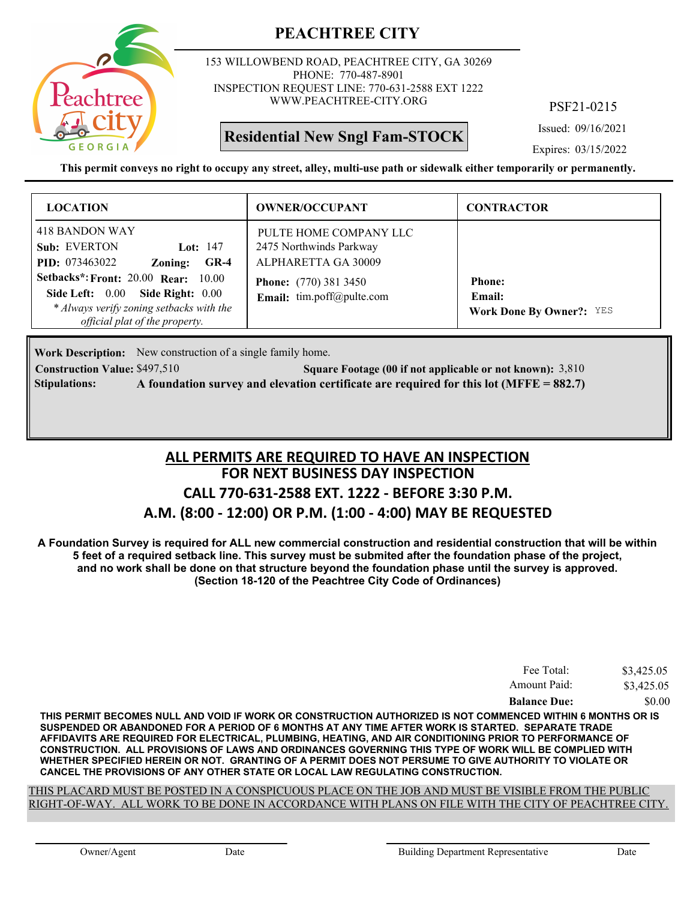# PEACHTREE CITY

153 WILLOWBEND ROAD, PEACHTREE CITY, GA 30269
PHONE: 770-487-8901
INSPECTION REQUEST LINE: 770-631-2588 EXT 1222
WWW.PEACHTREE-CITY.ORG

PSF21-0215

**Residential New Sngl Fam-STOCK**

Issued: 09/16/2021
Expires: 03/15/2022

**This permit conveys no right to occupy any street, alley, multi-use path or sidewalk either temporarily or permanently.**

| LOCATION | OWNER/OCCUPANT | CONTRACTOR |
|---|---|---|
| 418 BANDON WAY<br>**Sub:** EVERTON **Lot:** 147<br>**PID:** 073463022 **Zoning:** **GR-4**<br>**Setbacks*:** **Front:** 20.00 **Rear:** 10.00<br>**Side Left:** 0.00 **Side Right:** 0.00<br>*\* Always verify zoning setbacks with the official plat of the property.* | PULTE HOME COMPANY LLC<br>2475 Northwinds Parkway<br>ALPHARETTA GA 30009<br>**Phone:** (770) 381 3450<br>**Email:** tim.poff@pulte.com | **Phone:**<br>**Email:**<br>**Work Done By Owner?:** YES |

**Work Description:** New construction of a single family home.
**Construction Value:** $497,510 **Square Footage (00 if not applicable or not known):** 3,810
**Stipulations:** **A foundation survey and elevation certificate are required for this lot (MFFE = 882.7)**

## ALL PERMITS ARE REQUIRED TO HAVE AN INSPECTION
## FOR NEXT BUSINESS DAY INSPECTION
## CALL 770-631-2588 EXT. 1222 - BEFORE 3:30 P.M.
## A.M. (8:00 - 12:00) OR P.M. (1:00 - 4:00) MAY BE REQUESTED

**A Foundation Survey is required for ALL new commercial construction and residential construction that will be within 5 feet of a required setback line. This survey must be submited after the foundation phase of the project, and no work shall be done on that structure beyond the foundation phase until the survey is approved. (Section 18-120 of the Peachtree City Code of Ordinances)**

| | |
|---|---|
| Fee Total: | $3,425.05 |
| Amount Paid: | $3,425.05 |
| **Balance Due:** | $0.00 |

**THIS PERMIT BECOMES NULL AND VOID IF WORK OR CONSTRUCTION AUTHORIZED IS NOT COMMENCED WITHIN 6 MONTHS OR IS SUSPENDED OR ABANDONED FOR A PERIOD OF 6 MONTHS AT ANY TIME AFTER WORK IS STARTED. SEPARATE TRADE AFFIDAVITS ARE REQUIRED FOR ELECTRICAL, PLUMBING, HEATING, AND AIR CONDITIONING PRIOR TO PERFORMANCE OF CONSTRUCTION. ALL PROVISIONS OF LAWS AND ORDINANCES GOVERNING THIS TYPE OF WORK WILL BE COMPLIED WITH WHETHER SPECIFIED HEREIN OR NOT. GRANTING OF A PERMIT DOES NOT PERSUME TO GIVE AUTHORITY TO VIOLATE OR CANCEL THE PROVISIONS OF ANY OTHER STATE OR LOCAL LAW REGULATING CONSTRUCTION.**

THIS PLACARD MUST BE POSTED IN A CONSPICUOUS PLACE ON THE JOB AND MUST BE VISIBLE FROM THE PUBLIC RIGHT-OF-WAY. ALL WORK TO BE DONE IN ACCORDANCE WITH PLANS ON FILE WITH THE CITY OF PEACHTREE CITY.

Owner/Agent Date Building Department Representative Date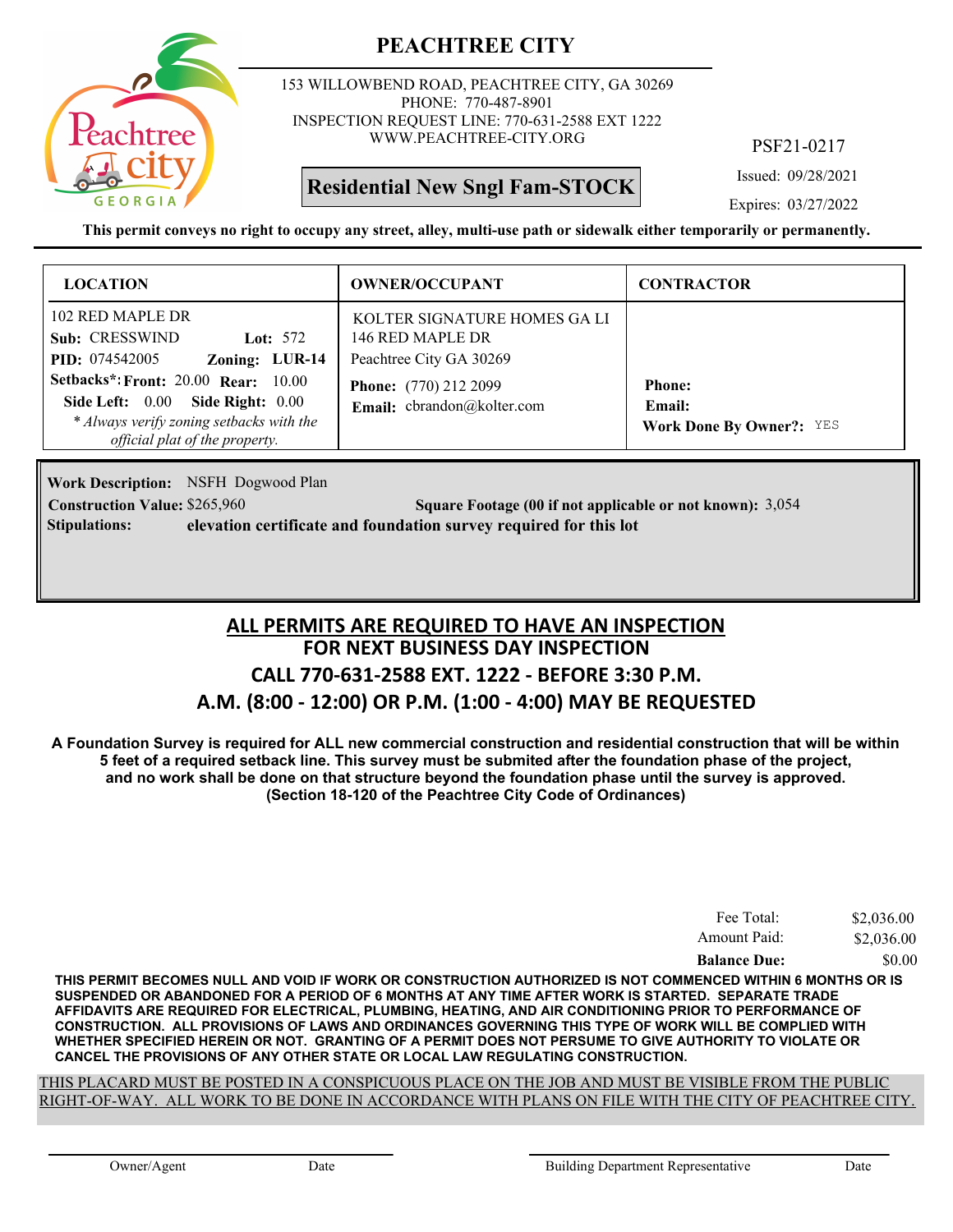# PEACHTREE CITY

153 WILLOWBEND ROAD, PEACHTREE CITY, GA 30269
PHONE: 770-487-8901
INSPECTION REQUEST LINE: 770-631-2588 EXT 1222
WWW.PEACHTREE-CITY.ORG

PSF21-0217

**Residential New Sngl Fam-STOCK**

Issued: 09/28/2021

Expires: 03/27/2022

**This permit conveys no right to occupy any street, alley, multi-use path or sidewalk either temporarily or permanently.**

| LOCATION | OWNER/OCCUPANT | CONTRACTOR |
|---|---|---|
| 102 RED MAPLE DR<br>**Sub:** CRESSWIND **Lot:** 572<br>**PID:** 074542005 **Zoning: LUR-14**<br>**Setbacks*: Front:** 20.00 **Rear:** 10.00<br>**Side Left:** 0.00 **Side Right:** 0.00<br>*\* Always verify zoning setbacks with the official plat of the property.* | KOLTER SIGNATURE HOMES GA LI<br>146 RED MAPLE DR<br>Peachtree City GA 30269<br>**Phone:** (770) 212 2099<br>**Email:** cbrandon@kolter.com | **Phone:**<br>**Email:**<br>**Work Done By Owner?:** YES |

**Work Description:** NSFH Dogwood Plan

**Construction Value:** $265,960 **Square Footage (00 if not applicable or not known):** 3,054

**Stipulations:** **elevation certificate and foundation survey required for this lot**

## ALL PERMITS ARE REQUIRED TO HAVE AN INSPECTION
## FOR NEXT BUSINESS DAY INSPECTION
## CALL 770-631-2588 EXT. 1222 - BEFORE 3:30 P.M.
## A.M. (8:00 - 12:00) OR P.M. (1:00 - 4:00) MAY BE REQUESTED

**A Foundation Survey is required for ALL new commercial construction and residential construction that will be within 5 feet of a required setback line. This survey must be submited after the foundation phase of the project, and no work shall be done on that structure beyond the foundation phase until the survey is approved. (Section 18-120 of the Peachtree City Code of Ordinances)**

| | |
|---|---|
| Fee Total: | $2,036.00 |
| Amount Paid: | $2,036.00 |
| **Balance Due:** | $0.00 |

**THIS PERMIT BECOMES NULL AND VOID IF WORK OR CONSTRUCTION AUTHORIZED IS NOT COMMENCED WITHIN 6 MONTHS OR IS SUSPENDED OR ABANDONED FOR A PERIOD OF 6 MONTHS AT ANY TIME AFTER WORK IS STARTED. SEPARATE TRADE AFFIDAVITS ARE REQUIRED FOR ELECTRICAL, PLUMBING, HEATING, AND AIR CONDITIONING PRIOR TO PERFORMANCE OF CONSTRUCTION. ALL PROVISIONS OF LAWS AND ORDINANCES GOVERNING THIS TYPE OF WORK WILL BE COMPLIED WITH WHETHER SPECIFIED HEREIN OR NOT. GRANTING OF A PERMIT DOES NOT PERSUME TO GIVE AUTHORITY TO VIOLATE OR CANCEL THE PROVISIONS OF ANY OTHER STATE OR LOCAL LAW REGULATING CONSTRUCTION.**

THIS PLACARD MUST BE POSTED IN A CONSPICUOUS PLACE ON THE JOB AND MUST BE VISIBLE FROM THE PUBLIC RIGHT-OF-WAY. ALL WORK TO BE DONE IN ACCORDANCE WITH PLANS ON FILE WITH THE CITY OF PEACHTREE CITY.

Owner/Agent Date Building Department Representative Date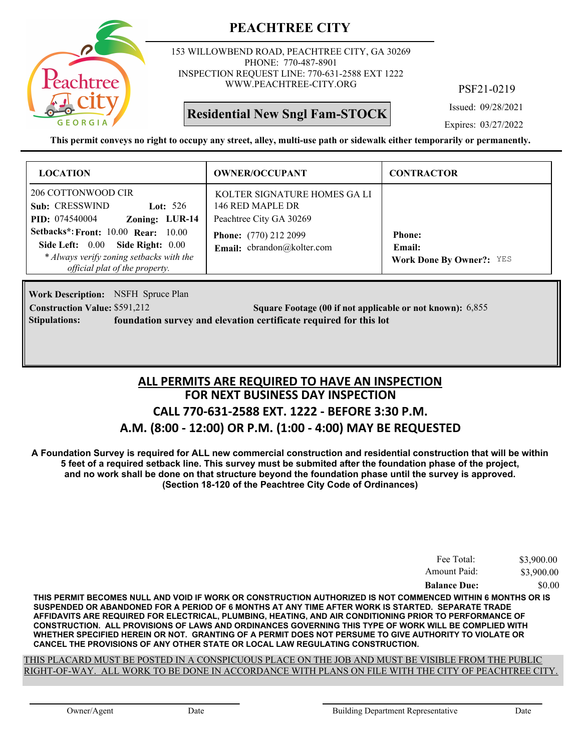# PEACHTREE CITY

153 WILLOWBEND ROAD, PEACHTREE CITY, GA 30269
PHONE: 770-487-8901
INSPECTION REQUEST LINE: 770-631-2588 EXT 1222
WWW.PEACHTREE-CITY.ORG

PSF21-0219

**Residential New Sngl Fam-STOCK**

Issued: 09/28/2021

Expires: 03/27/2022

**This permit conveys no right to occupy any street, alley, multi-use path or sidewalk either temporarily or permanently.**

| LOCATION | OWNER/OCCUPANT | CONTRACTOR |
|---|---|---|
| 206 COTTONWOOD CIR<br>**Sub:** CRESSWIND **Lot:** 526<br>**PID:** 074540004 **Zoning: LUR-14**<br>**Setbacks*: Front:** 10.00 **Rear:** 10.00<br>**Side Left:** 0.00 **Side Right:** 0.00<br>*\* Always verify zoning setbacks with the official plat of the property.* | KOLTER SIGNATURE HOMES GA LI<br>146 RED MAPLE DR<br>Peachtree City GA 30269<br>**Phone:** (770) 212 2099<br>**Email:** cbrandon@kolter.com | **Phone:**<br>**Email:**<br>**Work Done By Owner?:** YES |

**Work Description:** NSFH Spruce Plan

**Construction Value:** $591,212 **Square Footage (00 if not applicable or not known):** 6,855

**Stipulations:** **foundation survey and elevation certificate required for this lot**

## ALL PERMITS ARE REQUIRED TO HAVE AN INSPECTION
## FOR NEXT BUSINESS DAY INSPECTION
## CALL 770-631-2588 EXT. 1222 - BEFORE 3:30 P.M.
## A.M. (8:00 - 12:00) OR P.M. (1:00 - 4:00) MAY BE REQUESTED

**A Foundation Survey is required for ALL new commercial construction and residential construction that will be within 5 feet of a required setback line. This survey must be submited after the foundation phase of the project, and no work shall be done on that structure beyond the foundation phase until the survey is approved. (Section 18-120 of the Peachtree City Code of Ordinances)**

| | |
|---|---|
| Fee Total: | $3,900.00 |
| Amount Paid: | $3,900.00 |
| **Balance Due:** | $0.00 |

**THIS PERMIT BECOMES NULL AND VOID IF WORK OR CONSTRUCTION AUTHORIZED IS NOT COMMENCED WITHIN 6 MONTHS OR IS SUSPENDED OR ABANDONED FOR A PERIOD OF 6 MONTHS AT ANY TIME AFTER WORK IS STARTED. SEPARATE TRADE AFFIDAVITS ARE REQUIRED FOR ELECTRICAL, PLUMBING, HEATING, AND AIR CONDITIONING PRIOR TO PERFORMANCE OF CONSTRUCTION. ALL PROVISIONS OF LAWS AND ORDINANCES GOVERNING THIS TYPE OF WORK WILL BE COMPLIED WITH WHETHER SPECIFIED HEREIN OR NOT. GRANTING OF A PERMIT DOES NOT PERSUME TO GIVE AUTHORITY TO VIOLATE OR CANCEL THE PROVISIONS OF ANY OTHER STATE OR LOCAL LAW REGULATING CONSTRUCTION.**

THIS PLACARD MUST BE POSTED IN A CONSPICUOUS PLACE ON THE JOB AND MUST BE VISIBLE FROM THE PUBLIC RIGHT-OF-WAY. ALL WORK TO BE DONE IN ACCORDANCE WITH PLANS ON FILE WITH THE CITY OF PEACHTREE CITY.

Owner/Agent    Date    Building Department Representative    Date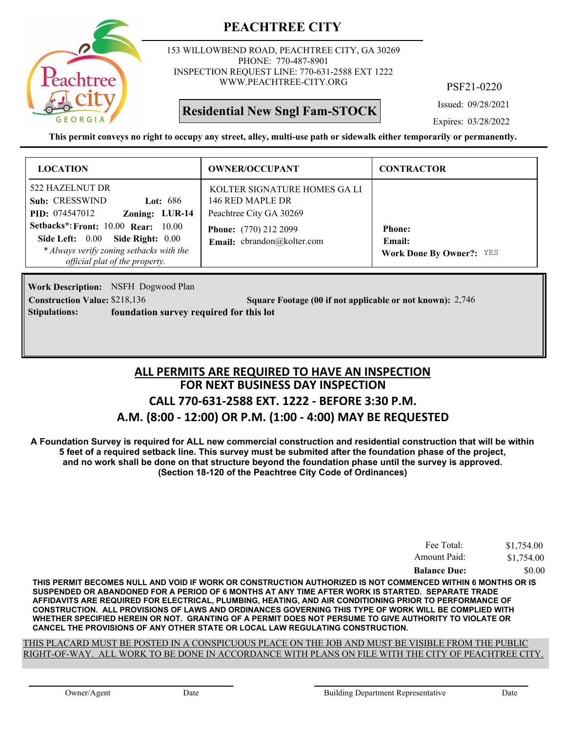# PEACHTREE CITY

153 WILLOWBEND ROAD, PEACHTREE CITY, GA 30269
PHONE: 770-487-8901
INSPECTION REQUEST LINE: 770-631-2588 EXT 1222
WWW.PEACHTREE-CITY.ORG

PSF21-0220

**Residential New Sngl Fam-STOCK**

Issued: 09/28/2021
Expires: 03/28/2022

**This permit conveys no right to occupy any street, alley, multi-use path or sidewalk either temporarily or permanently.**

| LOCATION | OWNER/OCCUPANT | CONTRACTOR |
|---|---|---|
| 522 HAZELNUT DR<br>**Sub:** CRESSWIND **Lot:** 686<br>**PID:** 074547012 **Zoning:** LUR-14<br>**Setbacks*:** **Front:** 10.00 **Rear:** 10.00<br>**Side Left:** 0.00 **Side Right:** 0.00<br>*\* Always verify zoning setbacks with the official plat of the property.* | KOLTER SIGNATURE HOMES GA LI<br>146 RED MAPLE DR<br>Peachtree City GA 30269<br>**Phone:** (770) 212 2099<br>**Email:** cbrandon@kolter.com | **Phone:**<br>**Email:**<br>**Work Done By Owner?:** YES |

**Work Description:** NSFH Dogwood Plan
**Construction Value:** $218,136 **Square Footage (00 if not applicable or not known):** 2,746
**Stipulations:** **foundation survey required for this lot**

## ALL PERMITS ARE REQUIRED TO HAVE AN INSPECTION
## FOR NEXT BUSINESS DAY INSPECTION
## CALL 770-631-2588 EXT. 1222 - BEFORE 3:30 P.M.
## A.M. (8:00 - 12:00) OR P.M. (1:00 - 4:00) MAY BE REQUESTED

**A Foundation Survey is required for ALL new commercial construction and residential construction that will be within 5 feet of a required setback line. This survey must be submited after the foundation phase of the project, and no work shall be done on that structure beyond the foundation phase until the survey is approved. (Section 18-120 of the Peachtree City Code of Ordinances)**

| | |
|---|---|
| Fee Total: | $1,754.00 |
| Amount Paid: | $1,754.00 |
| **Balance Due:** | $0.00 |

**THIS PERMIT BECOMES NULL AND VOID IF WORK OR CONSTRUCTION AUTHORIZED IS NOT COMMENCED WITHIN 6 MONTHS OR IS SUSPENDED OR ABANDONED FOR A PERIOD OF 6 MONTHS AT ANY TIME AFTER WORK IS STARTED. SEPARATE TRADE AFFIDAVITS ARE REQUIRED FOR ELECTRICAL, PLUMBING, HEATING, AND AIR CONDITIONING PRIOR TO PERFORMANCE OF CONSTRUCTION. ALL PROVISIONS OF LAWS AND ORDINANCES GOVERNING THIS TYPE OF WORK WILL BE COMPLIED WITH WHETHER SPECIFIED HEREIN OR NOT. GRANTING OF A PERMIT DOES NOT PERSUME TO GIVE AUTHORITY TO VIOLATE OR CANCEL THE PROVISIONS OF ANY OTHER STATE OR LOCAL LAW REGULATING CONSTRUCTION.**

THIS PLACARD MUST BE POSTED IN A CONSPICUOUS PLACE ON THE JOB AND MUST BE VISIBLE FROM THE PUBLIC RIGHT-OF-WAY. ALL WORK TO BE DONE IN ACCORDANCE WITH PLANS ON FILE WITH THE CITY OF PEACHTREE CITY.

Owner/Agent Date Building Department Representative Date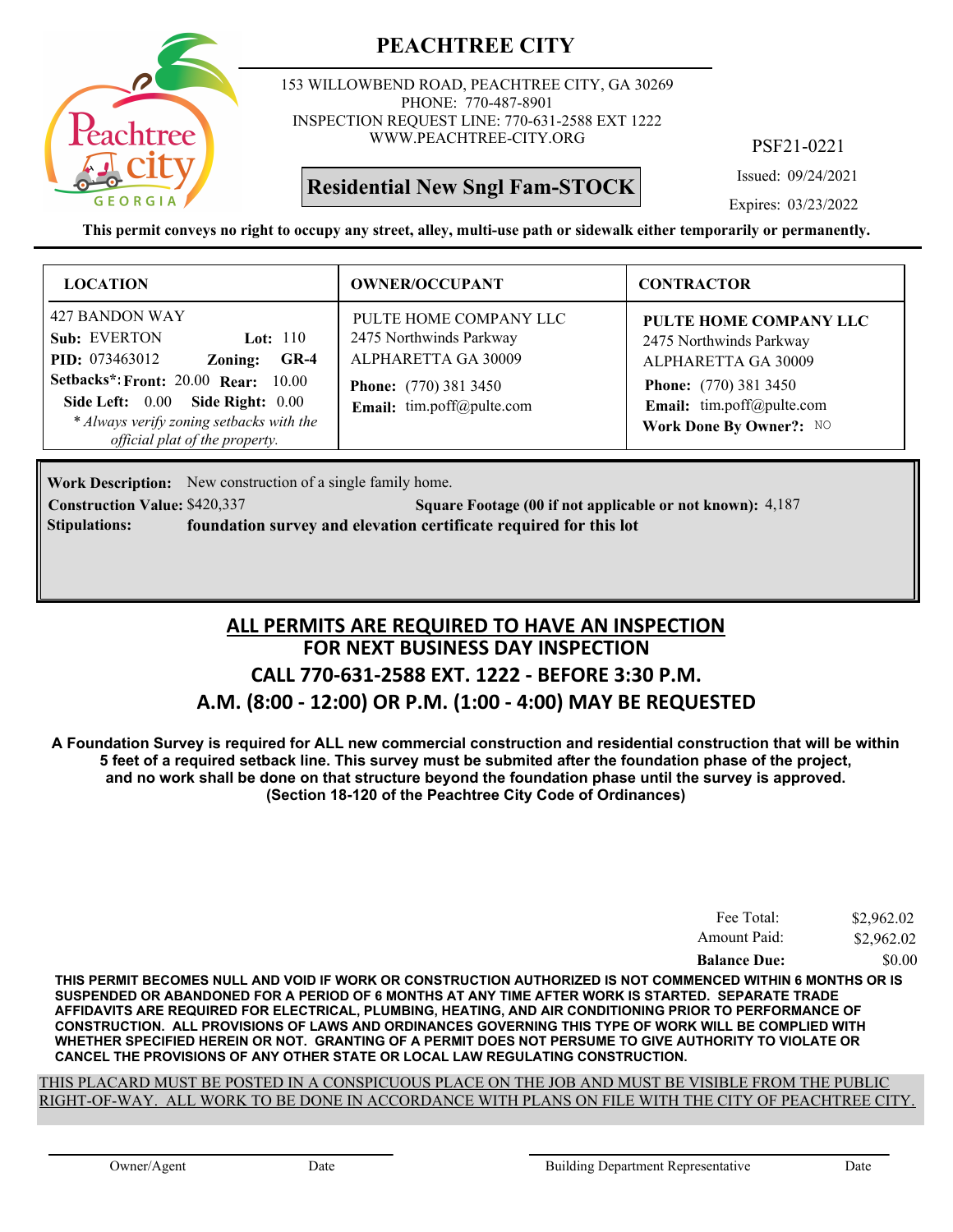# PEACHTREE CITY

153 WILLOWBEND ROAD, PEACHTREE CITY, GA 30269
PHONE: 770-487-8901
INSPECTION REQUEST LINE: 770-631-2588 EXT 1222
WWW.PEACHTREE-CITY.ORG

PSF21-0221

**Residential New Sngl Fam-STOCK**

Issued: 09/24/2021
Expires: 03/23/2022

**This permit conveys no right to occupy any street, alley, multi-use path or sidewalk either temporarily or permanently.**

| LOCATION | OWNER/OCCUPANT | CONTRACTOR |
|---|---|---|
| 427 BANDON WAY<br>**Sub:** EVERTON **Lot:** 110<br>**PID:** 073463012 **Zoning:** **GR-4**<br>**Setbacks*:** **Front:** 20.00 **Rear:** 10.00<br>**Side Left:** 0.00 **Side Right:** 0.00<br>*\* Always verify zoning setbacks with the official plat of the property.* | PULTE HOME COMPANY LLC<br>2475 Northwinds Parkway<br>ALPHARETTA GA 30009<br>**Phone:** (770) 381 3450<br>**Email:** tim.poff@pulte.com | **PULTE HOME COMPANY LLC**<br>2475 Northwinds Parkway<br>ALPHARETTA GA 30009<br>**Phone:** (770) 381 3450<br>**Email:** tim.poff@pulte.com<br>**Work Done By Owner?:** NO |

**Work Description:** New construction of a single family home.
**Construction Value:** $420,337 **Square Footage (00 if not applicable or not known):** 4,187
**Stipulations:** **foundation survey and elevation certificate required for this lot**

## ALL PERMITS ARE REQUIRED TO HAVE AN INSPECTION
## FOR NEXT BUSINESS DAY INSPECTION
## CALL 770-631-2588 EXT. 1222 - BEFORE 3:30 P.M.
## A.M. (8:00 - 12:00) OR P.M. (1:00 - 4:00) MAY BE REQUESTED

**A Foundation Survey is required for ALL new commercial construction and residential construction that will be within 5 feet of a required setback line. This survey must be submited after the foundation phase of the project, and no work shall be done on that structure beyond the foundation phase until the survey is approved. (Section 18-120 of the Peachtree City Code of Ordinances)**

| | |
|---|---|
| Fee Total: | $2,962.02 |
| Amount Paid: | $2,962.02 |
| **Balance Due:** | $0.00 |

**THIS PERMIT BECOMES NULL AND VOID IF WORK OR CONSTRUCTION AUTHORIZED IS NOT COMMENCED WITHIN 6 MONTHS OR IS SUSPENDED OR ABANDONED FOR A PERIOD OF 6 MONTHS AT ANY TIME AFTER WORK IS STARTED. SEPARATE TRADE AFFIDAVITS ARE REQUIRED FOR ELECTRICAL, PLUMBING, HEATING, AND AIR CONDITIONING PRIOR TO PERFORMANCE OF CONSTRUCTION. ALL PROVISIONS OF LAWS AND ORDINANCES GOVERNING THIS TYPE OF WORK WILL BE COMPLIED WITH WHETHER SPECIFIED HEREIN OR NOT. GRANTING OF A PERMIT DOES NOT PERSUME TO GIVE AUTHORITY TO VIOLATE OR CANCEL THE PROVISIONS OF ANY OTHER STATE OR LOCAL LAW REGULATING CONSTRUCTION.**

THIS PLACARD MUST BE POSTED IN A CONSPICUOUS PLACE ON THE JOB AND MUST BE VISIBLE FROM THE PUBLIC RIGHT-OF-WAY. ALL WORK TO BE DONE IN ACCORDANCE WITH PLANS ON FILE WITH THE CITY OF PEACHTREE CITY.

Owner/Agent Date Building Department Representative Date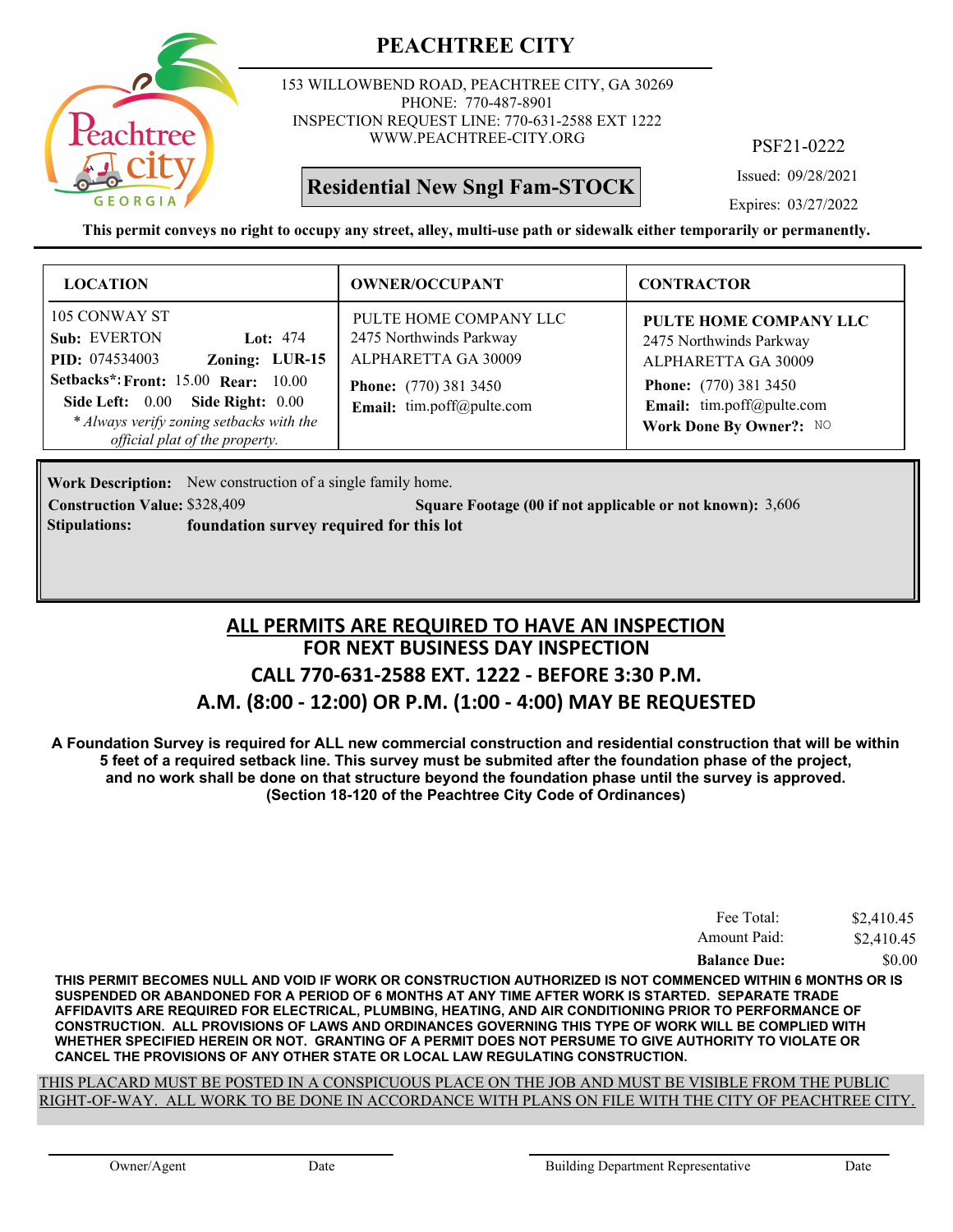# PEACHTREE CITY

153 WILLOWBEND ROAD, PEACHTREE CITY, GA 30269
PHONE: 770-487-8901
INSPECTION REQUEST LINE: 770-631-2588 EXT 1222
WWW.PEACHTREE-CITY.ORG

PSF21-0222

**Residential New Sngl Fam-STOCK**

Issued: 09/28/2021

Expires: 03/27/2022

**This permit conveys no right to occupy any street, alley, multi-use path or sidewalk either temporarily or permanently.**

| LOCATION | OWNER/OCCUPANT | CONTRACTOR |
|---|---|---|
| 105 CONWAY ST<br>**Sub:** EVERTON **Lot:** 474<br>**PID:** 074534003 **Zoning:** **LUR-15**<br>**Setbacks*:** **Front:** 15.00 **Rear:** 10.00<br>**Side Left:** 0.00 **Side Right:** 0.00<br>*\* Always verify zoning setbacks with the official plat of the property.* | PULTE HOME COMPANY LLC<br>2475 Northwinds Parkway<br>ALPHARETTA GA 30009<br>**Phone:** (770) 381 3450<br>**Email:** tim.poff@pulte.com | **PULTE HOME COMPANY LLC**<br>2475 Northwinds Parkway<br>ALPHARETTA GA 30009<br>**Phone:** (770) 381 3450<br>**Email:** tim.poff@pulte.com<br>**Work Done By Owner?:** NO |

**Work Description:** New construction of a single family home.

**Construction Value:** $328,409 **Square Footage (00 if not applicable or not known):** 3,606

**Stipulations:** **foundation survey required for this lot**

## ALL PERMITS ARE REQUIRED TO HAVE AN INSPECTION
## FOR NEXT BUSINESS DAY INSPECTION
## CALL 770-631-2588 EXT. 1222 - BEFORE 3:30 P.M.
## A.M. (8:00 - 12:00) OR P.M. (1:00 - 4:00) MAY BE REQUESTED

**A Foundation Survey is required for ALL new commercial construction and residential construction that will be within 5 feet of a required setback line. This survey must be submited after the foundation phase of the project, and no work shall be done on that structure beyond the foundation phase until the survey is approved. (Section 18-120 of the Peachtree City Code of Ordinances)**

| | |
|---|---|
| Fee Total: | $2,410.45 |
| Amount Paid: | $2,410.45 |
| **Balance Due:** | $0.00 |

**THIS PERMIT BECOMES NULL AND VOID IF WORK OR CONSTRUCTION AUTHORIZED IS NOT COMMENCED WITHIN 6 MONTHS OR IS SUSPENDED OR ABANDONED FOR A PERIOD OF 6 MONTHS AT ANY TIME AFTER WORK IS STARTED. SEPARATE TRADE AFFIDAVITS ARE REQUIRED FOR ELECTRICAL, PLUMBING, HEATING, AND AIR CONDITIONING PRIOR TO PERFORMANCE OF CONSTRUCTION. ALL PROVISIONS OF LAWS AND ORDINANCES GOVERNING THIS TYPE OF WORK WILL BE COMPLIED WITH WHETHER SPECIFIED HEREIN OR NOT. GRANTING OF A PERMIT DOES NOT PERSUME TO GIVE AUTHORITY TO VIOLATE OR CANCEL THE PROVISIONS OF ANY OTHER STATE OR LOCAL LAW REGULATING CONSTRUCTION.**

THIS PLACARD MUST BE POSTED IN A CONSPICUOUS PLACE ON THE JOB AND MUST BE VISIBLE FROM THE PUBLIC RIGHT-OF-WAY. ALL WORK TO BE DONE IN ACCORDANCE WITH PLANS ON FILE WITH THE CITY OF PEACHTREE CITY.

Owner/Agent　　Date　　Building Department Representative　　Date